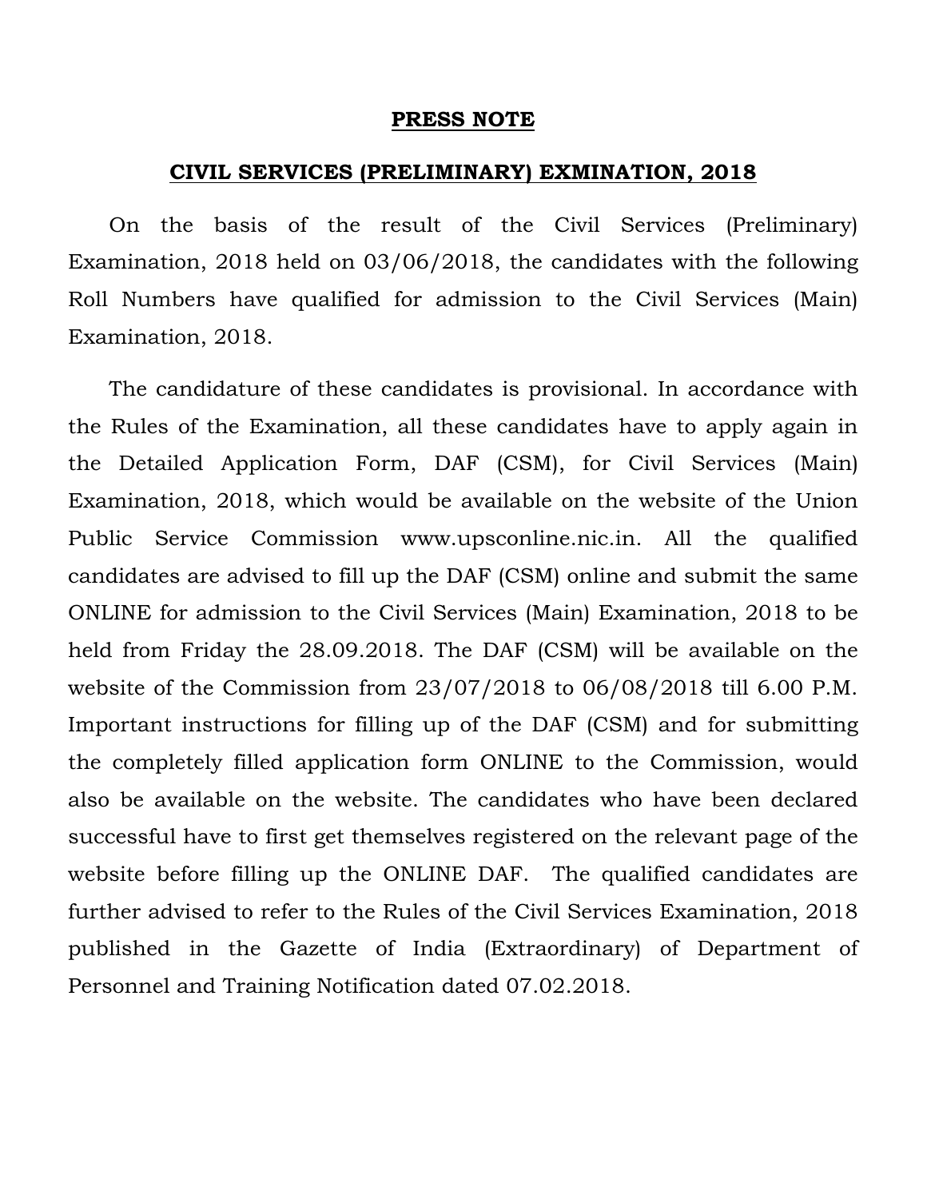# PRESS NOTE

## CIVIL SERVICES (PRELIMINARY) EXMINATION, 2018

On the basis of the result of the Civil Services (Preliminary) Examination, 2018 held on 03/06/2018, the candidates with the following Roll Numbers have qualified for admission to the Civil Services (Main) Examination, 2018.

The candidature of these candidates is provisional. In accordance with the Rules of the Examination, all these candidates have to apply again in the Detailed Application Form, DAF (CSM), for Civil Services (Main) Examination, 2018, which would be available on the website of the Union Public Service Commission www.upsconline.nic.in. All the qualified candidates are advised to fill up the DAF (CSM) online and submit the same ONLINE for admission to the Civil Services (Main) Examination, 2018 to be held from Friday the 28.09.2018. The DAF (CSM) will be available on the website of the Commission from 23/07/2018 to 06/08/2018 till 6.00 P.M. Important instructions for filling up of the DAF (CSM) and for submitting the completely filled application form ONLINE to the Commission, would also be available on the website. The candidates who have been declared successful have to first get themselves registered on the relevant page of the website before filling up the ONLINE DAF. The qualified candidates are further advised to refer to the Rules of the Civil Services Examination, 2018 published in the Gazette of India (Extraordinary) of Department of Personnel and Training Notification dated 07.02.2018.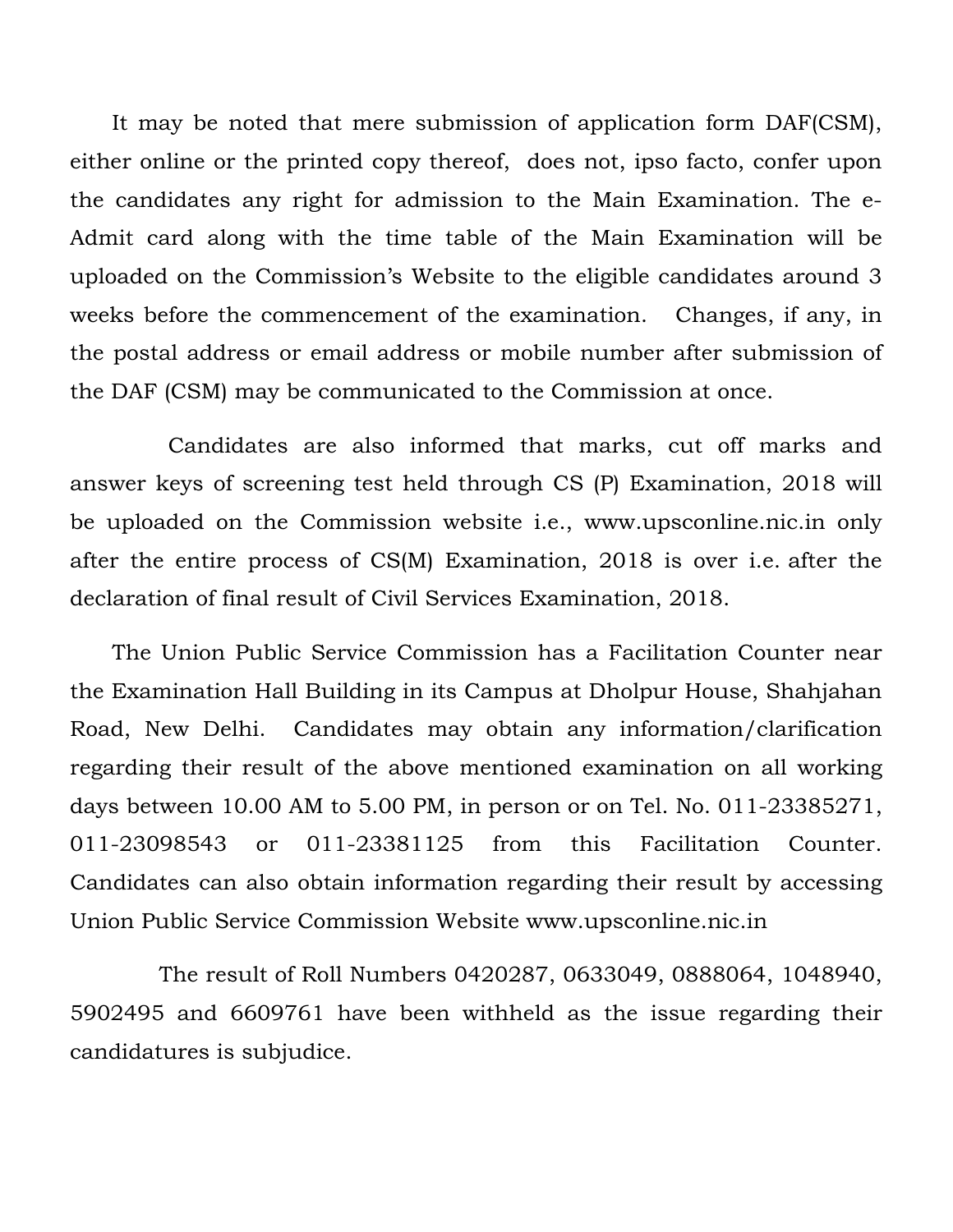It may be noted that mere submission of application form DAF(CSM), either online or the printed copy thereof, does not, ipso facto, confer upon the candidates any right for admission to the Main Examination. The e-Admit card along with the time table of the Main Examination will be uploaded on the Commission's Website to the eligible candidates around 3 weeks before the commencement of the examination. Changes, if any, in the postal address or email address or mobile number after submission of the DAF (CSM) may be communicated to the Commission at once.

Candidates are also informed that marks, cut off marks and answer keys of screening test held through CS (P) Examination, 2018 will be uploaded on the Commission website i.e., www.upsconline.nic.in only after the entire process of CS(M) Examination, 2018 is over i.e. after the declaration of final result of Civil Services Examination, 2018.

The Union Public Service Commission has a Facilitation Counter near the Examination Hall Building in its Campus at Dholpur House, Shahjahan Road, New Delhi. Candidates may obtain any information/clarification regarding their result of the above mentioned examination on all working days between 10.00 AM to 5.00 PM, in person or on Tel. No. 011-23385271, 011-23098543 or 011-23381125 from this Facilitation Counter. Candidates can also obtain information regarding their result by accessing Union Public Service Commission Website www.upsconline.nic.in

The result of Roll Numbers 0420287, 0633049, 0888064, 1048940, 5902495 and 6609761 have been withheld as the issue regarding their candidatures is subjudice.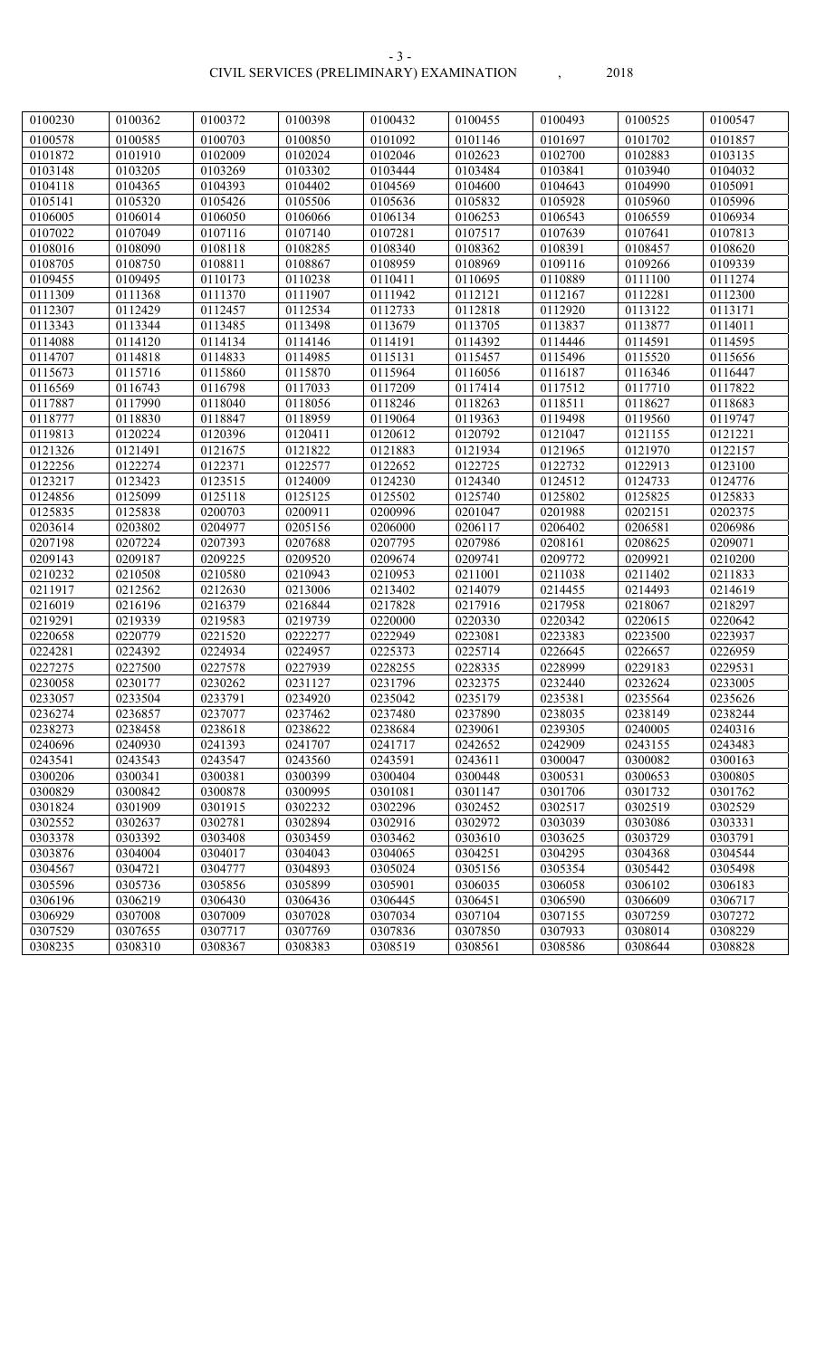CIVIL SERVICES (PRELIMINARY) EXAMINATION , 2018

| 0100230 | 0100362 | 0100372 | 0100398 | 0100432 | 0100455 | 0100493 | 0100525 | 0100547 |
|---|---|---|---|---|---|---|---|---|
| 0100578 | 0100585 | 0100703 | 0100850 | 0101092 | 0101146 | 0101697 | 0101702 | 0101857 |
| 0101872 | 0101910 | 0102009 | 0102024 | 0102046 | 0102623 | 0102700 | 0102883 | 0103135 |
| 0103148 | 0103205 | 0103269 | 0103302 | 0103444 | 0103484 | 0103841 | 0103940 | 0104032 |
| 0104118 | 0104365 | 0104393 | 0104402 | 0104569 | 0104600 | 0104643 | 0104990 | 0105091 |
| 0105141 | 0105320 | 0105426 | 0105506 | 0105636 | 0105832 | 0105928 | 0105960 | 0105996 |
| 0106005 | 0106014 | 0106050 | 0106066 | 0106134 | 0106253 | 0106543 | 0106559 | 0106934 |
| 0107022 | 0107049 | 0107116 | 0107140 | 0107281 | 0107517 | 0107639 | 0107641 | 0107813 |
| 0108016 | 0108090 | 0108118 | 0108285 | 0108340 | 0108362 | 0108391 | 0108457 | 0108620 |
| 0108705 | 0108750 | 0108811 | 0108867 | 0108959 | 0108969 | 0109116 | 0109266 | 0109339 |
| 0109455 | 0109495 | 0110173 | 0110238 | 0110411 | 0110695 | 0110889 | 0111100 | 0111274 |
| 0111309 | 0111368 | 0111370 | 0111907 | 0111942 | 0112121 | 0112167 | 0112281 | 0112300 |
| 0112307 | 0112429 | 0112457 | 0112534 | 0112733 | 0112818 | 0112920 | 0113122 | 0113171 |
| 0113343 | 0113344 | 0113485 | 0113498 | 0113679 | 0113705 | 0113837 | 0113877 | 0114011 |
| 0114088 | 0114120 | 0114134 | 0114146 | 0114191 | 0114392 | 0114446 | 0114591 | 0114595 |
| 0114707 | 0114818 | 0114833 | 0114985 | 0115131 | 0115457 | 0115496 | 0115520 | 0115656 |
| 0115673 | 0115716 | 0115860 | 0115870 | 0115964 | 0116056 | 0116187 | 0116346 | 0116447 |
| 0116569 | 0116743 | 0116798 | 0117033 | 0117209 | 0117414 | 0117512 | 0117710 | 0117822 |
| 0117887 | 0117990 | 0118040 | 0118056 | 0118246 | 0118263 | 0118511 | 0118627 | 0118683 |
| 0118777 | 0118830 | 0118847 | 0118959 | 0119064 | 0119363 | 0119498 | 0119560 | 0119747 |
| 0119813 | 0120224 | 0120396 | 0120411 | 0120612 | 0120792 | 0121047 | 0121155 | 0121221 |
| 0121326 | 0121491 | 0121675 | 0121822 | 0121883 | 0121934 | 0121965 | 0121970 | 0122157 |
| 0122256 | 0122274 | 0122371 | 0122577 | 0122652 | 0122725 | 0122732 | 0122913 | 0123100 |
| 0123217 | 0123423 | 0123515 | 0124009 | 0124230 | 0124340 | 0124512 | 0124733 | 0124776 |
| 0124856 | 0125099 | 0125118 | 0125125 | 0125502 | 0125740 | 0125802 | 0125825 | 0125833 |
| 0125835 | 0125838 | 0200703 | 0200911 | 0200996 | 0201047 | 0201988 | 0202151 | 0202375 |
| 0203614 | 0203802 | 0204977 | 0205156 | 0206000 | 0206117 | 0206402 | 0206581 | 0206986 |
| 0207198 | 0207224 | 0207393 | 0207688 | 0207795 | 0207986 | 0208161 | 0208625 | 0209071 |
| 0209143 | 0209187 | 0209225 | 0209520 | 0209674 | 0209741 | 0209772 | 0209921 | 0210200 |
| 0210232 | 0210508 | 0210580 | 0210943 | 0210953 | 0211001 | 0211038 | 0211402 | 0211833 |
| 0211917 | 0212562 | 0212630 | 0213006 | 0213402 | 0214079 | 0214455 | 0214493 | 0214619 |
| 0216019 | 0216196 | 0216379 | 0216844 | 0217828 | 0217916 | 0217958 | 0218067 | 0218297 |
| 0219291 | 0219339 | 0219583 | 0219739 | 0220000 | 0220330 | 0220342 | 0220615 | 0220642 |
| 0220658 | 0220779 | 0221520 | 0222277 | 0222949 | 0223081 | 0223383 | 0223500 | 0223937 |
| 0224281 | 0224392 | 0224934 | 0224957 | 0225373 | 0225714 | 0226645 | 0226657 | 0226959 |
| 0227275 | 0227500 | 0227578 | 0227939 | 0228255 | 0228335 | 0228999 | 0229183 | 0229531 |
| 0230058 | 0230177 | 0230262 | 0231127 | 0231796 | 0232375 | 0232440 | 0232624 | 0233005 |
| 0233057 | 0233504 | 0233791 | 0234920 | 0235042 | 0235179 | 0235381 | 0235564 | 0235626 |
| 0236274 | 0236857 | 0237077 | 0237462 | 0237480 | 0237890 | 0238035 | 0238149 | 0238244 |
| 0238273 | 0238458 | 0238618 | 0238622 | 0238684 | 0239061 | 0239305 | 0240005 | 0240316 |
| 0240696 | 0240930 | 0241393 | 0241707 | 0241717 | 0242652 | 0242909 | 0243155 | 0243483 |
| 0243541 | 0243543 | 0243547 | 0243560 | 0243591 | 0243611 | 0300047 | 0300082 | 0300163 |
| 0300206 | 0300341 | 0300381 | 0300399 | 0300404 | 0300448 | 0300531 | 0300653 | 0300805 |
| 0300829 | 0300842 | 0300878 | 0300995 | 0301081 | 0301147 | 0301706 | 0301732 | 0301762 |
| 0301824 | 0301909 | 0301915 | 0302232 | 0302296 | 0302452 | 0302517 | 0302519 | 0302529 |
| 0302552 | 0302637 | 0302781 | 0302894 | 0302916 | 0302972 | 0303039 | 0303086 | 0303331 |
| 0303378 | 0303392 | 0303408 | 0303459 | 0303462 | 0303610 | 0303625 | 0303729 | 0303791 |
| 0303876 | 0304004 | 0304017 | 0304043 | 0304065 | 0304251 | 0304295 | 0304368 | 0304544 |
| 0304567 | 0304721 | 0304777 | 0304893 | 0305024 | 0305156 | 0305354 | 0305442 | 0305498 |
| 0305596 | 0305736 | 0305856 | 0305899 | 0305901 | 0306035 | 0306058 | 0306102 | 0306183 |
| 0306196 | 0306219 | 0306430 | 0306436 | 0306445 | 0306451 | 0306590 | 0306609 | 0306717 |
| 0306929 | 0307008 | 0307009 | 0307028 | 0307034 | 0307104 | 0307155 | 0307259 | 0307272 |
| 0307529 | 0307655 | 0307717 | 0307769 | 0307836 | 0307850 | 0307933 | 0308014 | 0308229 |
| 0308235 | 0308310 | 0308367 | 0308383 | 0308519 | 0308561 | 0308586 | 0308644 | 0308828 |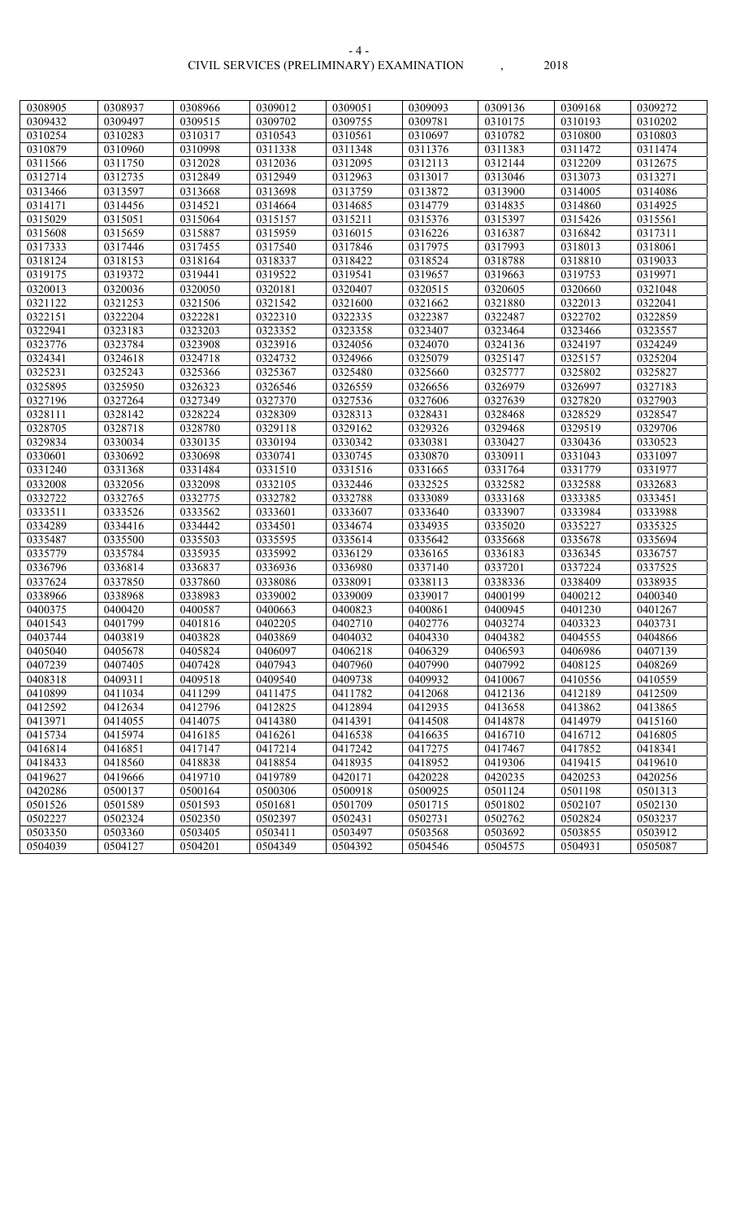| 0308905 | 0308937 | 0308966 | 0309012 | 0309051 | 0309093 | 0309136 | 0309168 | 0309272 |
|---|---|---|---|---|---|---|---|---|
| 0309432 | 0309497 | 0309515 | 0309702 | 0309755 | 0309781 | 0310175 | 0310193 | 0310202 |
| 0310254 | 0310283 | 0310317 | 0310543 | 0310561 | 0310697 | 0310782 | 0310800 | 0310803 |
| 0310879 | 0310960 | 0310998 | 0311338 | 0311348 | 0311376 | 0311383 | 0311472 | 0311474 |
| 0311566 | 0311750 | 0312028 | 0312036 | 0312095 | 0312113 | 0312144 | 0312209 | 0312675 |
| 0312714 | 0312735 | 0312849 | 0312949 | 0312963 | 0313017 | 0313046 | 0313073 | 0313271 |
| 0313466 | 0313597 | 0313668 | 0313698 | 0313759 | 0313872 | 0313900 | 0314005 | 0314086 |
| 0314171 | 0314456 | 0314521 | 0314664 | 0314685 | 0314779 | 0314835 | 0314860 | 0314925 |
| 0315029 | 0315051 | 0315064 | 0315157 | 0315211 | 0315376 | 0315397 | 0315426 | 0315561 |
| 0315608 | 0315659 | 0315887 | 0315959 | 0316015 | 0316226 | 0316387 | 0316842 | 0317311 |
| 0317333 | 0317446 | 0317455 | 0317540 | 0317846 | 0317975 | 0317993 | 0318013 | 0318061 |
| 0318124 | 0318153 | 0318164 | 0318337 | 0318422 | 0318524 | 0318788 | 0318810 | 0319033 |
| 0319175 | 0319372 | 0319441 | 0319522 | 0319541 | 0319657 | 0319663 | 0319753 | 0319971 |
| 0320013 | 0320036 | 0320050 | 0320181 | 0320407 | 0320515 | 0320605 | 0320660 | 0321048 |
| 0321122 | 0321253 | 0321506 | 0321542 | 0321600 | 0321662 | 0321880 | 0322013 | 0322041 |
| 0322151 | 0322204 | 0322281 | 0322310 | 0322335 | 0322387 | 0322487 | 0322702 | 0322859 |
| 0322941 | 0323183 | 0323203 | 0323352 | 0323358 | 0323407 | 0323464 | 0323466 | 0323557 |
| 0323776 | 0323784 | 0323908 | 0323916 | 0324056 | 0324070 | 0324136 | 0324197 | 0324249 |
| 0324341 | 0324618 | 0324718 | 0324732 | 0324966 | 0325079 | 0325147 | 0325157 | 0325204 |
| 0325231 | 0325243 | 0325366 | 0325367 | 0325480 | 0325660 | 0325777 | 0325802 | 0325827 |
| 0325895 | 0325950 | 0326323 | 0326546 | 0326559 | 0326656 | 0326979 | 0326997 | 0327183 |
| 0327196 | 0327264 | 0327349 | 0327370 | 0327536 | 0327606 | 0327639 | 0327820 | 0327903 |
| 0328111 | 0328142 | 0328224 | 0328309 | 0328313 | 0328431 | 0328468 | 0328529 | 0328547 |
| 0328705 | 0328718 | 0328780 | 0329118 | 0329162 | 0329326 | 0329468 | 0329519 | 0329706 |
| 0329834 | 0330034 | 0330135 | 0330194 | 0330342 | 0330381 | 0330427 | 0330436 | 0330523 |
| 0330601 | 0330692 | 0330698 | 0330741 | 0330745 | 0330870 | 0330911 | 0331043 | 0331097 |
| 0331240 | 0331368 | 0331484 | 0331510 | 0331516 | 0331665 | 0331764 | 0331779 | 0331977 |
| 0332008 | 0332056 | 0332098 | 0332105 | 0332446 | 0332525 | 0332582 | 0332588 | 0332683 |
| 0332722 | 0332765 | 0332775 | 0332782 | 0332788 | 0333089 | 0333168 | 0333385 | 0333451 |
| 0333511 | 0333526 | 0333562 | 0333601 | 0333607 | 0333640 | 0333907 | 0333984 | 0333988 |
| 0334289 | 0334416 | 0334442 | 0334501 | 0334674 | 0334935 | 0335020 | 0335227 | 0335325 |
| 0335487 | 0335500 | 0335503 | 0335595 | 0335614 | 0335642 | 0335668 | 0335678 | 0335694 |
| 0335779 | 0335784 | 0335935 | 0335992 | 0336129 | 0336165 | 0336183 | 0336345 | 0336757 |
| 0336796 | 0336814 | 0336837 | 0336936 | 0336980 | 0337140 | 0337201 | 0337224 | 0337525 |
| 0337624 | 0337850 | 0337860 | 0338086 | 0338091 | 0338113 | 0338336 | 0338409 | 0338935 |
| 0338966 | 0338968 | 0338983 | 0339002 | 0339009 | 0339017 | 0400199 | 0400212 | 0400340 |
| 0400375 | 0400420 | 0400587 | 0400663 | 0400823 | 0400861 | 0400945 | 0401230 | 0401267 |
| 0401543 | 0401799 | 0401816 | 0402205 | 0402710 | 0402776 | 0403274 | 0403323 | 0403731 |
| 0403744 | 0403819 | 0403828 | 0403869 | 0404032 | 0404330 | 0404382 | 0404555 | 0404866 |
| 0405040 | 0405678 | 0405824 | 0406097 | 0406218 | 0406329 | 0406593 | 0406986 | 0407139 |
| 0407239 | 0407405 | 0407428 | 0407943 | 0407960 | 0407990 | 0407992 | 0408125 | 0408269 |
| 0408318 | 0409311 | 0409518 | 0409540 | 0409738 | 0409932 | 0410067 | 0410556 | 0410559 |
| 0410899 | 0411034 | 0411299 | 0411475 | 0411782 | 0412068 | 0412136 | 0412189 | 0412509 |
| 0412592 | 0412634 | 0412796 | 0412825 | 0412894 | 0412935 | 0413658 | 0413862 | 0413865 |
| 0413971 | 0414055 | 0414075 | 0414380 | 0414391 | 0414508 | 0414878 | 0414979 | 0415160 |
| 0415734 | 0415974 | 0416185 | 0416261 | 0416538 | 0416635 | 0416710 | 0416712 | 0416805 |
| 0416814 | 0416851 | 0417147 | 0417214 | 0417242 | 0417275 | 0417467 | 0417852 | 0418341 |
| 0418433 | 0418560 | 0418838 | 0418854 | 0418935 | 0418952 | 0419306 | 0419415 | 0419610 |
| 0419627 | 0419666 | 0419710 | 0419789 | 0420171 | 0420228 | 0420235 | 0420253 | 0420256 |
| 0420286 | 0500137 | 0500164 | 0500306 | 0500918 | 0500925 | 0501124 | 0501198 | 0501313 |
| 0501526 | 0501589 | 0501593 | 0501681 | 0501709 | 0501715 | 0501802 | 0502107 | 0502130 |
| 0502227 | 0502324 | 0502350 | 0502397 | 0502431 | 0502731 | 0502762 | 0502824 | 0503237 |
| 0503350 | 0503360 | 0503405 | 0503411 | 0503497 | 0503568 | 0503692 | 0503855 | 0503912 |
| 0504039 | 0504127 | 0504201 | 0504349 | 0504392 | 0504546 | 0504575 | 0504931 | 0505087 |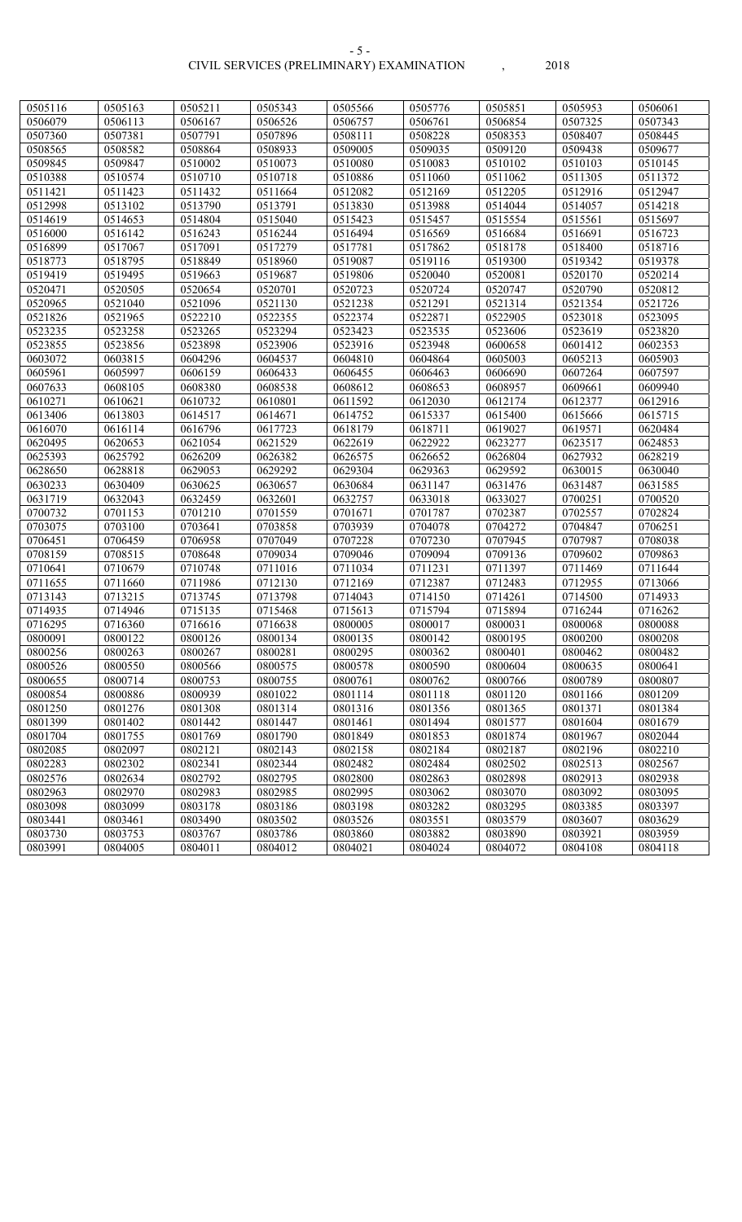| 0505116 | 0505163 | 0505211 | 0505343 | 0505566 | 0505776 | 0505851 | 0505953 | 0506061 |
|---|---|---|---|---|---|---|---|---|
| 0506079 | 0506113 | 0506167 | 0506526 | 0506757 | 0506761 | 0506854 | 0507325 | 0507343 |
| 0507360 | 0507381 | 0507791 | 0507896 | 0508111 | 0508228 | 0508353 | 0508407 | 0508445 |
| 0508565 | 0508582 | 0508864 | 0508933 | 0509005 | 0509035 | 0509120 | 0509438 | 0509677 |
| 0509845 | 0509847 | 0510002 | 0510073 | 0510080 | 0510083 | 0510102 | 0510103 | 0510145 |
| 0510388 | 0510574 | 0510710 | 0510718 | 0510886 | 0511060 | 0511062 | 0511305 | 0511372 |
| 0511421 | 0511423 | 0511432 | 0511664 | 0512082 | 0512169 | 0512205 | 0512916 | 0512947 |
| 0512998 | 0513102 | 0513790 | 0513791 | 0513830 | 0513988 | 0514044 | 0514057 | 0514218 |
| 0514619 | 0514653 | 0514804 | 0515040 | 0515423 | 0515457 | 0515554 | 0515561 | 0515697 |
| 0516000 | 0516142 | 0516243 | 0516244 | 0516494 | 0516569 | 0516684 | 0516691 | 0516723 |
| 0516899 | 0517067 | 0517091 | 0517279 | 0517781 | 0517862 | 0518178 | 0518400 | 0518716 |
| 0518773 | 0518795 | 0518849 | 0518960 | 0519087 | 0519116 | 0519300 | 0519342 | 0519378 |
| 0519419 | 0519495 | 0519663 | 0519687 | 0519806 | 0520040 | 0520081 | 0520170 | 0520214 |
| 0520471 | 0520505 | 0520654 | 0520701 | 0520723 | 0520724 | 0520747 | 0520790 | 0520812 |
| 0520965 | 0521040 | 0521096 | 0521130 | 0521238 | 0521291 | 0521314 | 0521354 | 0521726 |
| 0521826 | 0521965 | 0522210 | 0522355 | 0522374 | 0522871 | 0522905 | 0523018 | 0523095 |
| 0523235 | 0523258 | 0523265 | 0523294 | 0523423 | 0523535 | 0523606 | 0523619 | 0523820 |
| 0523855 | 0523856 | 0523898 | 0523906 | 0523916 | 0523948 | 0600658 | 0601412 | 0602353 |
| 0603072 | 0603815 | 0604296 | 0604537 | 0604810 | 0604864 | 0605003 | 0605213 | 0605903 |
| 0605961 | 0605997 | 0606159 | 0606433 | 0606455 | 0606463 | 0606690 | 0607264 | 0607597 |
| 0607633 | 0608105 | 0608380 | 0608538 | 0608612 | 0608653 | 0608957 | 0609661 | 0609940 |
| 0610271 | 0610621 | 0610732 | 0610801 | 0611592 | 0612030 | 0612174 | 0612377 | 0612916 |
| 0613406 | 0613803 | 0614517 | 0614671 | 0614752 | 0615337 | 0615400 | 0615666 | 0615715 |
| 0616070 | 0616114 | 0616796 | 0617723 | 0618179 | 0618711 | 0619027 | 0619571 | 0620484 |
| 0620495 | 0620653 | 0621054 | 0621529 | 0622619 | 0622922 | 0623277 | 0623517 | 0624853 |
| 0625393 | 0625792 | 0626209 | 0626382 | 0626575 | 0626652 | 0626804 | 0627932 | 0628219 |
| 0628650 | 0628818 | 0629053 | 0629292 | 0629304 | 0629363 | 0629592 | 0630015 | 0630040 |
| 0630233 | 0630409 | 0630625 | 0630657 | 0630684 | 0631147 | 0631476 | 0631487 | 0631585 |
| 0631719 | 0632043 | 0632459 | 0632601 | 0632757 | 0633018 | 0633027 | 0700251 | 0700520 |
| 0700732 | 0701153 | 0701210 | 0701559 | 0701671 | 0701787 | 0702387 | 0702557 | 0702824 |
| 0703075 | 0703100 | 0703641 | 0703858 | 0703939 | 0704078 | 0704272 | 0704847 | 0706251 |
| 0706451 | 0706459 | 0706958 | 0707049 | 0707228 | 0707230 | 0707945 | 0707987 | 0708038 |
| 0708159 | 0708515 | 0708648 | 0709034 | 0709046 | 0709094 | 0709136 | 0709602 | 0709863 |
| 0710641 | 0710679 | 0710748 | 0711016 | 0711034 | 0711231 | 0711397 | 0711469 | 0711644 |
| 0711655 | 0711660 | 0711986 | 0712130 | 0712169 | 0712387 | 0712483 | 0712955 | 0713066 |
| 0713143 | 0713215 | 0713745 | 0713798 | 0714043 | 0714150 | 0714261 | 0714500 | 0714933 |
| 0714935 | 0714946 | 0715135 | 0715468 | 0715613 | 0715794 | 0715894 | 0716244 | 0716262 |
| 0716295 | 0716360 | 0716616 | 0716638 | 0800005 | 0800017 | 0800031 | 0800068 | 0800088 |
| 0800091 | 0800122 | 0800126 | 0800134 | 0800135 | 0800142 | 0800195 | 0800200 | 0800208 |
| 0800256 | 0800263 | 0800267 | 0800281 | 0800295 | 0800362 | 0800401 | 0800462 | 0800482 |
| 0800526 | 0800550 | 0800566 | 0800575 | 0800578 | 0800590 | 0800604 | 0800635 | 0800641 |
| 0800655 | 0800714 | 0800753 | 0800755 | 0800761 | 0800762 | 0800766 | 0800789 | 0800807 |
| 0800854 | 0800886 | 0800939 | 0801022 | 0801114 | 0801118 | 0801120 | 0801166 | 0801209 |
| 0801250 | 0801276 | 0801308 | 0801314 | 0801316 | 0801356 | 0801365 | 0801371 | 0801384 |
| 0801399 | 0801402 | 0801442 | 0801447 | 0801461 | 0801494 | 0801577 | 0801604 | 0801679 |
| 0801704 | 0801755 | 0801769 | 0801790 | 0801849 | 0801853 | 0801874 | 0801967 | 0802044 |
| 0802085 | 0802097 | 0802121 | 0802143 | 0802158 | 0802184 | 0802187 | 0802196 | 0802210 |
| 0802283 | 0802302 | 0802341 | 0802344 | 0802482 | 0802484 | 0802502 | 0802513 | 0802567 |
| 0802576 | 0802634 | 0802792 | 0802795 | 0802800 | 0802863 | 0802898 | 0802913 | 0802938 |
| 0802963 | 0802970 | 0802983 | 0802985 | 0802995 | 0803062 | 0803070 | 0803092 | 0803095 |
| 0803098 | 0803099 | 0803178 | 0803186 | 0803198 | 0803282 | 0803295 | 0803385 | 0803397 |
| 0803441 | 0803461 | 0803490 | 0803502 | 0803526 | 0803551 | 0803579 | 0803607 | 0803629 |
| 0803730 | 0803753 | 0803767 | 0803786 | 0803860 | 0803882 | 0803890 | 0803921 | 0803959 |
| 0803991 | 0804005 | 0804011 | 0804012 | 0804021 | 0804024 | 0804072 | 0804108 | 0804118 |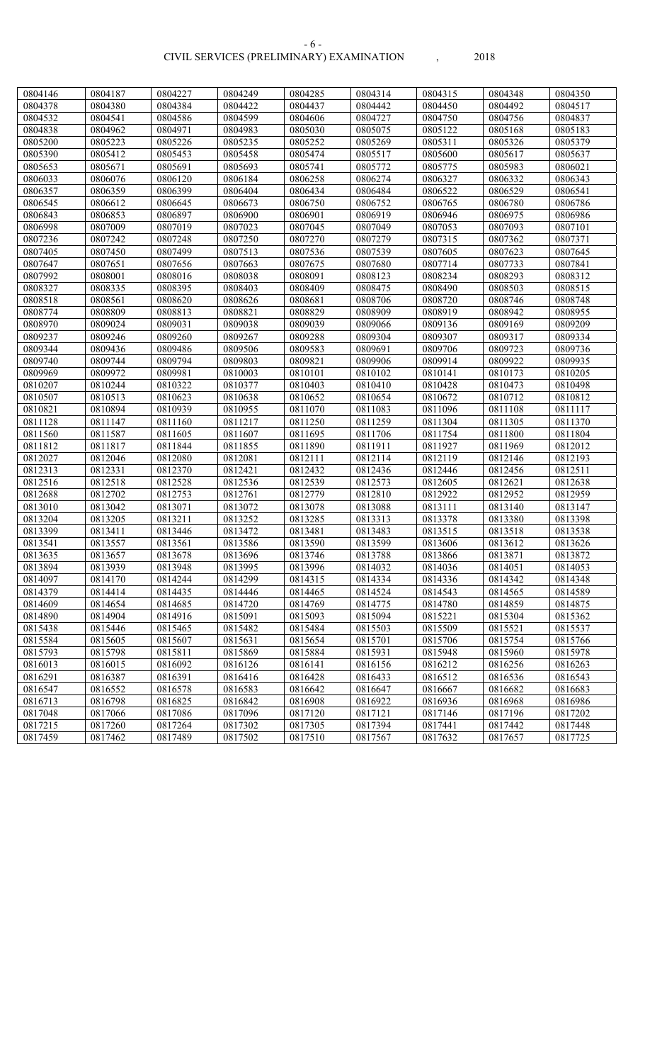| 0804146 | 0804187 | 0804227 | 0804249 | 0804285 | 0804314 | 0804315 | 0804348 | 0804350 |
|---|---|---|---|---|---|---|---|---|
| 0804378 | 0804380 | 0804384 | 0804422 | 0804437 | 0804442 | 0804450 | 0804492 | 0804517 |
| 0804532 | 0804541 | 0804586 | 0804599 | 0804606 | 0804727 | 0804750 | 0804756 | 0804837 |
| 0804838 | 0804962 | 0804971 | 0804983 | 0805030 | 0805075 | 0805122 | 0805168 | 0805183 |
| 0805200 | 0805223 | 0805226 | 0805235 | 0805252 | 0805269 | 0805311 | 0805326 | 0805379 |
| 0805390 | 0805412 | 0805453 | 0805458 | 0805474 | 0805517 | 0805600 | 0805617 | 0805637 |
| 0805653 | 0805671 | 0805691 | 0805693 | 0805741 | 0805772 | 0805775 | 0805983 | 0806021 |
| 0806033 | 0806076 | 0806120 | 0806184 | 0806258 | 0806274 | 0806327 | 0806332 | 0806343 |
| 0806357 | 0806359 | 0806399 | 0806404 | 0806434 | 0806484 | 0806522 | 0806529 | 0806541 |
| 0806545 | 0806612 | 0806645 | 0806673 | 0806750 | 0806752 | 0806765 | 0806780 | 0806786 |
| 0806843 | 0806853 | 0806897 | 0806900 | 0806901 | 0806919 | 0806946 | 0806975 | 0806986 |
| 0806998 | 0807009 | 0807019 | 0807023 | 0807045 | 0807049 | 0807053 | 0807093 | 0807101 |
| 0807236 | 0807242 | 0807248 | 0807250 | 0807270 | 0807279 | 0807315 | 0807362 | 0807371 |
| 0807405 | 0807450 | 0807499 | 0807513 | 0807536 | 0807539 | 0807605 | 0807623 | 0807645 |
| 0807647 | 0807651 | 0807656 | 0807663 | 0807675 | 0807680 | 0807714 | 0807733 | 0807841 |
| 0807992 | 0808001 | 0808016 | 0808038 | 0808091 | 0808123 | 0808234 | 0808293 | 0808312 |
| 0808327 | 0808335 | 0808395 | 0808403 | 0808409 | 0808475 | 0808490 | 0808503 | 0808515 |
| 0808518 | 0808561 | 0808620 | 0808626 | 0808681 | 0808706 | 0808720 | 0808746 | 0808748 |
| 0808774 | 0808809 | 0808813 | 0808821 | 0808829 | 0808909 | 0808919 | 0808942 | 0808955 |
| 0808970 | 0809024 | 0809031 | 0809038 | 0809039 | 0809066 | 0809136 | 0809169 | 0809209 |
| 0809237 | 0809246 | 0809260 | 0809267 | 0809288 | 0809304 | 0809307 | 0809317 | 0809334 |
| 0809344 | 0809436 | 0809486 | 0809506 | 0809583 | 0809691 | 0809706 | 0809723 | 0809736 |
| 0809740 | 0809744 | 0809794 | 0809803 | 0809821 | 0809906 | 0809914 | 0809922 | 0809935 |
| 0809969 | 0809972 | 0809981 | 0810003 | 0810101 | 0810102 | 0810141 | 0810173 | 0810205 |
| 0810207 | 0810244 | 0810322 | 0810377 | 0810403 | 0810410 | 0810428 | 0810473 | 0810498 |
| 0810507 | 0810513 | 0810623 | 0810638 | 0810652 | 0810654 | 0810672 | 0810712 | 0810812 |
| 0810821 | 0810894 | 0810939 | 0810955 | 0811070 | 0811083 | 0811096 | 0811108 | 0811117 |
| 0811128 | 0811147 | 0811160 | 0811217 | 0811250 | 0811259 | 0811304 | 0811305 | 0811370 |
| 0811560 | 0811587 | 0811605 | 0811607 | 0811695 | 0811706 | 0811754 | 0811800 | 0811804 |
| 0811812 | 0811817 | 0811844 | 0811855 | 0811890 | 0811911 | 0811927 | 0811969 | 0812012 |
| 0812027 | 0812046 | 0812080 | 0812081 | 0812111 | 0812114 | 0812119 | 0812146 | 0812193 |
| 0812313 | 0812331 | 0812370 | 0812421 | 0812432 | 0812436 | 0812446 | 0812456 | 0812511 |
| 0812516 | 0812518 | 0812528 | 0812536 | 0812539 | 0812573 | 0812605 | 0812621 | 0812638 |
| 0812688 | 0812702 | 0812753 | 0812761 | 0812779 | 0812810 | 0812922 | 0812952 | 0812959 |
| 0813010 | 0813042 | 0813071 | 0813072 | 0813078 | 0813088 | 0813111 | 0813140 | 0813147 |
| 0813204 | 0813205 | 0813211 | 0813252 | 0813285 | 0813313 | 0813378 | 0813380 | 0813398 |
| 0813399 | 0813411 | 0813446 | 0813472 | 0813481 | 0813483 | 0813515 | 0813518 | 0813538 |
| 0813541 | 0813557 | 0813561 | 0813586 | 0813590 | 0813599 | 0813606 | 0813612 | 0813626 |
| 0813635 | 0813657 | 0813678 | 0813696 | 0813746 | 0813788 | 0813866 | 0813871 | 0813872 |
| 0813894 | 0813939 | 0813948 | 0813995 | 0813996 | 0814032 | 0814036 | 0814051 | 0814053 |
| 0814097 | 0814170 | 0814244 | 0814299 | 0814315 | 0814334 | 0814336 | 0814342 | 0814348 |
| 0814379 | 0814414 | 0814435 | 0814446 | 0814465 | 0814524 | 0814543 | 0814565 | 0814589 |
| 0814609 | 0814654 | 0814685 | 0814720 | 0814769 | 0814775 | 0814780 | 0814859 | 0814875 |
| 0814890 | 0814904 | 0814916 | 0815091 | 0815093 | 0815094 | 0815221 | 0815304 | 0815362 |
| 0815438 | 0815446 | 0815465 | 0815482 | 0815484 | 0815503 | 0815509 | 0815521 | 0815537 |
| 0815584 | 0815605 | 0815607 | 0815631 | 0815654 | 0815701 | 0815706 | 0815754 | 0815766 |
| 0815793 | 0815798 | 0815811 | 0815869 | 0815884 | 0815931 | 0815948 | 0815960 | 0815978 |
| 0816013 | 0816015 | 0816092 | 0816126 | 0816141 | 0816156 | 0816212 | 0816256 | 0816263 |
| 0816291 | 0816387 | 0816391 | 0816416 | 0816428 | 0816433 | 0816512 | 0816536 | 0816543 |
| 0816547 | 0816552 | 0816578 | 0816583 | 0816642 | 0816647 | 0816667 | 0816682 | 0816683 |
| 0816713 | 0816798 | 0816825 | 0816842 | 0816908 | 0816922 | 0816936 | 0816968 | 0816986 |
| 0817048 | 0817066 | 0817086 | 0817096 | 0817120 | 0817121 | 0817146 | 0817196 | 0817202 |
| 0817215 | 0817260 | 0817264 | 0817302 | 0817305 | 0817394 | 0817441 | 0817442 | 0817448 |
| 0817459 | 0817462 | 0817489 | 0817502 | 0817510 | 0817567 | 0817632 | 0817657 | 0817725 |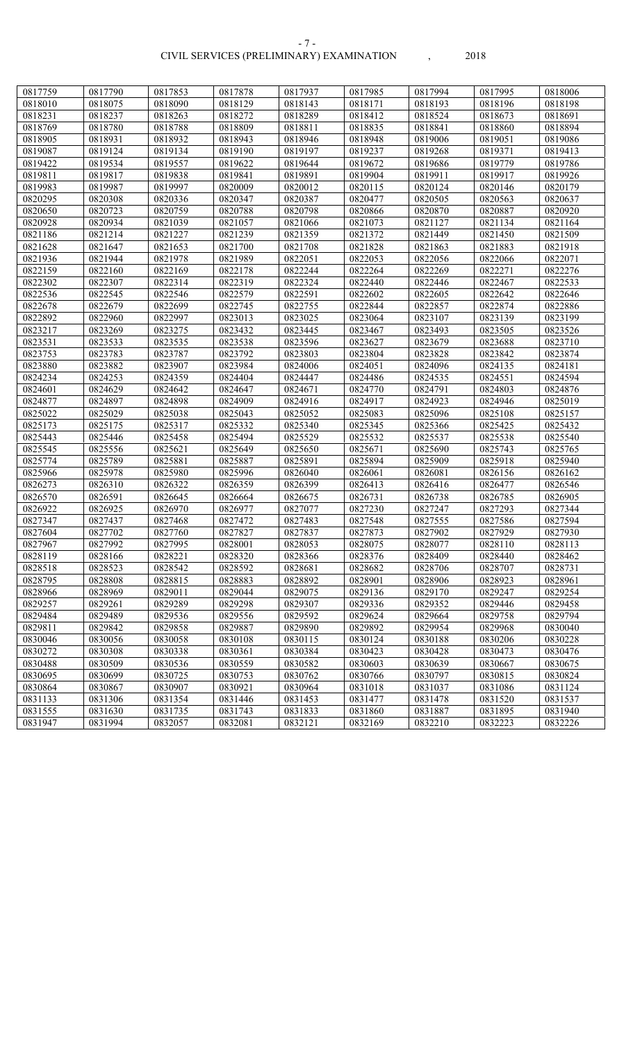| 0817759 | 0817790 | 0817853 | 0817878 | 0817937 | 0817985 | 0817994 | 0817995 | 0818006 |
|---|---|---|---|---|---|---|---|---|
| 0818010 | 0818075 | 0818090 | 0818129 | 0818143 | 0818171 | 0818193 | 0818196 | 0818198 |
| 0818231 | 0818237 | 0818263 | 0818272 | 0818289 | 0818412 | 0818524 | 0818673 | 0818691 |
| 0818769 | 0818780 | 0818788 | 0818809 | 0818811 | 0818835 | 0818841 | 0818860 | 0818894 |
| 0818905 | 0818931 | 0818932 | 0818943 | 0818946 | 0818948 | 0819006 | 0819051 | 0819086 |
| 0819087 | 0819124 | 0819134 | 0819190 | 0819197 | 0819237 | 0819268 | 0819371 | 0819413 |
| 0819422 | 0819534 | 0819557 | 0819622 | 0819644 | 0819672 | 0819686 | 0819779 | 0819786 |
| 0819811 | 0819817 | 0819838 | 0819841 | 0819891 | 0819904 | 0819911 | 0819917 | 0819926 |
| 0819983 | 0819987 | 0819997 | 0820009 | 0820012 | 0820115 | 0820124 | 0820146 | 0820179 |
| 0820295 | 0820308 | 0820336 | 0820347 | 0820387 | 0820477 | 0820505 | 0820563 | 0820637 |
| 0820650 | 0820723 | 0820759 | 0820788 | 0820798 | 0820866 | 0820870 | 0820887 | 0820920 |
| 0820928 | 0820934 | 0821039 | 0821057 | 0821066 | 0821073 | 0821127 | 0821134 | 0821164 |
| 0821186 | 0821214 | 0821227 | 0821239 | 0821359 | 0821372 | 0821449 | 0821450 | 0821509 |
| 0821628 | 0821647 | 0821653 | 0821700 | 0821708 | 0821828 | 0821863 | 0821883 | 0821918 |
| 0821936 | 0821944 | 0821978 | 0821989 | 0822051 | 0822053 | 0822056 | 0822066 | 0822071 |
| 0822159 | 0822160 | 0822169 | 0822178 | 0822244 | 0822264 | 0822269 | 0822271 | 0822276 |
| 0822302 | 0822307 | 0822314 | 0822319 | 0822324 | 0822440 | 0822446 | 0822467 | 0822533 |
| 0822536 | 0822545 | 0822546 | 0822579 | 0822591 | 0822602 | 0822605 | 0822642 | 0822646 |
| 0822678 | 0822679 | 0822699 | 0822745 | 0822755 | 0822844 | 0822857 | 0822874 | 0822886 |
| 0822892 | 0822960 | 0822997 | 0823013 | 0823025 | 0823064 | 0823107 | 0823139 | 0823199 |
| 0823217 | 0823269 | 0823275 | 0823432 | 0823445 | 0823467 | 0823493 | 0823505 | 0823526 |
| 0823531 | 0823533 | 0823535 | 0823538 | 0823596 | 0823627 | 0823679 | 0823688 | 0823710 |
| 0823753 | 0823783 | 0823787 | 0823792 | 0823803 | 0823804 | 0823828 | 0823842 | 0823874 |
| 0823880 | 0823882 | 0823907 | 0823984 | 0824006 | 0824051 | 0824096 | 0824135 | 0824181 |
| 0824234 | 0824253 | 0824359 | 0824404 | 0824447 | 0824486 | 0824535 | 0824551 | 0824594 |
| 0824601 | 0824629 | 0824642 | 0824647 | 0824671 | 0824770 | 0824791 | 0824803 | 0824876 |
| 0824877 | 0824897 | 0824898 | 0824909 | 0824916 | 0824917 | 0824923 | 0824946 | 0825019 |
| 0825022 | 0825029 | 0825038 | 0825043 | 0825052 | 0825083 | 0825096 | 0825108 | 0825157 |
| 0825173 | 0825175 | 0825317 | 0825332 | 0825340 | 0825345 | 0825366 | 0825425 | 0825432 |
| 0825443 | 0825446 | 0825458 | 0825494 | 0825529 | 0825532 | 0825537 | 0825538 | 0825540 |
| 0825545 | 0825556 | 0825621 | 0825649 | 0825650 | 0825671 | 0825690 | 0825743 | 0825765 |
| 0825774 | 0825789 | 0825881 | 0825887 | 0825891 | 0825894 | 0825909 | 0825918 | 0825940 |
| 0825966 | 0825978 | 0825980 | 0825996 | 0826040 | 0826061 | 0826081 | 0826156 | 0826162 |
| 0826273 | 0826310 | 0826322 | 0826359 | 0826399 | 0826413 | 0826416 | 0826477 | 0826546 |
| 0826570 | 0826591 | 0826645 | 0826664 | 0826675 | 0826731 | 0826738 | 0826785 | 0826905 |
| 0826922 | 0826925 | 0826970 | 0826977 | 0827077 | 0827230 | 0827247 | 0827293 | 0827344 |
| 0827347 | 0827437 | 0827468 | 0827472 | 0827483 | 0827548 | 0827555 | 0827586 | 0827594 |
| 0827604 | 0827702 | 0827760 | 0827827 | 0827837 | 0827873 | 0827902 | 0827929 | 0827930 |
| 0827967 | 0827992 | 0827995 | 0828001 | 0828053 | 0828075 | 0828077 | 0828110 | 0828113 |
| 0828119 | 0828166 | 0828221 | 0828320 | 0828366 | 0828376 | 0828409 | 0828440 | 0828462 |
| 0828518 | 0828523 | 0828542 | 0828592 | 0828681 | 0828682 | 0828706 | 0828707 | 0828731 |
| 0828795 | 0828808 | 0828815 | 0828883 | 0828892 | 0828901 | 0828906 | 0828923 | 0828961 |
| 0828966 | 0828969 | 0829011 | 0829044 | 0829075 | 0829136 | 0829170 | 0829247 | 0829254 |
| 0829257 | 0829261 | 0829289 | 0829298 | 0829307 | 0829336 | 0829352 | 0829446 | 0829458 |
| 0829484 | 0829489 | 0829536 | 0829556 | 0829592 | 0829624 | 0829664 | 0829758 | 0829794 |
| 0829811 | 0829842 | 0829858 | 0829887 | 0829890 | 0829892 | 0829954 | 0829968 | 0830040 |
| 0830046 | 0830056 | 0830058 | 0830108 | 0830115 | 0830124 | 0830188 | 0830206 | 0830228 |
| 0830272 | 0830308 | 0830338 | 0830361 | 0830384 | 0830423 | 0830428 | 0830473 | 0830476 |
| 0830488 | 0830509 | 0830536 | 0830559 | 0830582 | 0830603 | 0830639 | 0830667 | 0830675 |
| 0830695 | 0830699 | 0830725 | 0830753 | 0830762 | 0830766 | 0830797 | 0830815 | 0830824 |
| 0830864 | 0830867 | 0830907 | 0830921 | 0830964 | 0831018 | 0831037 | 0831086 | 0831124 |
| 0831133 | 0831306 | 0831354 | 0831446 | 0831453 | 0831477 | 0831478 | 0831520 | 0831537 |
| 0831555 | 0831630 | 0831735 | 0831743 | 0831833 | 0831860 | 0831887 | 0831895 | 0831940 |
| 0831947 | 0831994 | 0832057 | 0832081 | 0832121 | 0832169 | 0832210 | 0832223 | 0832226 |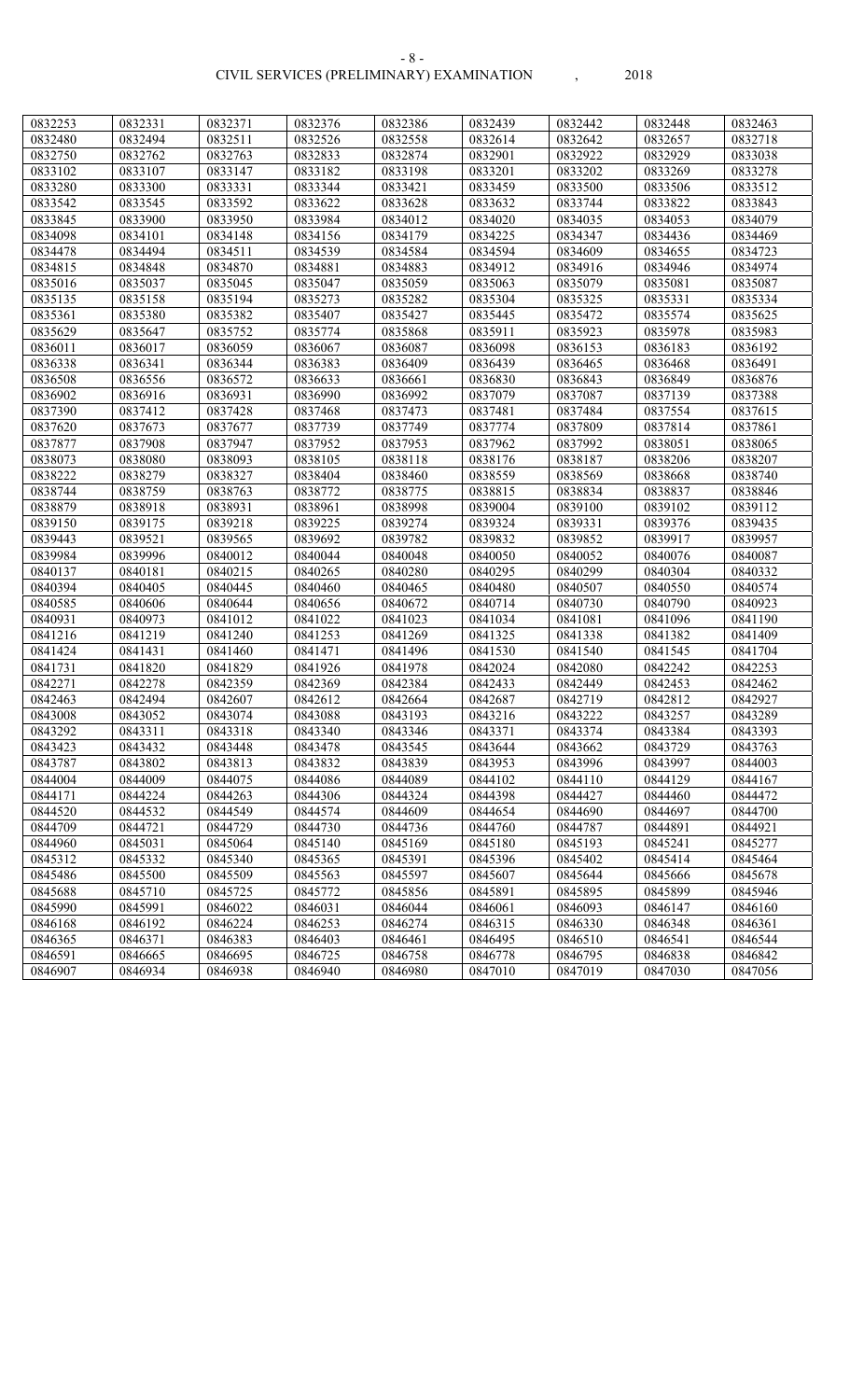| 0832253 | 0832331 | 0832371 | 0832376 | 0832386 | 0832439 | 0832442 | 0832448 | 0832463 |
|---|---|---|---|---|---|---|---|---|
| 0832480 | 0832494 | 0832511 | 0832526 | 0832558 | 0832614 | 0832642 | 0832657 | 0832718 |
| 0832750 | 0832762 | 0832763 | 0832833 | 0832874 | 0832901 | 0832922 | 0832929 | 0833038 |
| 0833102 | 0833107 | 0833147 | 0833182 | 0833198 | 0833201 | 0833202 | 0833269 | 0833278 |
| 0833280 | 0833300 | 0833331 | 0833344 | 0833421 | 0833459 | 0833500 | 0833506 | 0833512 |
| 0833542 | 0833545 | 0833592 | 0833622 | 0833628 | 0833632 | 0833744 | 0833822 | 0833843 |
| 0833845 | 0833900 | 0833950 | 0833984 | 0834012 | 0834020 | 0834035 | 0834053 | 0834079 |
| 0834098 | 0834101 | 0834148 | 0834156 | 0834179 | 0834225 | 0834347 | 0834436 | 0834469 |
| 0834478 | 0834494 | 0834511 | 0834539 | 0834584 | 0834594 | 0834609 | 0834655 | 0834723 |
| 0834815 | 0834848 | 0834870 | 0834881 | 0834883 | 0834912 | 0834916 | 0834946 | 0834974 |
| 0835016 | 0835037 | 0835045 | 0835047 | 0835059 | 0835063 | 0835079 | 0835081 | 0835087 |
| 0835135 | 0835158 | 0835194 | 0835273 | 0835282 | 0835304 | 0835325 | 0835331 | 0835334 |
| 0835361 | 0835380 | 0835382 | 0835407 | 0835427 | 0835445 | 0835472 | 0835574 | 0835625 |
| 0835629 | 0835647 | 0835752 | 0835774 | 0835868 | 0835911 | 0835923 | 0835978 | 0835983 |
| 0836011 | 0836017 | 0836059 | 0836067 | 0836087 | 0836098 | 0836153 | 0836183 | 0836192 |
| 0836338 | 0836341 | 0836344 | 0836383 | 0836409 | 0836439 | 0836465 | 0836468 | 0836491 |
| 0836508 | 0836556 | 0836572 | 0836633 | 0836661 | 0836830 | 0836843 | 0836849 | 0836876 |
| 0836902 | 0836916 | 0836931 | 0836990 | 0836992 | 0837079 | 0837087 | 0837139 | 0837388 |
| 0837390 | 0837412 | 0837428 | 0837468 | 0837473 | 0837481 | 0837484 | 0837554 | 0837615 |
| 0837620 | 0837673 | 0837677 | 0837739 | 0837749 | 0837774 | 0837809 | 0837814 | 0837861 |
| 0837877 | 0837908 | 0837947 | 0837952 | 0837953 | 0837962 | 0837992 | 0838051 | 0838065 |
| 0838073 | 0838080 | 0838093 | 0838105 | 0838118 | 0838176 | 0838187 | 0838206 | 0838207 |
| 0838222 | 0838279 | 0838327 | 0838404 | 0838460 | 0838559 | 0838569 | 0838668 | 0838740 |
| 0838744 | 0838759 | 0838763 | 0838772 | 0838775 | 0838815 | 0838834 | 0838837 | 0838846 |
| 0838879 | 0838918 | 0838931 | 0838961 | 0838998 | 0839004 | 0839100 | 0839102 | 0839112 |
| 0839150 | 0839175 | 0839218 | 0839225 | 0839274 | 0839324 | 0839331 | 0839376 | 0839435 |
| 0839443 | 0839521 | 0839565 | 0839692 | 0839782 | 0839832 | 0839852 | 0839917 | 0839957 |
| 0839984 | 0839996 | 0840012 | 0840044 | 0840048 | 0840050 | 0840052 | 0840076 | 0840087 |
| 0840137 | 0840181 | 0840215 | 0840265 | 0840280 | 0840295 | 0840299 | 0840304 | 0840332 |
| 0840394 | 0840405 | 0840445 | 0840460 | 0840465 | 0840480 | 0840507 | 0840550 | 0840574 |
| 0840585 | 0840606 | 0840644 | 0840656 | 0840672 | 0840714 | 0840730 | 0840790 | 0840923 |
| 0840931 | 0840973 | 0841012 | 0841022 | 0841023 | 0841034 | 0841081 | 0841096 | 0841190 |
| 0841216 | 0841219 | 0841240 | 0841253 | 0841269 | 0841325 | 0841338 | 0841382 | 0841409 |
| 0841424 | 0841431 | 0841460 | 0841471 | 0841496 | 0841530 | 0841540 | 0841545 | 0841704 |
| 0841731 | 0841820 | 0841829 | 0841926 | 0841978 | 0842024 | 0842080 | 0842242 | 0842253 |
| 0842271 | 0842278 | 0842359 | 0842369 | 0842384 | 0842433 | 0842449 | 0842453 | 0842462 |
| 0842463 | 0842494 | 0842607 | 0842612 | 0842664 | 0842687 | 0842719 | 0842812 | 0842927 |
| 0843008 | 0843052 | 0843074 | 0843088 | 0843193 | 0843216 | 0843222 | 0843257 | 0843289 |
| 0843292 | 0843311 | 0843318 | 0843340 | 0843346 | 0843371 | 0843374 | 0843384 | 0843393 |
| 0843423 | 0843432 | 0843448 | 0843478 | 0843545 | 0843644 | 0843662 | 0843729 | 0843763 |
| 0843787 | 0843802 | 0843813 | 0843832 | 0843839 | 0843953 | 0843996 | 0843997 | 0844003 |
| 0844004 | 0844009 | 0844075 | 0844086 | 0844089 | 0844102 | 0844110 | 0844129 | 0844167 |
| 0844171 | 0844224 | 0844263 | 0844306 | 0844324 | 0844398 | 0844427 | 0844460 | 0844472 |
| 0844520 | 0844532 | 0844549 | 0844574 | 0844609 | 0844654 | 0844690 | 0844697 | 0844700 |
| 0844709 | 0844721 | 0844729 | 0844730 | 0844736 | 0844760 | 0844787 | 0844891 | 0844921 |
| 0844960 | 0845031 | 0845064 | 0845140 | 0845169 | 0845180 | 0845193 | 0845241 | 0845277 |
| 0845312 | 0845332 | 0845340 | 0845365 | 0845391 | 0845396 | 0845402 | 0845414 | 0845464 |
| 0845486 | 0845500 | 0845509 | 0845563 | 0845597 | 0845607 | 0845644 | 0845666 | 0845678 |
| 0845688 | 0845710 | 0845725 | 0845772 | 0845856 | 0845891 | 0845895 | 0845899 | 0845946 |
| 0845990 | 0845991 | 0846022 | 0846031 | 0846044 | 0846061 | 0846093 | 0846147 | 0846160 |
| 0846168 | 0846192 | 0846224 | 0846253 | 0846274 | 0846315 | 0846330 | 0846348 | 0846361 |
| 0846365 | 0846371 | 0846383 | 0846403 | 0846461 | 0846495 | 0846510 | 0846541 | 0846544 |
| 0846591 | 0846665 | 0846695 | 0846725 | 0846758 | 0846778 | 0846795 | 0846838 | 0846842 |
| 0846907 | 0846934 | 0846938 | 0846940 | 0846980 | 0847010 | 0847019 | 0847030 | 0847056 |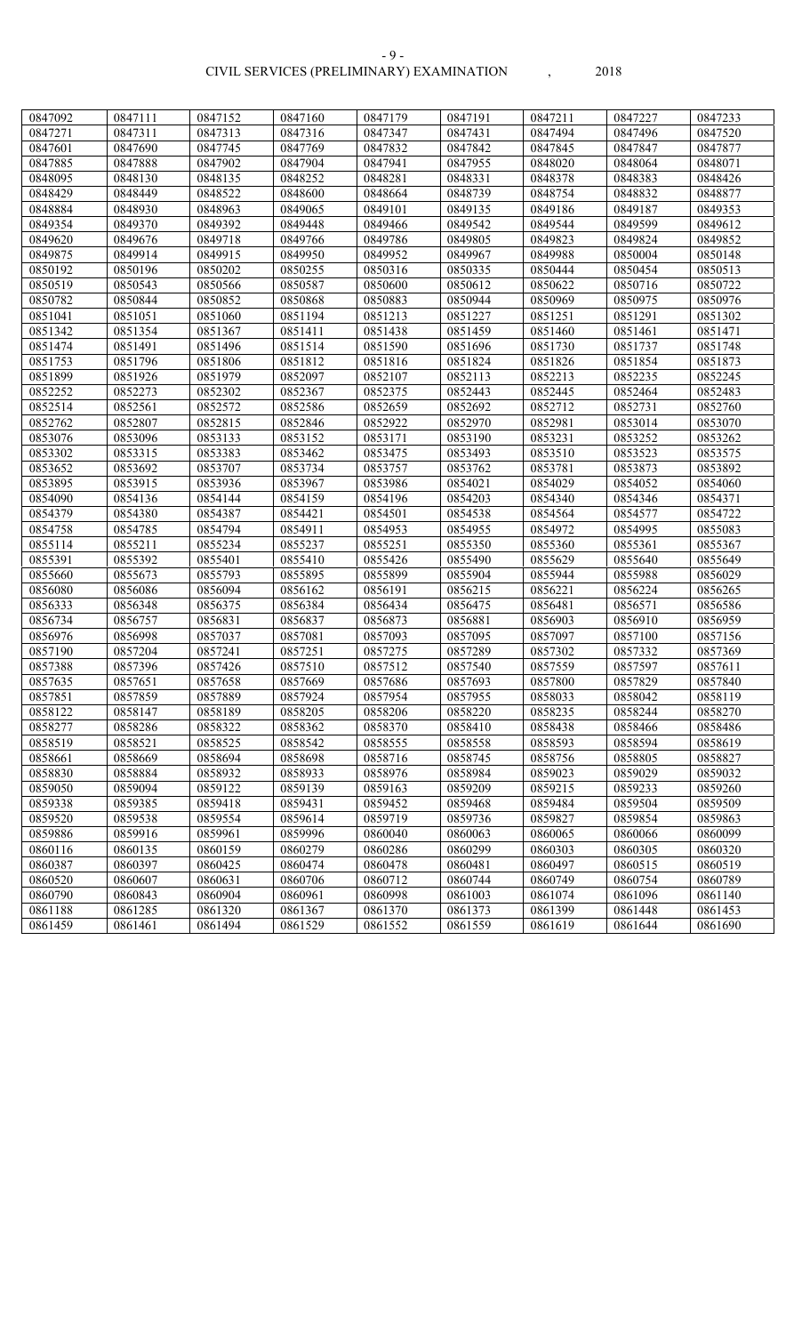| 0847092 | 0847111 | 0847152 | 0847160 | 0847179 | 0847191 | 0847211 | 0847227 | 0847233 |
|---|---|---|---|---|---|---|---|---|
| 0847271 | 0847311 | 0847313 | 0847316 | 0847347 | 0847431 | 0847494 | 0847496 | 0847520 |
| 0847601 | 0847690 | 0847745 | 0847769 | 0847832 | 0847842 | 0847845 | 0847847 | 0847877 |
| 0847885 | 0847888 | 0847902 | 0847904 | 0847941 | 0847955 | 0848020 | 0848064 | 0848071 |
| 0848095 | 0848130 | 0848135 | 0848252 | 0848281 | 0848331 | 0848378 | 0848383 | 0848426 |
| 0848429 | 0848449 | 0848522 | 0848600 | 0848664 | 0848739 | 0848754 | 0848832 | 0848877 |
| 0848884 | 0848930 | 0848963 | 0849065 | 0849101 | 0849135 | 0849186 | 0849187 | 0849353 |
| 0849354 | 0849370 | 0849392 | 0849448 | 0849466 | 0849542 | 0849544 | 0849599 | 0849612 |
| 0849620 | 0849676 | 0849718 | 0849766 | 0849786 | 0849805 | 0849823 | 0849824 | 0849852 |
| 0849875 | 0849914 | 0849915 | 0849950 | 0849952 | 0849967 | 0849988 | 0850004 | 0850148 |
| 0850192 | 0850196 | 0850202 | 0850255 | 0850316 | 0850335 | 0850444 | 0850454 | 0850513 |
| 0850519 | 0850543 | 0850566 | 0850587 | 0850600 | 0850612 | 0850622 | 0850716 | 0850722 |
| 0850782 | 0850844 | 0850852 | 0850868 | 0850883 | 0850944 | 0850969 | 0850975 | 0850976 |
| 0851041 | 0851051 | 0851060 | 0851194 | 0851213 | 0851227 | 0851251 | 0851291 | 0851302 |
| 0851342 | 0851354 | 0851367 | 0851411 | 0851438 | 0851459 | 0851460 | 0851461 | 0851471 |
| 0851474 | 0851491 | 0851496 | 0851514 | 0851590 | 0851696 | 0851730 | 0851737 | 0851748 |
| 0851753 | 0851796 | 0851806 | 0851812 | 0851816 | 0851824 | 0851826 | 0851854 | 0851873 |
| 0851899 | 0851926 | 0851979 | 0852097 | 0852107 | 0852113 | 0852213 | 0852235 | 0852245 |
| 0852252 | 0852273 | 0852302 | 0852367 | 0852375 | 0852443 | 0852445 | 0852464 | 0852483 |
| 0852514 | 0852561 | 0852572 | 0852586 | 0852659 | 0852692 | 0852712 | 0852731 | 0852760 |
| 0852762 | 0852807 | 0852815 | 0852846 | 0852922 | 0852970 | 0852981 | 0853014 | 0853070 |
| 0853076 | 0853096 | 0853133 | 0853152 | 0853171 | 0853190 | 0853231 | 0853252 | 0853262 |
| 0853302 | 0853315 | 0853383 | 0853462 | 0853475 | 0853493 | 0853510 | 0853523 | 0853575 |
| 0853652 | 0853692 | 0853707 | 0853734 | 0853757 | 0853762 | 0853781 | 0853873 | 0853892 |
| 0853895 | 0853915 | 0853936 | 0853967 | 0853986 | 0854021 | 0854029 | 0854052 | 0854060 |
| 0854090 | 0854136 | 0854144 | 0854159 | 0854196 | 0854203 | 0854340 | 0854346 | 0854371 |
| 0854379 | 0854380 | 0854387 | 0854421 | 0854501 | 0854538 | 0854564 | 0854577 | 0854722 |
| 0854758 | 0854785 | 0854794 | 0854911 | 0854953 | 0854955 | 0854972 | 0854995 | 0855083 |
| 0855114 | 0855211 | 0855234 | 0855237 | 0855251 | 0855350 | 0855360 | 0855361 | 0855367 |
| 0855391 | 0855392 | 0855401 | 0855410 | 0855426 | 0855490 | 0855629 | 0855640 | 0855649 |
| 0855660 | 0855673 | 0855793 | 0855895 | 0855899 | 0855904 | 0855944 | 0855988 | 0856029 |
| 0856080 | 0856086 | 0856094 | 0856162 | 0856191 | 0856215 | 0856221 | 0856224 | 0856265 |
| 0856333 | 0856348 | 0856375 | 0856384 | 0856434 | 0856475 | 0856481 | 0856571 | 0856586 |
| 0856734 | 0856757 | 0856831 | 0856837 | 0856873 | 0856881 | 0856903 | 0856910 | 0856959 |
| 0856976 | 0856998 | 0857037 | 0857081 | 0857093 | 0857095 | 0857097 | 0857100 | 0857156 |
| 0857190 | 0857204 | 0857241 | 0857251 | 0857275 | 0857289 | 0857302 | 0857332 | 0857369 |
| 0857388 | 0857396 | 0857426 | 0857510 | 0857512 | 0857540 | 0857559 | 0857597 | 0857611 |
| 0857635 | 0857651 | 0857658 | 0857669 | 0857686 | 0857693 | 0857800 | 0857829 | 0857840 |
| 0857851 | 0857859 | 0857889 | 0857924 | 0857954 | 0857955 | 0858033 | 0858042 | 0858119 |
| 0858122 | 0858147 | 0858189 | 0858205 | 0858206 | 0858220 | 0858235 | 0858244 | 0858270 |
| 0858277 | 0858286 | 0858322 | 0858362 | 0858370 | 0858410 | 0858438 | 0858466 | 0858486 |
| 0858519 | 0858521 | 0858525 | 0858542 | 0858555 | 0858558 | 0858593 | 0858594 | 0858619 |
| 0858661 | 0858669 | 0858694 | 0858698 | 0858716 | 0858745 | 0858756 | 0858805 | 0858827 |
| 0858830 | 0858884 | 0858932 | 0858933 | 0858976 | 0858984 | 0859023 | 0859029 | 0859032 |
| 0859050 | 0859094 | 0859122 | 0859139 | 0859163 | 0859209 | 0859215 | 0859233 | 0859260 |
| 0859338 | 0859385 | 0859418 | 0859431 | 0859452 | 0859468 | 0859484 | 0859504 | 0859509 |
| 0859520 | 0859538 | 0859554 | 0859614 | 0859719 | 0859736 | 0859827 | 0859854 | 0859863 |
| 0859886 | 0859916 | 0859961 | 0859996 | 0860040 | 0860063 | 0860065 | 0860066 | 0860099 |
| 0860116 | 0860135 | 0860159 | 0860279 | 0860286 | 0860299 | 0860303 | 0860305 | 0860320 |
| 0860387 | 0860397 | 0860425 | 0860474 | 0860478 | 0860481 | 0860497 | 0860515 | 0860519 |
| 0860520 | 0860607 | 0860631 | 0860706 | 0860712 | 0860744 | 0860749 | 0860754 | 0860789 |
| 0860790 | 0860843 | 0860904 | 0860961 | 0860998 | 0861003 | 0861074 | 0861096 | 0861140 |
| 0861188 | 0861285 | 0861320 | 0861367 | 0861370 | 0861373 | 0861399 | 0861448 | 0861453 |
| 0861459 | 0861461 | 0861494 | 0861529 | 0861552 | 0861559 | 0861619 | 0861644 | 0861690 |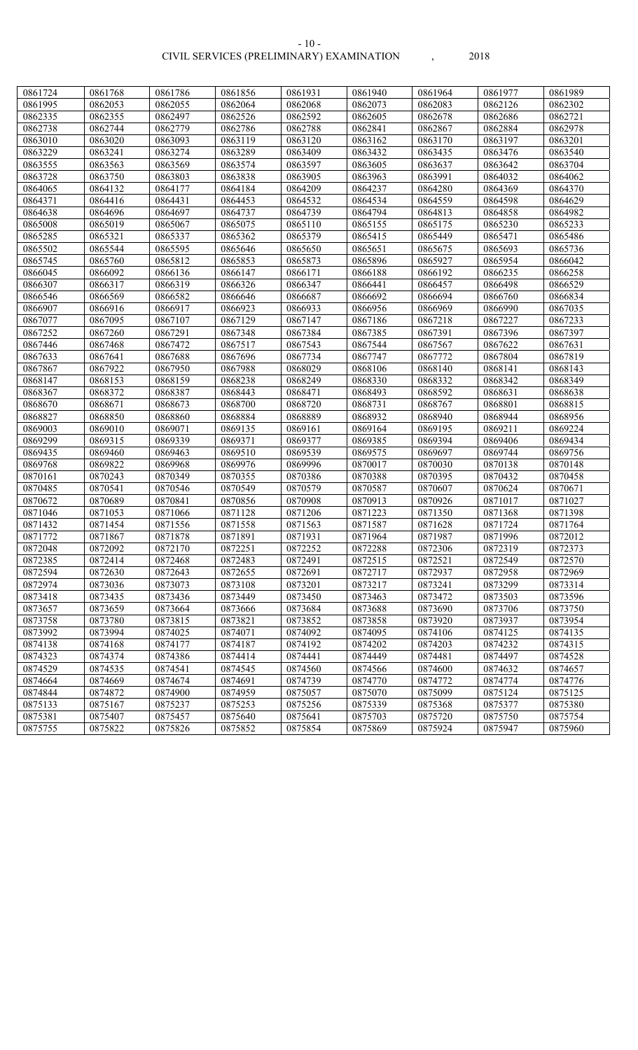| 0861724 | 0861768 | 0861786 | 0861856 | 0861931 | 0861940 | 0861964 | 0861977 | 0861989 |
|---|---|---|---|---|---|---|---|---|
| 0861995 | 0862053 | 0862055 | 0862064 | 0862068 | 0862073 | 0862083 | 0862126 | 0862302 |
| 0862335 | 0862355 | 0862497 | 0862526 | 0862592 | 0862605 | 0862678 | 0862686 | 0862721 |
| 0862738 | 0862744 | 0862779 | 0862786 | 0862788 | 0862841 | 0862867 | 0862884 | 0862978 |
| 0863010 | 0863020 | 0863093 | 0863119 | 0863120 | 0863162 | 0863170 | 0863197 | 0863201 |
| 0863229 | 0863241 | 0863274 | 0863289 | 0863409 | 0863432 | 0863435 | 0863476 | 0863540 |
| 0863555 | 0863563 | 0863569 | 0863574 | 0863597 | 0863605 | 0863637 | 0863642 | 0863704 |
| 0863728 | 0863750 | 0863803 | 0863838 | 0863905 | 0863963 | 0863991 | 0864032 | 0864062 |
| 0864065 | 0864132 | 0864177 | 0864184 | 0864209 | 0864237 | 0864280 | 0864369 | 0864370 |
| 0864371 | 0864416 | 0864431 | 0864453 | 0864532 | 0864534 | 0864559 | 0864598 | 0864629 |
| 0864638 | 0864696 | 0864697 | 0864737 | 0864739 | 0864794 | 0864813 | 0864858 | 0864982 |
| 0865008 | 0865019 | 0865067 | 0865075 | 0865110 | 0865155 | 0865175 | 0865230 | 0865233 |
| 0865285 | 0865321 | 0865337 | 0865362 | 0865379 | 0865415 | 0865449 | 0865471 | 0865486 |
| 0865502 | 0865544 | 0865595 | 0865646 | 0865650 | 0865651 | 0865675 | 0865693 | 0865736 |
| 0865745 | 0865760 | 0865812 | 0865853 | 0865873 | 0865896 | 0865927 | 0865954 | 0866042 |
| 0866045 | 0866092 | 0866136 | 0866147 | 0866171 | 0866188 | 0866192 | 0866235 | 0866258 |
| 0866307 | 0866317 | 0866319 | 0866326 | 0866347 | 0866441 | 0866457 | 0866498 | 0866529 |
| 0866546 | 0866569 | 0866582 | 0866646 | 0866687 | 0866692 | 0866694 | 0866760 | 0866834 |
| 0866907 | 0866916 | 0866917 | 0866923 | 0866933 | 0866956 | 0866969 | 0866990 | 0867035 |
| 0867077 | 0867095 | 0867107 | 0867129 | 0867147 | 0867186 | 0867218 | 0867227 | 0867233 |
| 0867252 | 0867260 | 0867291 | 0867348 | 0867384 | 0867385 | 0867391 | 0867396 | 0867397 |
| 0867446 | 0867468 | 0867472 | 0867517 | 0867543 | 0867544 | 0867567 | 0867622 | 0867631 |
| 0867633 | 0867641 | 0867688 | 0867696 | 0867734 | 0867747 | 0867772 | 0867804 | 0867819 |
| 0867867 | 0867922 | 0867950 | 0867988 | 0868029 | 0868106 | 0868140 | 0868141 | 0868143 |
| 0868147 | 0868153 | 0868159 | 0868238 | 0868249 | 0868330 | 0868332 | 0868342 | 0868349 |
| 0868367 | 0868372 | 0868387 | 0868443 | 0868471 | 0868493 | 0868592 | 0868631 | 0868638 |
| 0868670 | 0868671 | 0868673 | 0868700 | 0868720 | 0868731 | 0868767 | 0868801 | 0868815 |
| 0868827 | 0868850 | 0868860 | 0868884 | 0868889 | 0868932 | 0868940 | 0868944 | 0868956 |
| 0869003 | 0869010 | 0869071 | 0869135 | 0869161 | 0869164 | 0869195 | 0869211 | 0869224 |
| 0869299 | 0869315 | 0869339 | 0869371 | 0869377 | 0869385 | 0869394 | 0869406 | 0869434 |
| 0869435 | 0869460 | 0869463 | 0869510 | 0869539 | 0869575 | 0869697 | 0869744 | 0869756 |
| 0869768 | 0869822 | 0869968 | 0869976 | 0869996 | 0870017 | 0870030 | 0870138 | 0870148 |
| 0870161 | 0870243 | 0870349 | 0870355 | 0870386 | 0870388 | 0870395 | 0870432 | 0870458 |
| 0870485 | 0870541 | 0870546 | 0870549 | 0870579 | 0870587 | 0870607 | 0870624 | 0870671 |
| 0870672 | 0870689 | 0870841 | 0870856 | 0870908 | 0870913 | 0870926 | 0871017 | 0871027 |
| 0871046 | 0871053 | 0871066 | 0871128 | 0871206 | 0871223 | 0871350 | 0871368 | 0871398 |
| 0871432 | 0871454 | 0871556 | 0871558 | 0871563 | 0871587 | 0871628 | 0871724 | 0871764 |
| 0871772 | 0871867 | 0871878 | 0871891 | 0871931 | 0871964 | 0871987 | 0871996 | 0872012 |
| 0872048 | 0872092 | 0872170 | 0872251 | 0872252 | 0872288 | 0872306 | 0872319 | 0872373 |
| 0872385 | 0872414 | 0872468 | 0872483 | 0872491 | 0872515 | 0872521 | 0872549 | 0872570 |
| 0872594 | 0872630 | 0872643 | 0872655 | 0872691 | 0872717 | 0872937 | 0872958 | 0872969 |
| 0872974 | 0873036 | 0873073 | 0873108 | 0873201 | 0873217 | 0873241 | 0873299 | 0873314 |
| 0873418 | 0873435 | 0873436 | 0873449 | 0873450 | 0873463 | 0873472 | 0873503 | 0873596 |
| 0873657 | 0873659 | 0873664 | 0873666 | 0873684 | 0873688 | 0873690 | 0873706 | 0873750 |
| 0873758 | 0873780 | 0873815 | 0873821 | 0873852 | 0873858 | 0873920 | 0873937 | 0873954 |
| 0873992 | 0873994 | 0874025 | 0874071 | 0874092 | 0874095 | 0874106 | 0874125 | 0874135 |
| 0874138 | 0874168 | 0874177 | 0874187 | 0874192 | 0874202 | 0874203 | 0874232 | 0874315 |
| 0874323 | 0874374 | 0874386 | 0874414 | 0874441 | 0874449 | 0874481 | 0874497 | 0874528 |
| 0874529 | 0874535 | 0874541 | 0874545 | 0874560 | 0874566 | 0874600 | 0874632 | 0874657 |
| 0874664 | 0874669 | 0874674 | 0874691 | 0874739 | 0874770 | 0874772 | 0874774 | 0874776 |
| 0874844 | 0874872 | 0874900 | 0874959 | 0875057 | 0875070 | 0875099 | 0875124 | 0875125 |
| 0875133 | 0875167 | 0875237 | 0875253 | 0875256 | 0875339 | 0875368 | 0875377 | 0875380 |
| 0875381 | 0875407 | 0875457 | 0875640 | 0875641 | 0875703 | 0875720 | 0875750 | 0875754 |
| 0875755 | 0875822 | 0875826 | 0875852 | 0875854 | 0875869 | 0875924 | 0875947 | 0875960 |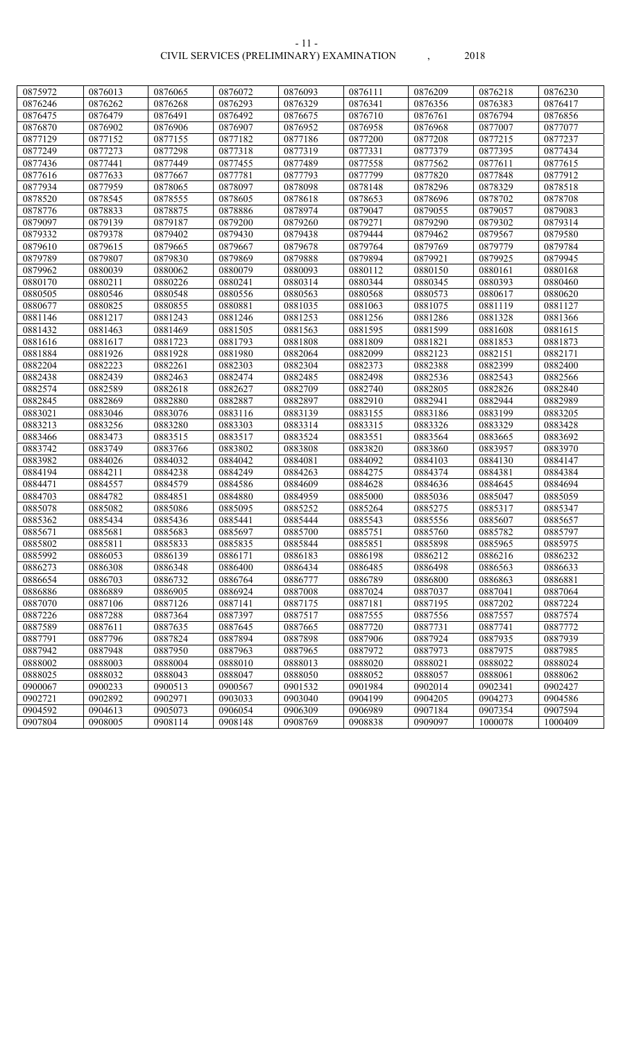| 0875972 | 0876013 | 0876065 | 0876072 | 0876093 | 0876111 | 0876209 | 0876218 | 0876230 |
|---|---|---|---|---|---|---|---|---|
| 0876246 | 0876262 | 0876268 | 0876293 | 0876329 | 0876341 | 0876356 | 0876383 | 0876417 |
| 0876475 | 0876479 | 0876491 | 0876492 | 0876675 | 0876710 | 0876761 | 0876794 | 0876856 |
| 0876870 | 0876902 | 0876906 | 0876907 | 0876952 | 0876958 | 0876968 | 0877007 | 0877077 |
| 0877129 | 0877152 | 0877155 | 0877182 | 0877186 | 0877200 | 0877208 | 0877215 | 0877237 |
| 0877249 | 0877273 | 0877298 | 0877318 | 0877319 | 0877331 | 0877379 | 0877395 | 0877434 |
| 0877436 | 0877441 | 0877449 | 0877455 | 0877489 | 0877558 | 0877562 | 0877611 | 0877615 |
| 0877616 | 0877633 | 0877667 | 0877781 | 0877793 | 0877799 | 0877820 | 0877848 | 0877912 |
| 0877934 | 0877959 | 0878065 | 0878097 | 0878098 | 0878148 | 0878296 | 0878329 | 0878518 |
| 0878520 | 0878545 | 0878555 | 0878605 | 0878618 | 0878653 | 0878696 | 0878702 | 0878708 |
| 0878776 | 0878833 | 0878875 | 0878886 | 0878974 | 0879047 | 0879055 | 0879057 | 0879083 |
| 0879097 | 0879139 | 0879187 | 0879200 | 0879260 | 0879271 | 0879290 | 0879302 | 0879314 |
| 0879332 | 0879378 | 0879402 | 0879430 | 0879438 | 0879444 | 0879462 | 0879567 | 0879580 |
| 0879610 | 0879615 | 0879665 | 0879667 | 0879678 | 0879764 | 0879769 | 0879779 | 0879784 |
| 0879789 | 0879807 | 0879830 | 0879869 | 0879888 | 0879894 | 0879921 | 0879925 | 0879945 |
| 0879962 | 0880039 | 0880062 | 0880079 | 0880093 | 0880112 | 0880150 | 0880161 | 0880168 |
| 0880170 | 0880211 | 0880226 | 0880241 | 0880314 | 0880344 | 0880345 | 0880393 | 0880460 |
| 0880505 | 0880546 | 0880548 | 0880556 | 0880563 | 0880568 | 0880573 | 0880617 | 0880620 |
| 0880677 | 0880825 | 0880855 | 0880881 | 0881035 | 0881063 | 0881075 | 0881119 | 0881127 |
| 0881146 | 0881217 | 0881243 | 0881246 | 0881253 | 0881256 | 0881286 | 0881328 | 0881366 |
| 0881432 | 0881463 | 0881469 | 0881505 | 0881563 | 0881595 | 0881599 | 0881608 | 0881615 |
| 0881616 | 0881617 | 0881723 | 0881793 | 0881808 | 0881809 | 0881821 | 0881853 | 0881873 |
| 0881884 | 0881926 | 0881928 | 0881980 | 0882064 | 0882099 | 0882123 | 0882151 | 0882171 |
| 0882204 | 0882223 | 0882261 | 0882303 | 0882304 | 0882373 | 0882388 | 0882399 | 0882400 |
| 0882438 | 0882439 | 0882463 | 0882474 | 0882485 | 0882498 | 0882536 | 0882543 | 0882566 |
| 0882574 | 0882589 | 0882618 | 0882627 | 0882709 | 0882740 | 0882805 | 0882826 | 0882840 |
| 0882845 | 0882869 | 0882880 | 0882887 | 0882897 | 0882910 | 0882941 | 0882944 | 0882989 |
| 0883021 | 0883046 | 0883076 | 0883116 | 0883139 | 0883155 | 0883186 | 0883199 | 0883205 |
| 0883213 | 0883256 | 0883280 | 0883303 | 0883314 | 0883315 | 0883326 | 0883329 | 0883428 |
| 0883466 | 0883473 | 0883515 | 0883517 | 0883524 | 0883551 | 0883564 | 0883665 | 0883692 |
| 0883742 | 0883749 | 0883766 | 0883802 | 0883808 | 0883820 | 0883860 | 0883957 | 0883970 |
| 0883982 | 0884026 | 0884032 | 0884042 | 0884081 | 0884092 | 0884103 | 0884130 | 0884147 |
| 0884194 | 0884211 | 0884238 | 0884249 | 0884263 | 0884275 | 0884374 | 0884381 | 0884384 |
| 0884471 | 0884557 | 0884579 | 0884586 | 0884609 | 0884628 | 0884636 | 0884645 | 0884694 |
| 0884703 | 0884782 | 0884851 | 0884880 | 0884959 | 0885000 | 0885036 | 0885047 | 0885059 |
| 0885078 | 0885082 | 0885086 | 0885095 | 0885252 | 0885264 | 0885275 | 0885317 | 0885347 |
| 0885362 | 0885434 | 0885436 | 0885441 | 0885444 | 0885543 | 0885556 | 0885607 | 0885657 |
| 0885671 | 0885681 | 0885683 | 0885697 | 0885700 | 0885751 | 0885760 | 0885782 | 0885797 |
| 0885802 | 0885811 | 0885833 | 0885835 | 0885844 | 0885851 | 0885898 | 0885965 | 0885975 |
| 0885992 | 0886053 | 0886139 | 0886171 | 0886183 | 0886198 | 0886212 | 0886216 | 0886232 |
| 0886273 | 0886308 | 0886348 | 0886400 | 0886434 | 0886485 | 0886498 | 0886563 | 0886633 |
| 0886654 | 0886703 | 0886732 | 0886764 | 0886777 | 0886789 | 0886800 | 0886863 | 0886881 |
| 0886886 | 0886889 | 0886905 | 0886924 | 0887008 | 0887024 | 0887037 | 0887041 | 0887064 |
| 0887070 | 0887106 | 0887126 | 0887141 | 0887175 | 0887181 | 0887195 | 0887202 | 0887224 |
| 0887226 | 0887288 | 0887364 | 0887397 | 0887517 | 0887555 | 0887556 | 0887557 | 0887574 |
| 0887589 | 0887611 | 0887635 | 0887645 | 0887665 | 0887720 | 0887731 | 0887741 | 0887772 |
| 0887791 | 0887796 | 0887824 | 0887894 | 0887898 | 0887906 | 0887924 | 0887935 | 0887939 |
| 0887942 | 0887948 | 0887950 | 0887963 | 0887965 | 0887972 | 0887973 | 0887975 | 0887985 |
| 0888002 | 0888003 | 0888004 | 0888010 | 0888013 | 0888020 | 0888021 | 0888022 | 0888024 |
| 0888025 | 0888032 | 0888043 | 0888047 | 0888050 | 0888052 | 0888057 | 0888061 | 0888062 |
| 0900067 | 0900233 | 0900513 | 0900567 | 0901532 | 0901984 | 0902014 | 0902341 | 0902427 |
| 0902721 | 0902892 | 0902971 | 0903033 | 0903040 | 0904199 | 0904205 | 0904273 | 0904586 |
| 0904592 | 0904613 | 0905073 | 0906054 | 0906309 | 0906989 | 0907184 | 0907354 | 0907594 |
| 0907804 | 0908005 | 0908114 | 0908148 | 0908769 | 0908838 | 0909097 | 1000078 | 1000409 |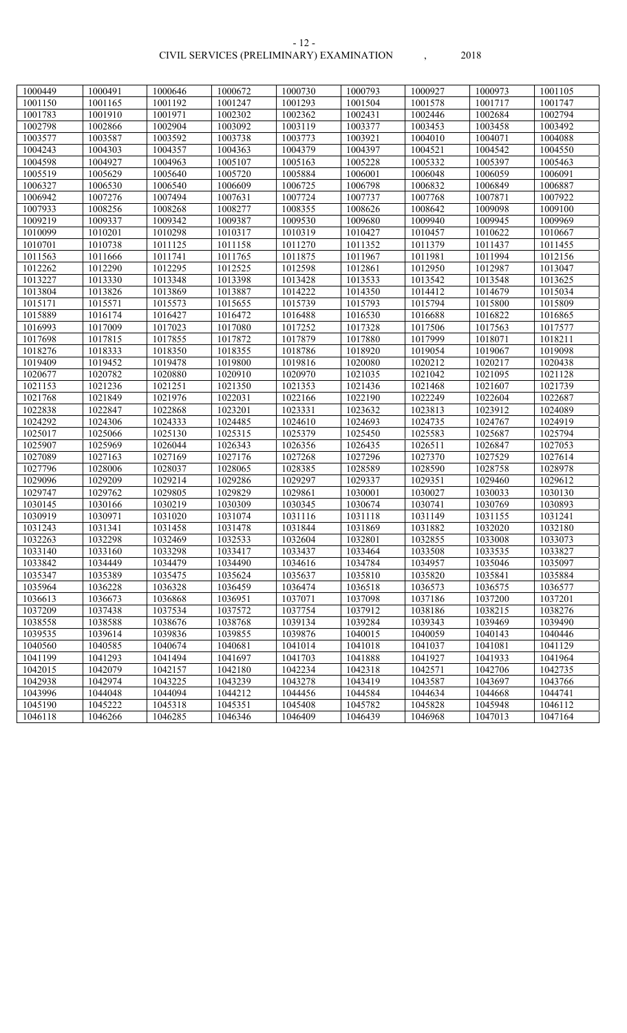| 1000449 | 1000491 | 1000646 | 1000672 | 1000730 | 1000793 | 1000927 | 1000973 | 1001105 |
|---|---|---|---|---|---|---|---|---|
| 1001150 | 1001165 | 1001192 | 1001247 | 1001293 | 1001504 | 1001578 | 1001717 | 1001747 |
| 1001783 | 1001910 | 1001971 | 1002302 | 1002362 | 1002431 | 1002446 | 1002684 | 1002794 |
| 1002798 | 1002866 | 1002904 | 1003092 | 1003119 | 1003377 | 1003453 | 1003458 | 1003492 |
| 1003577 | 1003587 | 1003592 | 1003738 | 1003773 | 1003921 | 1004010 | 1004071 | 1004088 |
| 1004243 | 1004303 | 1004357 | 1004363 | 1004379 | 1004397 | 1004521 | 1004542 | 1004550 |
| 1004598 | 1004927 | 1004963 | 1005107 | 1005163 | 1005228 | 1005332 | 1005397 | 1005463 |
| 1005519 | 1005629 | 1005640 | 1005720 | 1005884 | 1006001 | 1006048 | 1006059 | 1006091 |
| 1006327 | 1006530 | 1006540 | 1006609 | 1006725 | 1006798 | 1006832 | 1006849 | 1006887 |
| 1006942 | 1007276 | 1007494 | 1007631 | 1007724 | 1007737 | 1007768 | 1007871 | 1007922 |
| 1007933 | 1008256 | 1008268 | 1008277 | 1008355 | 1008626 | 1008642 | 1009098 | 1009100 |
| 1009219 | 1009337 | 1009342 | 1009387 | 1009530 | 1009680 | 1009940 | 1009945 | 1009969 |
| 1010099 | 1010201 | 1010298 | 1010317 | 1010319 | 1010427 | 1010457 | 1010622 | 1010667 |
| 1010701 | 1010738 | 1011125 | 1011158 | 1011270 | 1011352 | 1011379 | 1011437 | 1011455 |
| 1011563 | 1011666 | 1011741 | 1011765 | 1011875 | 1011967 | 1011981 | 1011994 | 1012156 |
| 1012262 | 1012290 | 1012295 | 1012525 | 1012598 | 1012861 | 1012950 | 1012987 | 1013047 |
| 1013227 | 1013330 | 1013348 | 1013398 | 1013428 | 1013533 | 1013542 | 1013548 | 1013625 |
| 1013804 | 1013826 | 1013869 | 1013887 | 1014222 | 1014350 | 1014412 | 1014679 | 1015034 |
| 1015171 | 1015571 | 1015573 | 1015655 | 1015739 | 1015793 | 1015794 | 1015800 | 1015809 |
| 1015889 | 1016174 | 1016427 | 1016472 | 1016488 | 1016530 | 1016688 | 1016822 | 1016865 |
| 1016993 | 1017009 | 1017023 | 1017080 | 1017252 | 1017328 | 1017506 | 1017563 | 1017577 |
| 1017698 | 1017815 | 1017855 | 1017872 | 1017879 | 1017880 | 1017999 | 1018071 | 1018211 |
| 1018276 | 1018333 | 1018350 | 1018355 | 1018786 | 1018920 | 1019054 | 1019067 | 1019098 |
| 1019409 | 1019452 | 1019478 | 1019800 | 1019816 | 1020080 | 1020212 | 1020217 | 1020438 |
| 1020677 | 1020782 | 1020880 | 1020910 | 1020970 | 1021035 | 1021042 | 1021095 | 1021128 |
| 1021153 | 1021236 | 1021251 | 1021350 | 1021353 | 1021436 | 1021468 | 1021607 | 1021739 |
| 1021768 | 1021849 | 1021976 | 1022031 | 1022166 | 1022190 | 1022249 | 1022604 | 1022687 |
| 1022838 | 1022847 | 1022868 | 1023201 | 1023331 | 1023632 | 1023813 | 1023912 | 1024089 |
| 1024292 | 1024306 | 1024333 | 1024485 | 1024610 | 1024693 | 1024735 | 1024767 | 1024919 |
| 1025017 | 1025066 | 1025130 | 1025315 | 1025379 | 1025450 | 1025583 | 1025687 | 1025794 |
| 1025907 | 1025969 | 1026044 | 1026343 | 1026356 | 1026435 | 1026511 | 1026847 | 1027053 |
| 1027089 | 1027163 | 1027169 | 1027176 | 1027268 | 1027296 | 1027370 | 1027529 | 1027614 |
| 1027796 | 1028006 | 1028037 | 1028065 | 1028385 | 1028589 | 1028590 | 1028758 | 1028978 |
| 1029096 | 1029209 | 1029214 | 1029286 | 1029297 | 1029337 | 1029351 | 1029460 | 1029612 |
| 1029747 | 1029762 | 1029805 | 1029829 | 1029861 | 1030001 | 1030027 | 1030033 | 1030130 |
| 1030145 | 1030166 | 1030219 | 1030309 | 1030345 | 1030674 | 1030741 | 1030769 | 1030893 |
| 1030919 | 1030971 | 1031020 | 1031074 | 1031116 | 1031118 | 1031149 | 1031155 | 1031241 |
| 1031243 | 1031341 | 1031458 | 1031478 | 1031844 | 1031869 | 1031882 | 1032020 | 1032180 |
| 1032263 | 1032298 | 1032469 | 1032533 | 1032604 | 1032801 | 1032855 | 1033008 | 1033073 |
| 1033140 | 1033160 | 1033298 | 1033417 | 1033437 | 1033464 | 1033508 | 1033535 | 1033827 |
| 1033842 | 1034449 | 1034479 | 1034490 | 1034616 | 1034784 | 1034957 | 1035046 | 1035097 |
| 1035347 | 1035389 | 1035475 | 1035624 | 1035637 | 1035810 | 1035820 | 1035841 | 1035884 |
| 1035964 | 1036228 | 1036328 | 1036459 | 1036474 | 1036518 | 1036573 | 1036575 | 1036577 |
| 1036613 | 1036673 | 1036868 | 1036951 | 1037071 | 1037098 | 1037186 | 1037200 | 1037201 |
| 1037209 | 1037438 | 1037534 | 1037572 | 1037754 | 1037912 | 1038186 | 1038215 | 1038276 |
| 1038558 | 1038588 | 1038676 | 1038768 | 1039134 | 1039284 | 1039343 | 1039469 | 1039490 |
| 1039535 | 1039614 | 1039836 | 1039855 | 1039876 | 1040015 | 1040059 | 1040143 | 1040446 |
| 1040560 | 1040585 | 1040674 | 1040681 | 1041014 | 1041018 | 1041037 | 1041081 | 1041129 |
| 1041199 | 1041293 | 1041494 | 1041697 | 1041703 | 1041888 | 1041927 | 1041933 | 1041964 |
| 1042015 | 1042079 | 1042157 | 1042180 | 1042234 | 1042318 | 1042571 | 1042706 | 1042735 |
| 1042938 | 1042974 | 1043225 | 1043239 | 1043278 | 1043419 | 1043587 | 1043697 | 1043766 |
| 1043996 | 1044048 | 1044094 | 1044212 | 1044456 | 1044584 | 1044634 | 1044668 | 1044741 |
| 1045190 | 1045222 | 1045318 | 1045351 | 1045408 | 1045782 | 1045828 | 1045948 | 1046112 |
| 1046118 | 1046266 | 1046285 | 1046346 | 1046409 | 1046439 | 1046968 | 1047013 | 1047164 |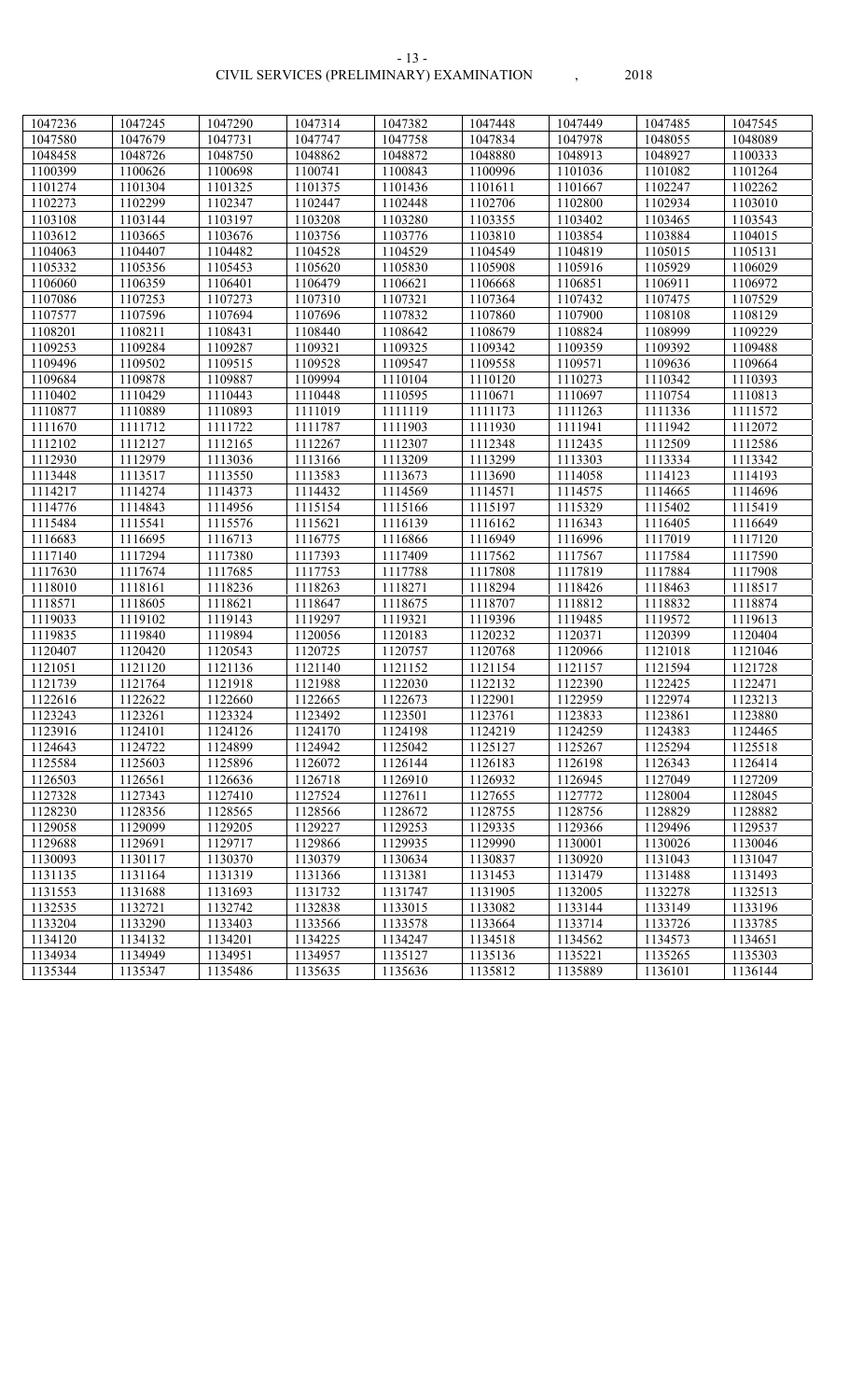| 1047236 | 1047245 | 1047290 | 1047314 | 1047382 | 1047448 | 1047449 | 1047485 | 1047545 |
|---|---|---|---|---|---|---|---|---|
| 1047580 | 1047679 | 1047731 | 1047747 | 1047758 | 1047834 | 1047978 | 1048055 | 1048089 |
| 1048458 | 1048726 | 1048750 | 1048862 | 1048872 | 1048880 | 1048913 | 1048927 | 1100333 |
| 1100399 | 1100626 | 1100698 | 1100741 | 1100843 | 1100996 | 1101036 | 1101082 | 1101264 |
| 1101274 | 1101304 | 1101325 | 1101375 | 1101436 | 1101611 | 1101667 | 1102247 | 1102262 |
| 1102273 | 1102299 | 1102347 | 1102447 | 1102448 | 1102706 | 1102800 | 1102934 | 1103010 |
| 1103108 | 1103144 | 1103197 | 1103208 | 1103280 | 1103355 | 1103402 | 1103465 | 1103543 |
| 1103612 | 1103665 | 1103676 | 1103756 | 1103776 | 1103810 | 1103854 | 1103884 | 1104015 |
| 1104063 | 1104407 | 1104482 | 1104528 | 1104529 | 1104549 | 1104819 | 1105015 | 1105131 |
| 1105332 | 1105356 | 1105453 | 1105620 | 1105830 | 1105908 | 1105916 | 1105929 | 1106029 |
| 1106060 | 1106359 | 1106401 | 1106479 | 1106621 | 1106668 | 1106851 | 1106911 | 1106972 |
| 1107086 | 1107253 | 1107273 | 1107310 | 1107321 | 1107364 | 1107432 | 1107475 | 1107529 |
| 1107577 | 1107596 | 1107694 | 1107696 | 1107832 | 1107860 | 1107900 | 1108108 | 1108129 |
| 1108201 | 1108211 | 1108431 | 1108440 | 1108642 | 1108679 | 1108824 | 1108999 | 1109229 |
| 1109253 | 1109284 | 1109287 | 1109321 | 1109325 | 1109342 | 1109359 | 1109392 | 1109488 |
| 1109496 | 1109502 | 1109515 | 1109528 | 1109547 | 1109558 | 1109571 | 1109636 | 1109664 |
| 1109684 | 1109878 | 1109887 | 1109994 | 1110104 | 1110120 | 1110273 | 1110342 | 1110393 |
| 1110402 | 1110429 | 1110443 | 1110448 | 1110595 | 1110671 | 1110697 | 1110754 | 1110813 |
| 1110877 | 1110889 | 1110893 | 1111019 | 1111119 | 1111173 | 1111263 | 1111336 | 1111572 |
| 1111670 | 1111712 | 1111722 | 1111787 | 1111903 | 1111930 | 1111941 | 1111942 | 1112072 |
| 1112102 | 1112127 | 1112165 | 1112267 | 1112307 | 1112348 | 1112435 | 1112509 | 1112586 |
| 1112930 | 1112979 | 1113036 | 1113166 | 1113209 | 1113299 | 1113303 | 1113334 | 1113342 |
| 1113448 | 1113517 | 1113550 | 1113583 | 1113673 | 1113690 | 1114058 | 1114123 | 1114193 |
| 1114217 | 1114274 | 1114373 | 1114432 | 1114569 | 1114571 | 1114575 | 1114665 | 1114696 |
| 1114776 | 1114843 | 1114956 | 1115154 | 1115166 | 1115197 | 1115329 | 1115402 | 1115419 |
| 1115484 | 1115541 | 1115576 | 1115621 | 1116139 | 1116162 | 1116343 | 1116405 | 1116649 |
| 1116683 | 1116695 | 1116713 | 1116775 | 1116866 | 1116949 | 1116996 | 1117019 | 1117120 |
| 1117140 | 1117294 | 1117380 | 1117393 | 1117409 | 1117562 | 1117567 | 1117584 | 1117590 |
| 1117630 | 1117674 | 1117685 | 1117753 | 1117788 | 1117808 | 1117819 | 1117884 | 1117908 |
| 1118010 | 1118161 | 1118236 | 1118263 | 1118271 | 1118294 | 1118426 | 1118463 | 1118517 |
| 1118571 | 1118605 | 1118621 | 1118647 | 1118675 | 1118707 | 1118812 | 1118832 | 1118874 |
| 1119033 | 1119102 | 1119143 | 1119297 | 1119321 | 1119396 | 1119485 | 1119572 | 1119613 |
| 1119835 | 1119840 | 1119894 | 1120056 | 1120183 | 1120232 | 1120371 | 1120399 | 1120404 |
| 1120407 | 1120420 | 1120543 | 1120725 | 1120757 | 1120768 | 1120966 | 1121018 | 1121046 |
| 1121051 | 1121120 | 1121136 | 1121140 | 1121152 | 1121154 | 1121157 | 1121594 | 1121728 |
| 1121739 | 1121764 | 1121918 | 1121988 | 1122030 | 1122132 | 1122390 | 1122425 | 1122471 |
| 1122616 | 1122622 | 1122660 | 1122665 | 1122673 | 1122901 | 1122959 | 1122974 | 1123213 |
| 1123243 | 1123261 | 1123324 | 1123492 | 1123501 | 1123761 | 1123833 | 1123861 | 1123880 |
| 1123916 | 1124101 | 1124126 | 1124170 | 1124198 | 1124219 | 1124259 | 1124383 | 1124465 |
| 1124643 | 1124722 | 1124899 | 1124942 | 1125042 | 1125127 | 1125267 | 1125294 | 1125518 |
| 1125584 | 1125603 | 1125896 | 1126072 | 1126144 | 1126183 | 1126198 | 1126343 | 1126414 |
| 1126503 | 1126561 | 1126636 | 1126718 | 1126910 | 1126932 | 1126945 | 1127049 | 1127209 |
| 1127328 | 1127343 | 1127410 | 1127524 | 1127611 | 1127655 | 1127772 | 1128004 | 1128045 |
| 1128230 | 1128356 | 1128565 | 1128566 | 1128672 | 1128755 | 1128756 | 1128829 | 1128882 |
| 1129058 | 1129099 | 1129205 | 1129227 | 1129253 | 1129335 | 1129366 | 1129496 | 1129537 |
| 1129688 | 1129691 | 1129717 | 1129866 | 1129935 | 1129990 | 1130001 | 1130026 | 1130046 |
| 1130093 | 1130117 | 1130370 | 1130379 | 1130634 | 1130837 | 1130920 | 1131043 | 1131047 |
| 1131135 | 1131164 | 1131319 | 1131366 | 1131381 | 1131453 | 1131479 | 1131488 | 1131493 |
| 1131553 | 1131688 | 1131693 | 1131732 | 1131747 | 1131905 | 1132005 | 1132278 | 1132513 |
| 1132535 | 1132721 | 1132742 | 1132838 | 1133015 | 1133082 | 1133144 | 1133149 | 1133196 |
| 1133204 | 1133290 | 1133403 | 1133566 | 1133578 | 1133664 | 1133714 | 1133726 | 1133785 |
| 1134120 | 1134132 | 1134201 | 1134225 | 1134247 | 1134518 | 1134562 | 1134573 | 1134651 |
| 1134934 | 1134949 | 1134951 | 1134957 | 1135127 | 1135136 | 1135221 | 1135265 | 1135303 |
| 1135344 | 1135347 | 1135486 | 1135635 | 1135636 | 1135812 | 1135889 | 1136101 | 1136144 |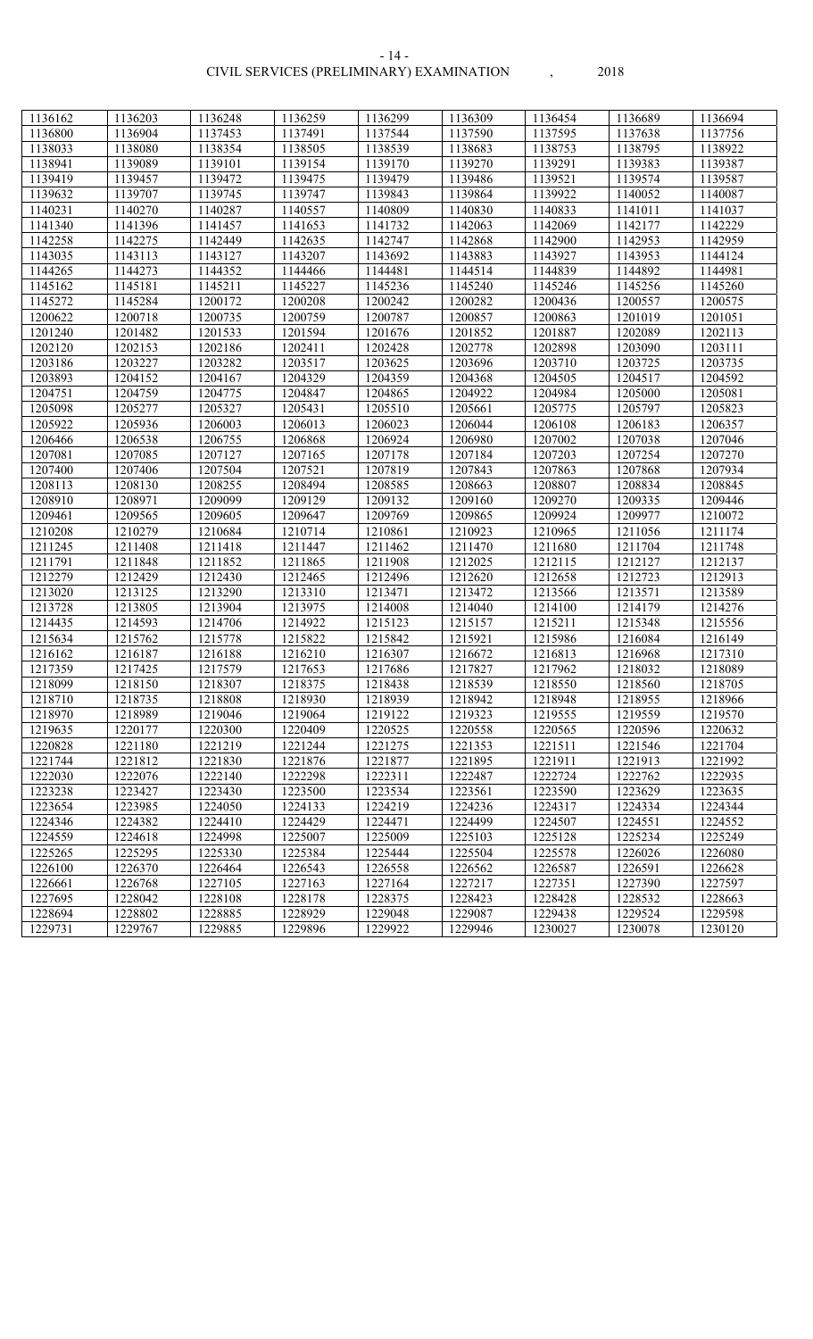| 1136162 | 1136203 | 1136248 | 1136259 | 1136299 | 1136309 | 1136454 | 1136689 | 1136694 |
|---|---|---|---|---|---|---|---|---|
| 1136800 | 1136904 | 1137453 | 1137491 | 1137544 | 1137590 | 1137595 | 1137638 | 1137756 |
| 1138033 | 1138080 | 1138354 | 1138505 | 1138539 | 1138683 | 1138753 | 1138795 | 1138922 |
| 1138941 | 1139089 | 1139101 | 1139154 | 1139170 | 1139270 | 1139291 | 1139383 | 1139387 |
| 1139419 | 1139457 | 1139472 | 1139475 | 1139479 | 1139486 | 1139521 | 1139574 | 1139587 |
| 1139632 | 1139707 | 1139745 | 1139747 | 1139843 | 1139864 | 1139922 | 1140052 | 1140087 |
| 1140231 | 1140270 | 1140287 | 1140557 | 1140809 | 1140830 | 1140833 | 1141011 | 1141037 |
| 1141340 | 1141396 | 1141457 | 1141653 | 1141732 | 1142063 | 1142069 | 1142177 | 1142229 |
| 1142258 | 1142275 | 1142449 | 1142635 | 1142747 | 1142868 | 1142900 | 1142953 | 1142959 |
| 1143035 | 1143113 | 1143127 | 1143207 | 1143692 | 1143883 | 1143927 | 1143953 | 1144124 |
| 1144265 | 1144273 | 1144352 | 1144466 | 1144481 | 1144514 | 1144839 | 1144892 | 1144981 |
| 1145162 | 1145181 | 1145211 | 1145227 | 1145236 | 1145240 | 1145246 | 1145256 | 1145260 |
| 1145272 | 1145284 | 1200172 | 1200208 | 1200242 | 1200282 | 1200436 | 1200557 | 1200575 |
| 1200622 | 1200718 | 1200735 | 1200759 | 1200787 | 1200857 | 1200863 | 1201019 | 1201051 |
| 1201240 | 1201482 | 1201533 | 1201594 | 1201676 | 1201852 | 1201887 | 1202089 | 1202113 |
| 1202120 | 1202153 | 1202186 | 1202411 | 1202428 | 1202778 | 1202898 | 1203090 | 1203111 |
| 1203186 | 1203227 | 1203282 | 1203517 | 1203625 | 1203696 | 1203710 | 1203725 | 1203735 |
| 1203893 | 1204152 | 1204167 | 1204329 | 1204359 | 1204368 | 1204505 | 1204517 | 1204592 |
| 1204751 | 1204759 | 1204775 | 1204847 | 1204865 | 1204922 | 1204984 | 1205000 | 1205081 |
| 1205098 | 1205277 | 1205327 | 1205431 | 1205510 | 1205661 | 1205775 | 1205797 | 1205823 |
| 1205922 | 1205936 | 1206003 | 1206013 | 1206023 | 1206044 | 1206108 | 1206183 | 1206357 |
| 1206466 | 1206538 | 1206755 | 1206868 | 1206924 | 1206980 | 1207002 | 1207038 | 1207046 |
| 1207081 | 1207085 | 1207127 | 1207165 | 1207178 | 1207184 | 1207203 | 1207254 | 1207270 |
| 1207400 | 1207406 | 1207504 | 1207521 | 1207819 | 1207843 | 1207863 | 1207868 | 1207934 |
| 1208113 | 1208130 | 1208255 | 1208494 | 1208585 | 1208663 | 1208807 | 1208834 | 1208845 |
| 1208910 | 1208971 | 1209099 | 1209129 | 1209132 | 1209160 | 1209270 | 1209335 | 1209446 |
| 1209461 | 1209565 | 1209605 | 1209647 | 1209769 | 1209865 | 1209924 | 1209977 | 1210072 |
| 1210208 | 1210279 | 1210684 | 1210714 | 1210861 | 1210923 | 1210965 | 1211056 | 1211174 |
| 1211245 | 1211408 | 1211418 | 1211447 | 1211462 | 1211470 | 1211680 | 1211704 | 1211748 |
| 1211791 | 1211848 | 1211852 | 1211865 | 1211908 | 1212025 | 1212115 | 1212127 | 1212137 |
| 1212279 | 1212429 | 1212430 | 1212465 | 1212496 | 1212620 | 1212658 | 1212723 | 1212913 |
| 1213020 | 1213125 | 1213290 | 1213310 | 1213471 | 1213472 | 1213566 | 1213571 | 1213589 |
| 1213728 | 1213805 | 1213904 | 1213975 | 1214008 | 1214040 | 1214100 | 1214179 | 1214276 |
| 1214435 | 1214593 | 1214706 | 1214922 | 1215123 | 1215157 | 1215211 | 1215348 | 1215556 |
| 1215634 | 1215762 | 1215778 | 1215822 | 1215842 | 1215921 | 1215986 | 1216084 | 1216149 |
| 1216162 | 1216187 | 1216188 | 1216210 | 1216307 | 1216672 | 1216813 | 1216968 | 1217310 |
| 1217359 | 1217425 | 1217579 | 1217653 | 1217686 | 1217827 | 1217962 | 1218032 | 1218089 |
| 1218099 | 1218150 | 1218307 | 1218375 | 1218438 | 1218539 | 1218550 | 1218560 | 1218705 |
| 1218710 | 1218735 | 1218808 | 1218930 | 1218939 | 1218942 | 1218948 | 1218955 | 1218966 |
| 1218970 | 1218989 | 1219046 | 1219064 | 1219122 | 1219323 | 1219555 | 1219559 | 1219570 |
| 1219635 | 1220177 | 1220300 | 1220409 | 1220525 | 1220558 | 1220565 | 1220596 | 1220632 |
| 1220828 | 1221180 | 1221219 | 1221244 | 1221275 | 1221353 | 1221511 | 1221546 | 1221704 |
| 1221744 | 1221812 | 1221830 | 1221876 | 1221877 | 1221895 | 1221911 | 1221913 | 1221992 |
| 1222030 | 1222076 | 1222140 | 1222298 | 1222311 | 1222487 | 1222724 | 1222762 | 1222935 |
| 1223238 | 1223427 | 1223430 | 1223500 | 1223534 | 1223561 | 1223590 | 1223629 | 1223635 |
| 1223654 | 1223985 | 1224050 | 1224133 | 1224219 | 1224236 | 1224317 | 1224334 | 1224344 |
| 1224346 | 1224382 | 1224410 | 1224429 | 1224471 | 1224499 | 1224507 | 1224551 | 1224552 |
| 1224559 | 1224618 | 1224998 | 1225007 | 1225009 | 1225103 | 1225128 | 1225234 | 1225249 |
| 1225265 | 1225295 | 1225330 | 1225384 | 1225444 | 1225504 | 1225578 | 1226026 | 1226080 |
| 1226100 | 1226370 | 1226464 | 1226543 | 1226558 | 1226562 | 1226587 | 1226591 | 1226628 |
| 1226661 | 1226768 | 1227105 | 1227163 | 1227164 | 1227217 | 1227351 | 1227390 | 1227597 |
| 1227695 | 1228042 | 1228108 | 1228178 | 1228375 | 1228423 | 1228428 | 1228532 | 1228663 |
| 1228694 | 1228802 | 1228885 | 1228929 | 1229048 | 1229087 | 1229438 | 1229524 | 1229598 |
| 1229731 | 1229767 | 1229885 | 1229896 | 1229922 | 1229946 | 1230027 | 1230078 | 1230120 |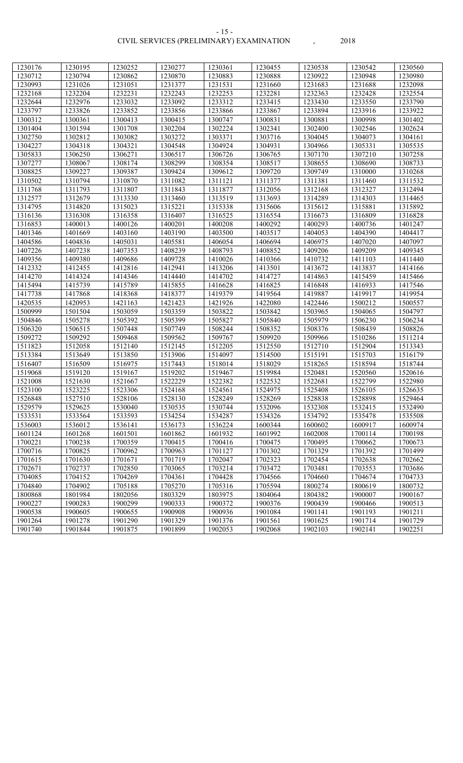| 1230176 | 1230195 | 1230252 | 1230277 | 1230361 | 1230455 | 1230538 | 1230542 | 1230560 |
|---|---|---|---|---|---|---|---|---|
| 1230712 | 1230794 | 1230862 | 1230870 | 1230883 | 1230888 | 1230922 | 1230948 | 1230980 |
| 1230993 | 1231026 | 1231051 | 1231377 | 1231531 | 1231660 | 1231683 | 1231688 | 1232098 |
| 1232168 | 1232204 | 1232231 | 1232243 | 1232253 | 1232281 | 1232363 | 1232428 | 1232554 |
| 1232644 | 1232976 | 1233032 | 1233092 | 1233312 | 1233415 | 1233430 | 1233550 | 1233790 |
| 1233797 | 1233826 | 1233852 | 1233856 | 1233866 | 1233867 | 1233894 | 1233916 | 1233922 |
| 1300312 | 1300361 | 1300413 | 1300415 | 1300747 | 1300831 | 1300881 | 1300998 | 1301402 |
| 1301404 | 1301594 | 1301708 | 1302204 | 1302224 | 1302341 | 1302400 | 1302546 | 1302624 |
| 1302750 | 1302812 | 1303082 | 1303272 | 1303371 | 1303716 | 1304045 | 1304073 | 1304161 |
| 1304227 | 1304318 | 1304321 | 1304548 | 1304924 | 1304931 | 1304966 | 1305331 | 1305535 |
| 1305833 | 1306250 | 1306271 | 1306517 | 1306726 | 1306765 | 1307170 | 1307210 | 1307258 |
| 1307277 | 1308067 | 1308174 | 1308299 | 1308354 | 1308517 | 1308655 | 1308690 | 1308733 |
| 1308825 | 1309227 | 1309387 | 1309424 | 1309612 | 1309720 | 1309749 | 1310000 | 1310268 |
| 1310502 | 1310794 | 1310870 | 1311082 | 1311121 | 1311377 | 1311381 | 1311460 | 1311532 |
| 1311768 | 1311793 | 1311807 | 1311843 | 1311877 | 1312056 | 1312168 | 1312327 | 1312494 |
| 1312577 | 1312679 | 1313330 | 1313460 | 1313519 | 1313693 | 1314289 | 1314303 | 1314465 |
| 1314795 | 1314820 | 1315023 | 1315221 | 1315338 | 1315606 | 1315612 | 1315881 | 1315892 |
| 1316136 | 1316308 | 1316358 | 1316407 | 1316525 | 1316554 | 1316673 | 1316809 | 1316828 |
| 1316853 | 1400013 | 1400126 | 1400201 | 1400208 | 1400292 | 1400293 | 1400736 | 1401247 |
| 1401346 | 1401669 | 1403160 | 1403190 | 1403500 | 1403517 | 1404053 | 1404390 | 1404417 |
| 1404586 | 1404836 | 1405031 | 1405581 | 1406054 | 1406694 | 1406975 | 1407020 | 1407097 |
| 1407226 | 1407238 | 1407353 | 1408239 | 1408793 | 1408852 | 1409206 | 1409209 | 1409345 |
| 1409356 | 1409380 | 1409686 | 1409728 | 1410026 | 1410366 | 1410732 | 1411103 | 1411440 |
| 1412332 | 1412455 | 1412816 | 1412941 | 1413206 | 1413501 | 1413672 | 1413837 | 1414166 |
| 1414270 | 1414324 | 1414346 | 1414440 | 1414702 | 1414727 | 1414863 | 1415459 | 1415466 |
| 1415494 | 1415739 | 1415789 | 1415855 | 1416628 | 1416825 | 1416848 | 1416933 | 1417546 |
| 1417738 | 1417868 | 1418368 | 1418377 | 1419379 | 1419564 | 1419887 | 1419917 | 1419954 |
| 1420535 | 1420953 | 1421163 | 1421423 | 1421926 | 1422080 | 1422446 | 1500212 | 1500557 |
| 1500999 | 1501504 | 1503059 | 1503359 | 1503822 | 1503842 | 1503965 | 1504065 | 1504797 |
| 1504846 | 1505278 | 1505392 | 1505399 | 1505827 | 1505840 | 1505979 | 1506230 | 1506234 |
| 1506320 | 1506515 | 1507448 | 1507749 | 1508244 | 1508352 | 1508376 | 1508439 | 1508826 |
| 1509272 | 1509292 | 1509468 | 1509562 | 1509767 | 1509920 | 1509966 | 1510286 | 1511214 |
| 1511823 | 1512058 | 1512140 | 1512145 | 1512205 | 1512550 | 1512710 | 1512904 | 1513343 |
| 1513384 | 1513649 | 1513850 | 1513906 | 1514097 | 1514500 | 1515191 | 1515703 | 1516179 |
| 1516407 | 1516509 | 1516975 | 1517443 | 1518014 | 1518029 | 1518265 | 1518594 | 1518744 |
| 1519068 | 1519120 | 1519167 | 1519202 | 1519467 | 1519984 | 1520481 | 1520560 | 1520616 |
| 1521008 | 1521630 | 1521667 | 1522229 | 1522382 | 1522532 | 1522681 | 1522799 | 1522980 |
| 1523100 | 1523225 | 1523306 | 1524168 | 1524561 | 1524975 | 1525408 | 1526105 | 1526635 |
| 1526848 | 1527510 | 1528106 | 1528130 | 1528249 | 1528269 | 1528838 | 1528898 | 1529464 |
| 1529579 | 1529625 | 1530040 | 1530535 | 1530744 | 1532096 | 1532308 | 1532415 | 1532490 |
| 1533531 | 1533564 | 1533593 | 1534254 | 1534287 | 1534326 | 1534792 | 1535478 | 1535508 |
| 1536003 | 1536012 | 1536141 | 1536173 | 1536224 | 1600344 | 1600602 | 1600917 | 1600974 |
| 1601124 | 1601268 | 1601501 | 1601862 | 1601932 | 1601992 | 1602008 | 1700114 | 1700198 |
| 1700221 | 1700238 | 1700359 | 1700415 | 1700416 | 1700475 | 1700495 | 1700662 | 1700673 |
| 1700716 | 1700825 | 1700962 | 1700963 | 1701127 | 1701302 | 1701329 | 1701392 | 1701499 |
| 1701615 | 1701630 | 1701671 | 1701719 | 1702047 | 1702323 | 1702454 | 1702638 | 1702662 |
| 1702671 | 1702737 | 1702850 | 1703065 | 1703214 | 1703472 | 1703481 | 1703553 | 1703686 |
| 1704085 | 1704152 | 1704269 | 1704361 | 1704428 | 1704566 | 1704660 | 1704674 | 1704733 |
| 1704840 | 1704902 | 1705188 | 1705270 | 1705316 | 1705594 | 1800274 | 1800619 | 1800732 |
| 1800868 | 1801984 | 1802056 | 1803329 | 1803975 | 1804064 | 1804382 | 1900007 | 1900167 |
| 1900227 | 1900283 | 1900299 | 1900333 | 1900372 | 1900376 | 1900439 | 1900466 | 1900513 |
| 1900538 | 1900605 | 1900655 | 1900908 | 1900936 | 1901084 | 1901141 | 1901193 | 1901211 |
| 1901264 | 1901278 | 1901290 | 1901329 | 1901376 | 1901561 | 1901625 | 1901714 | 1901729 |
| 1901740 | 1901844 | 1901875 | 1901899 | 1902053 | 1902068 | 1902103 | 1902141 | 1902251 |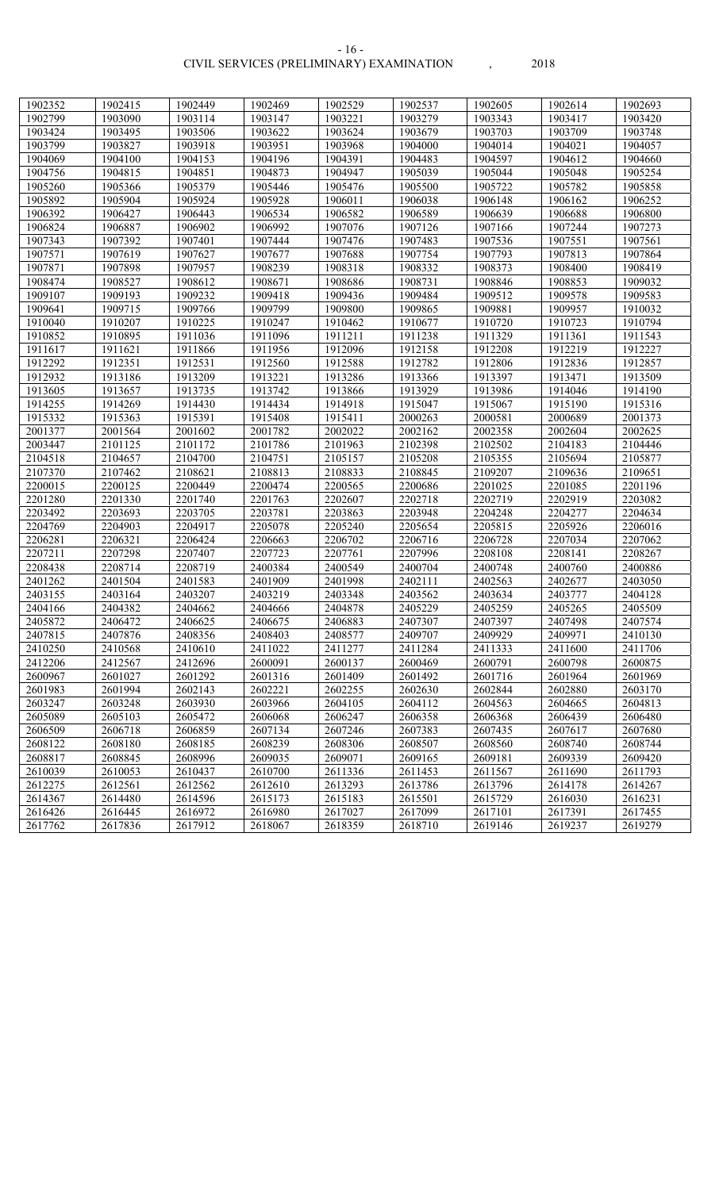| 1902352 | 1902415 | 1902449 | 1902469 | 1902529 | 1902537 | 1902605 | 1902614 | 1902693 |
|---|---|---|---|---|---|---|---|---|
| 1902799 | 1903090 | 1903114 | 1903147 | 1903221 | 1903279 | 1903343 | 1903417 | 1903420 |
| 1903424 | 1903495 | 1903506 | 1903622 | 1903624 | 1903679 | 1903703 | 1903709 | 1903748 |
| 1903799 | 1903827 | 1903918 | 1903951 | 1903968 | 1904000 | 1904014 | 1904021 | 1904057 |
| 1904069 | 1904100 | 1904153 | 1904196 | 1904391 | 1904483 | 1904597 | 1904612 | 1904660 |
| 1904756 | 1904815 | 1904851 | 1904873 | 1904947 | 1905039 | 1905044 | 1905048 | 1905254 |
| 1905260 | 1905366 | 1905379 | 1905446 | 1905476 | 1905500 | 1905722 | 1905782 | 1905858 |
| 1905892 | 1905904 | 1905924 | 1905928 | 1906011 | 1906038 | 1906148 | 1906162 | 1906252 |
| 1906392 | 1906427 | 1906443 | 1906534 | 1906582 | 1906589 | 1906639 | 1906688 | 1906800 |
| 1906824 | 1906887 | 1906902 | 1906992 | 1907076 | 1907126 | 1907166 | 1907244 | 1907273 |
| 1907343 | 1907392 | 1907401 | 1907444 | 1907476 | 1907483 | 1907536 | 1907551 | 1907561 |
| 1907571 | 1907619 | 1907627 | 1907677 | 1907688 | 1907754 | 1907793 | 1907813 | 1907864 |
| 1907871 | 1907898 | 1907957 | 1908239 | 1908318 | 1908332 | 1908373 | 1908400 | 1908419 |
| 1908474 | 1908527 | 1908612 | 1908671 | 1908686 | 1908731 | 1908846 | 1908853 | 1909032 |
| 1909107 | 1909193 | 1909232 | 1909418 | 1909436 | 1909484 | 1909512 | 1909578 | 1909583 |
| 1909641 | 1909715 | 1909766 | 1909799 | 1909800 | 1909865 | 1909881 | 1909957 | 1910032 |
| 1910040 | 1910207 | 1910225 | 1910247 | 1910462 | 1910677 | 1910720 | 1910723 | 1910794 |
| 1910852 | 1910895 | 1911036 | 1911096 | 1911211 | 1911238 | 1911329 | 1911361 | 1911543 |
| 1911617 | 1911621 | 1911866 | 1911956 | 1912096 | 1912158 | 1912208 | 1912219 | 1912227 |
| 1912292 | 1912351 | 1912531 | 1912560 | 1912588 | 1912782 | 1912806 | 1912836 | 1912857 |
| 1912932 | 1913186 | 1913209 | 1913221 | 1913286 | 1913366 | 1913397 | 1913471 | 1913509 |
| 1913605 | 1913657 | 1913735 | 1913742 | 1913866 | 1913929 | 1913986 | 1914046 | 1914190 |
| 1914255 | 1914269 | 1914430 | 1914434 | 1914918 | 1915047 | 1915067 | 1915190 | 1915316 |
| 1915332 | 1915363 | 1915391 | 1915408 | 1915411 | 2000263 | 2000581 | 2000689 | 2001373 |
| 2001377 | 2001564 | 2001602 | 2001782 | 2002022 | 2002162 | 2002358 | 2002604 | 2002625 |
| 2003447 | 2101125 | 2101172 | 2101786 | 2101963 | 2102398 | 2102502 | 2104183 | 2104446 |
| 2104518 | 2104657 | 2104700 | 2104751 | 2105157 | 2105208 | 2105355 | 2105694 | 2105877 |
| 2107370 | 2107462 | 2108621 | 2108813 | 2108833 | 2108845 | 2109207 | 2109636 | 2109651 |
| 2200015 | 2200125 | 2200449 | 2200474 | 2200565 | 2200686 | 2201025 | 2201085 | 2201196 |
| 2201280 | 2201330 | 2201740 | 2201763 | 2202607 | 2202718 | 2202719 | 2202919 | 2203082 |
| 2203492 | 2203693 | 2203705 | 2203781 | 2203863 | 2203948 | 2204248 | 2204277 | 2204634 |
| 2204769 | 2204903 | 2204917 | 2205078 | 2205240 | 2205654 | 2205815 | 2205926 | 2206016 |
| 2206281 | 2206321 | 2206424 | 2206663 | 2206702 | 2206716 | 2206728 | 2207034 | 2207062 |
| 2207211 | 2207298 | 2207407 | 2207723 | 2207761 | 2207996 | 2208108 | 2208141 | 2208267 |
| 2208438 | 2208714 | 2208719 | 2400384 | 2400549 | 2400704 | 2400748 | 2400760 | 2400886 |
| 2401262 | 2401504 | 2401583 | 2401909 | 2401998 | 2402111 | 2402563 | 2402677 | 2403050 |
| 2403155 | 2403164 | 2403207 | 2403219 | 2403348 | 2403562 | 2403634 | 2403777 | 2404128 |
| 2404166 | 2404382 | 2404662 | 2404666 | 2404878 | 2405229 | 2405259 | 2405265 | 2405509 |
| 2405872 | 2406472 | 2406625 | 2406675 | 2406883 | 2407307 | 2407397 | 2407498 | 2407574 |
| 2407815 | 2407876 | 2408356 | 2408403 | 2408577 | 2409707 | 2409929 | 2409971 | 2410130 |
| 2410250 | 2410568 | 2410610 | 2411022 | 2411277 | 2411284 | 2411333 | 2411600 | 2411706 |
| 2412206 | 2412567 | 2412696 | 2600091 | 2600137 | 2600469 | 2600791 | 2600798 | 2600875 |
| 2600967 | 2601027 | 2601292 | 2601316 | 2601409 | 2601492 | 2601716 | 2601964 | 2601969 |
| 2601983 | 2601994 | 2602143 | 2602221 | 2602255 | 2602630 | 2602844 | 2602880 | 2603170 |
| 2603247 | 2603248 | 2603930 | 2603966 | 2604105 | 2604112 | 2604563 | 2604665 | 2604813 |
| 2605089 | 2605103 | 2605472 | 2606068 | 2606247 | 2606358 | 2606368 | 2606439 | 2606480 |
| 2606509 | 2606718 | 2606859 | 2607134 | 2607246 | 2607383 | 2607435 | 2607617 | 2607680 |
| 2608122 | 2608180 | 2608185 | 2608239 | 2608306 | 2608507 | 2608560 | 2608740 | 2608744 |
| 2608817 | 2608845 | 2608996 | 2609035 | 2609071 | 2609165 | 2609181 | 2609339 | 2609420 |
| 2610039 | 2610053 | 2610437 | 2610700 | 2611336 | 2611453 | 2611567 | 2611690 | 2611793 |
| 2612275 | 2612561 | 2612562 | 2612610 | 2613293 | 2613786 | 2613796 | 2614178 | 2614267 |
| 2614367 | 2614480 | 2614596 | 2615173 | 2615183 | 2615501 | 2615729 | 2616030 | 2616231 |
| 2616426 | 2616445 | 2616972 | 2616980 | 2617027 | 2617099 | 2617101 | 2617391 | 2617455 |
| 2617762 | 2617836 | 2617912 | 2618067 | 2618359 | 2618710 | 2619146 | 2619237 | 2619279 |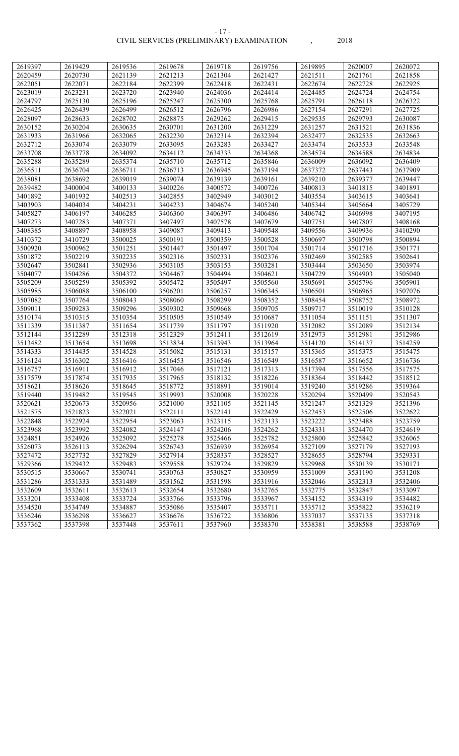| 2619397 | 2619429 | 2619536 | 2619678 | 2619718 | 2619756 | 2619895 | 2620007 | 2620072 |
|---|---|---|---|---|---|---|---|---|
| 2620459 | 2620730 | 2621139 | 2621213 | 2621304 | 2621427 | 2621511 | 2621761 | 2621858 |
| 2622051 | 2622071 | 2622184 | 2622399 | 2622418 | 2622431 | 2622674 | 2622728 | 2622925 |
| 2623019 | 2623231 | 2623720 | 2623940 | 2624036 | 2624414 | 2624485 | 2624724 | 2624754 |
| 2624797 | 2625130 | 2625196 | 2625247 | 2625300 | 2625768 | 2625791 | 2626118 | 2626322 |
| 2626425 | 2626439 | 2626499 | 2626512 | 2626796 | 2626986 | 2627154 | 2627291 | 2627725 |
| 2628097 | 2628633 | 2628702 | 2628875 | 2629262 | 2629415 | 2629535 | 2629793 | 2630087 |
| 2630152 | 2630204 | 2630635 | 2630701 | 2631200 | 2631229 | 2631257 | 2631521 | 2631836 |
| 2631933 | 2631966 | 2632065 | 2632230 | 2632314 | 2632394 | 2632477 | 2632535 | 2632663 |
| 2632712 | 2633074 | 2633079 | 2633095 | 2633283 | 2633427 | 2633474 | 2633533 | 2633548 |
| 2633708 | 2633778 | 2634092 | 2634112 | 2634333 | 2634368 | 2634574 | 2634588 | 2634834 |
| 2635288 | 2635289 | 2635374 | 2635710 | 2635712 | 2635846 | 2636009 | 2636092 | 2636409 |
| 2636511 | 2636704 | 2636711 | 2636713 | 2636945 | 2637194 | 2637372 | 2637443 | 2637909 |
| 2638081 | 2638692 | 2639019 | 2639074 | 2639139 | 2639161 | 2639210 | 2639377 | 2639447 |
| 2639482 | 3400004 | 3400133 | 3400226 | 3400572 | 3400726 | 3400813 | 3401815 | 3401891 |
| 3401892 | 3401932 | 3402513 | 3402855 | 3402949 | 3403012 | 3403554 | 3403615 | 3403641 |
| 3403903 | 3404034 | 3404231 | 3404233 | 3404674 | 3405240 | 3405344 | 3405664 | 3405729 |
| 3405827 | 3406197 | 3406285 | 3406360 | 3406397 | 3406486 | 3406742 | 3406998 | 3407195 |
| 3407273 | 3407283 | 3407371 | 3407497 | 3407578 | 3407679 | 3407751 | 3407807 | 3408168 |
| 3408385 | 3408897 | 3408958 | 3409087 | 3409413 | 3409548 | 3409556 | 3409936 | 3410290 |
| 3410372 | 3410729 | 3500025 | 3500191 | 3500359 | 3500528 | 3500697 | 3500798 | 3500894 |
| 3500920 | 3500962 | 3501251 | 3501447 | 3501497 | 3501704 | 3501714 | 3501716 | 3501771 |
| 3501872 | 3502219 | 3502235 | 3502316 | 3502331 | 3502376 | 3502469 | 3502585 | 3502641 |
| 3502647 | 3502841 | 3502936 | 3503105 | 3503153 | 3503281 | 3503444 | 3503650 | 3503974 |
| 3504077 | 3504286 | 3504372 | 3504467 | 3504494 | 3504621 | 3504729 | 3504903 | 3505040 |
| 3505209 | 3505259 | 3505392 | 3505472 | 3505497 | 3505560 | 3505691 | 3505796 | 3505901 |
| 3505985 | 3506088 | 3506100 | 3506201 | 3506257 | 3506345 | 3506501 | 3506965 | 3507076 |
| 3507082 | 3507764 | 3508043 | 3508060 | 3508299 | 3508352 | 3508454 | 3508752 | 3508972 |
| 3509011 | 3509283 | 3509296 | 3509302 | 3509668 | 3509705 | 3509717 | 3510019 | 3510128 |
| 3510174 | 3510315 | 3510354 | 3510505 | 3510549 | 3510687 | 3511054 | 3511151 | 3511307 |
| 3511339 | 3511387 | 3511654 | 3511739 | 3511797 | 3511920 | 3512082 | 3512089 | 3512134 |
| 3512144 | 3512289 | 3512318 | 3512329 | 3512411 | 3512619 | 3512973 | 3512981 | 3512986 |
| 3513482 | 3513654 | 3513698 | 3513834 | 3513943 | 3513964 | 3514120 | 3514137 | 3514259 |
| 3514333 | 3514435 | 3514528 | 3515082 | 3515131 | 3515157 | 3515365 | 3515375 | 3515475 |
| 3516124 | 3516302 | 3516416 | 3516453 | 3516546 | 3516549 | 3516587 | 3516652 | 3516736 |
| 3516757 | 3516911 | 3516912 | 3517046 | 3517121 | 3517313 | 3517394 | 3517556 | 3517575 |
| 3517579 | 3517874 | 3517935 | 3517965 | 3518132 | 3518226 | 3518364 | 3518442 | 3518512 |
| 3518621 | 3518626 | 3518645 | 3518772 | 3518891 | 3519014 | 3519240 | 3519286 | 3519364 |
| 3519440 | 3519482 | 3519545 | 3519993 | 3520008 | 3520228 | 3520294 | 3520499 | 3520543 |
| 3520621 | 3520673 | 3520956 | 3521000 | 3521105 | 3521145 | 3521247 | 3521329 | 3521396 |
| 3521575 | 3521823 | 3522021 | 3522111 | 3522141 | 3522429 | 3522453 | 3522506 | 3522622 |
| 3522848 | 3522924 | 3522954 | 3523063 | 3523115 | 3523133 | 3523222 | 3523488 | 3523759 |
| 3523968 | 3523992 | 3524082 | 3524147 | 3524206 | 3524262 | 3524331 | 3524470 | 3524619 |
| 3524851 | 3524926 | 3525092 | 3525278 | 3525466 | 3525782 | 3525800 | 3525842 | 3526065 |
| 3526073 | 3526113 | 3526294 | 3526743 | 3526939 | 3526954 | 3527109 | 3527179 | 3527193 |
| 3527472 | 3527732 | 3527829 | 3527914 | 3528337 | 3528527 | 3528655 | 3528794 | 3529331 |
| 3529366 | 3529432 | 3529483 | 3529558 | 3529724 | 3529829 | 3529968 | 3530139 | 3530171 |
| 3530515 | 3530667 | 3530741 | 3530763 | 3530827 | 3530959 | 3531009 | 3531190 | 3531208 |
| 3531286 | 3531333 | 3531489 | 3531562 | 3531598 | 3531916 | 3532046 | 3532313 | 3532406 |
| 3532609 | 3532611 | 3532613 | 3532654 | 3532680 | 3532765 | 3532775 | 3532847 | 3533097 |
| 3533201 | 3533408 | 3533724 | 3533766 | 3533796 | 3533967 | 3534152 | 3534319 | 3534482 |
| 3534520 | 3534749 | 3534887 | 3535086 | 3535407 | 3535711 | 3535712 | 3535822 | 3536219 |
| 3536246 | 3536298 | 3536627 | 3536676 | 3536722 | 3536806 | 3537037 | 3537135 | 3537318 |
| 3537362 | 3537398 | 3537448 | 3537611 | 3537960 | 3538370 | 3538381 | 3538588 | 3538769 |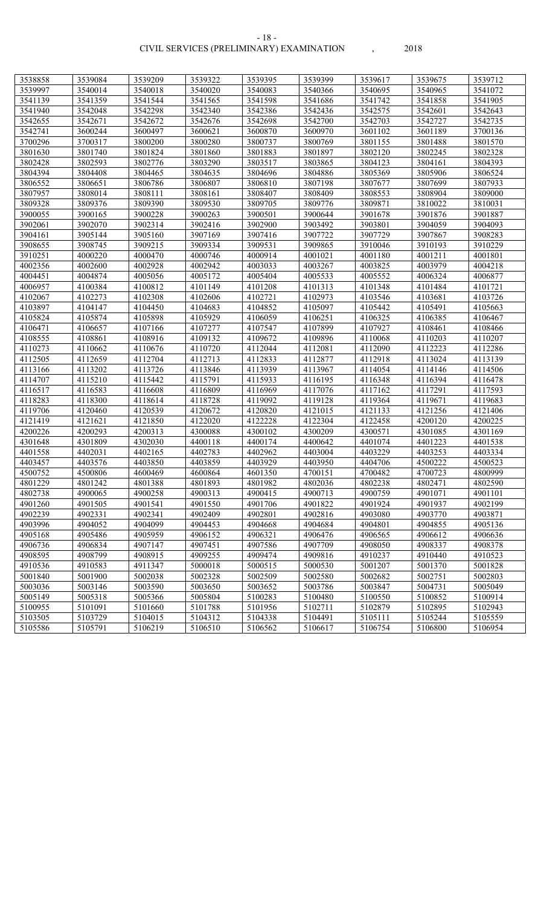| 3538858 | 3539084 | 3539209 | 3539322 | 3539395 | 3539399 | 3539617 | 3539675 | 3539712 |
|---|---|---|---|---|---|---|---|---|
| 3539997 | 3540014 | 3540018 | 3540020 | 3540083 | 3540366 | 3540695 | 3540965 | 3541072 |
| 3541139 | 3541359 | 3541544 | 3541565 | 3541598 | 3541686 | 3541742 | 3541858 | 3541905 |
| 3541940 | 3542048 | 3542298 | 3542340 | 3542386 | 3542436 | 3542575 | 3542601 | 3542643 |
| 3542655 | 3542671 | 3542672 | 3542676 | 3542698 | 3542700 | 3542703 | 3542727 | 3542735 |
| 3542741 | 3600244 | 3600497 | 3600621 | 3600870 | 3600970 | 3601102 | 3601189 | 3700136 |
| 3700296 | 3700317 | 3800200 | 3800280 | 3800737 | 3800769 | 3801155 | 3801488 | 3801570 |
| 3801630 | 3801740 | 3801824 | 3801860 | 3801883 | 3801897 | 3802120 | 3802245 | 3802328 |
| 3802428 | 3802593 | 3802776 | 3803290 | 3803517 | 3803865 | 3804123 | 3804161 | 3804393 |
| 3804394 | 3804408 | 3804465 | 3804635 | 3804696 | 3804886 | 3805369 | 3805906 | 3806524 |
| 3806552 | 3806651 | 3806786 | 3806807 | 3806810 | 3807198 | 3807677 | 3807699 | 3807933 |
| 3807957 | 3808014 | 3808111 | 3808161 | 3808407 | 3808409 | 3808553 | 3808904 | 3809000 |
| 3809328 | 3809376 | 3809390 | 3809530 | 3809705 | 3809776 | 3809871 | 3810022 | 3810031 |
| 3900055 | 3900165 | 3900228 | 3900263 | 3900501 | 3900644 | 3901678 | 3901876 | 3901887 |
| 3902061 | 3902070 | 3902314 | 3902416 | 3902900 | 3903492 | 3903801 | 3904059 | 3904093 |
| 3904161 | 3905144 | 3905160 | 3907169 | 3907416 | 3907722 | 3907729 | 3907867 | 3908283 |
| 3908655 | 3908745 | 3909215 | 3909334 | 3909531 | 3909865 | 3910046 | 3910193 | 3910229 |
| 3910251 | 4000220 | 4000470 | 4000746 | 4000914 | 4001021 | 4001180 | 4001211 | 4001801 |
| 4002356 | 4002600 | 4002928 | 4002942 | 4003033 | 4003267 | 4003825 | 4003979 | 4004218 |
| 4004451 | 4004874 | 4005056 | 4005172 | 4005404 | 4005533 | 4005552 | 4006324 | 4006877 |
| 4006957 | 4100384 | 4100812 | 4101149 | 4101208 | 4101313 | 4101348 | 4101484 | 4101721 |
| 4102067 | 4102273 | 4102308 | 4102606 | 4102721 | 4102973 | 4103546 | 4103681 | 4103726 |
| 4103897 | 4104147 | 4104450 | 4104683 | 4104852 | 4105097 | 4105442 | 4105491 | 4105663 |
| 4105824 | 4105874 | 4105898 | 4105929 | 4106059 | 4106251 | 4106325 | 4106385 | 4106467 |
| 4106471 | 4106657 | 4107166 | 4107277 | 4107547 | 4107899 | 4107927 | 4108461 | 4108466 |
| 4108555 | 4108861 | 4108916 | 4109132 | 4109672 | 4109896 | 4110068 | 4110203 | 4110207 |
| 4110273 | 4110662 | 4110676 | 4110720 | 4112044 | 4112081 | 4112090 | 4112223 | 4112286 |
| 4112505 | 4112659 | 4112704 | 4112713 | 4112833 | 4112877 | 4112918 | 4113024 | 4113139 |
| 4113166 | 4113202 | 4113726 | 4113846 | 4113939 | 4113967 | 4114054 | 4114146 | 4114506 |
| 4114707 | 4115210 | 4115442 | 4115791 | 4115933 | 4116195 | 4116348 | 4116394 | 4116478 |
| 4116517 | 4116583 | 4116608 | 4116809 | 4116969 | 4117076 | 4117162 | 4117291 | 4117593 |
| 4118283 | 4118300 | 4118614 | 4118728 | 4119092 | 4119128 | 4119364 | 4119671 | 4119683 |
| 4119706 | 4120460 | 4120539 | 4120672 | 4120820 | 4121015 | 4121133 | 4121256 | 4121406 |
| 4121419 | 4121621 | 4121850 | 4122020 | 4122228 | 4122304 | 4122458 | 4200120 | 4200225 |
| 4200226 | 4200293 | 4200313 | 4300088 | 4300102 | 4300209 | 4300571 | 4301085 | 4301169 |
| 4301648 | 4301809 | 4302030 | 4400118 | 4400174 | 4400642 | 4401074 | 4401223 | 4401538 |
| 4401558 | 4402031 | 4402165 | 4402783 | 4402962 | 4403004 | 4403229 | 4403253 | 4403334 |
| 4403457 | 4403576 | 4403850 | 4403859 | 4403929 | 4403950 | 4404706 | 4500222 | 4500523 |
| 4500752 | 4500806 | 4600469 | 4600864 | 4601350 | 4700151 | 4700482 | 4700723 | 4800999 |
| 4801229 | 4801242 | 4801388 | 4801893 | 4801982 | 4802036 | 4802238 | 4802471 | 4802590 |
| 4802738 | 4900065 | 4900258 | 4900313 | 4900415 | 4900713 | 4900759 | 4901071 | 4901101 |
| 4901260 | 4901505 | 4901541 | 4901550 | 4901706 | 4901822 | 4901924 | 4901937 | 4902199 |
| 4902239 | 4902331 | 4902341 | 4902409 | 4902801 | 4902816 | 4903080 | 4903770 | 4903871 |
| 4903996 | 4904052 | 4904099 | 4904453 | 4904668 | 4904684 | 4904801 | 4904855 | 4905136 |
| 4905168 | 4905486 | 4905959 | 4906152 | 4906321 | 4906476 | 4906565 | 4906612 | 4906636 |
| 4906736 | 4906834 | 4907147 | 4907451 | 4907586 | 4907709 | 4908050 | 4908337 | 4908378 |
| 4908595 | 4908799 | 4908915 | 4909255 | 4909474 | 4909816 | 4910237 | 4910440 | 4910523 |
| 4910536 | 4910583 | 4911347 | 5000018 | 5000515 | 5000530 | 5001207 | 5001370 | 5001828 |
| 5001840 | 5001900 | 5002038 | 5002328 | 5002509 | 5002580 | 5002682 | 5002751 | 5002803 |
| 5003036 | 5003146 | 5003590 | 5003650 | 5003652 | 5003786 | 5003847 | 5004731 | 5005049 |
| 5005149 | 5005318 | 5005366 | 5005804 | 5100283 | 5100480 | 5100550 | 5100852 | 5100914 |
| 5100955 | 5101091 | 5101660 | 5101788 | 5101956 | 5102711 | 5102879 | 5102895 | 5102943 |
| 5103505 | 5103729 | 5104015 | 5104312 | 5104338 | 5104491 | 5105111 | 5105244 | 5105559 |
| 5105586 | 5105791 | 5106219 | 5106510 | 5106562 | 5106617 | 5106754 | 5106800 | 5106954 |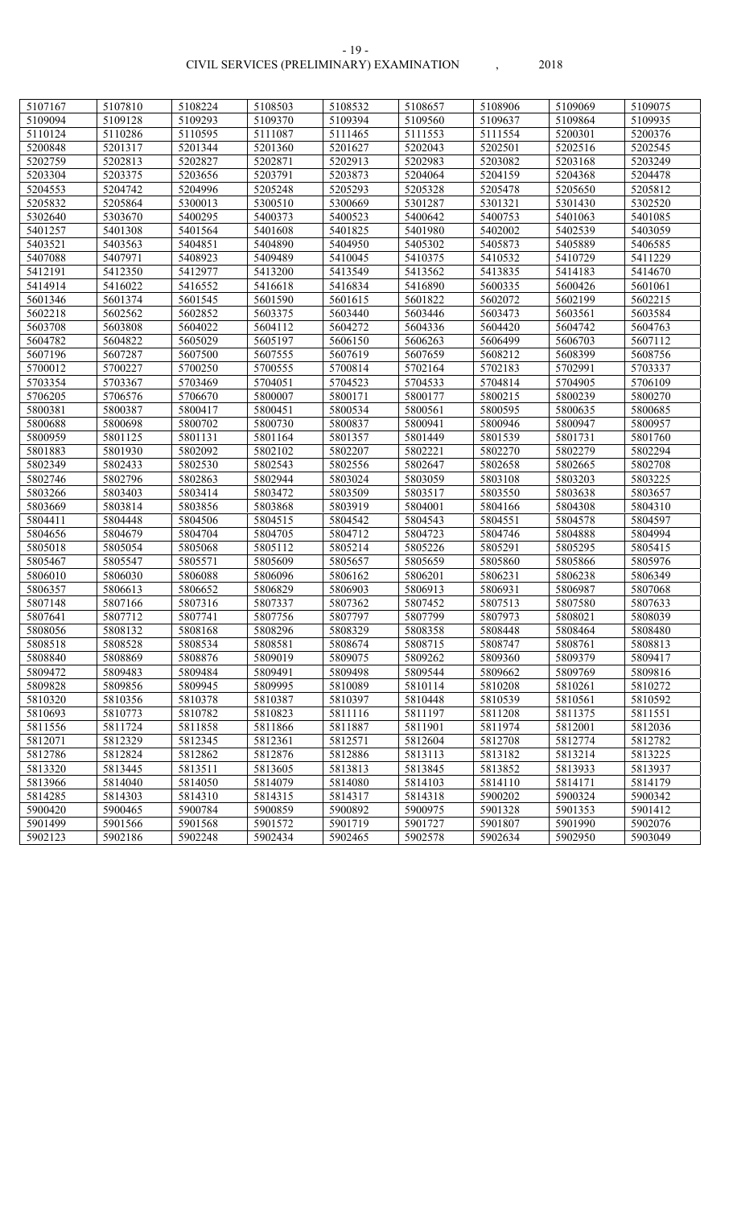| 5107167 | 5107810 | 5108224 | 5108503 | 5108532 | 5108657 | 5108906 | 5109069 | 5109075 |
|---|---|---|---|---|---|---|---|---|
| 5109094 | 5109128 | 5109293 | 5109370 | 5109394 | 5109560 | 5109637 | 5109864 | 5109935 |
| 5110124 | 5110286 | 5110595 | 5111087 | 5111465 | 5111553 | 5111554 | 5200301 | 5200376 |
| 5200848 | 5201317 | 5201344 | 5201360 | 5201627 | 5202043 | 5202501 | 5202516 | 5202545 |
| 5202759 | 5202813 | 5202827 | 5202871 | 5202913 | 5202983 | 5203082 | 5203168 | 5203249 |
| 5203304 | 5203375 | 5203656 | 5203791 | 5203873 | 5204064 | 5204159 | 5204368 | 5204478 |
| 5204553 | 5204742 | 5204996 | 5205248 | 5205293 | 5205328 | 5205478 | 5205650 | 5205812 |
| 5205832 | 5205864 | 5300013 | 5300510 | 5300669 | 5301287 | 5301321 | 5301430 | 5302520 |
| 5302640 | 5303670 | 5400295 | 5400373 | 5400523 | 5400642 | 5400753 | 5401063 | 5401085 |
| 5401257 | 5401308 | 5401564 | 5401608 | 5401825 | 5401980 | 5402002 | 5402539 | 5403059 |
| 5403521 | 5403563 | 5404851 | 5404890 | 5404950 | 5405302 | 5405873 | 5405889 | 5406585 |
| 5407088 | 5407971 | 5408923 | 5409489 | 5410045 | 5410375 | 5410532 | 5410729 | 5411229 |
| 5412191 | 5412350 | 5412977 | 5413200 | 5413549 | 5413562 | 5413835 | 5414183 | 5414670 |
| 5414914 | 5416022 | 5416552 | 5416618 | 5416834 | 5416890 | 5600335 | 5600426 | 5601061 |
| 5601346 | 5601374 | 5601545 | 5601590 | 5601615 | 5601822 | 5602072 | 5602199 | 5602215 |
| 5602218 | 5602562 | 5602852 | 5603375 | 5603440 | 5603446 | 5603473 | 5603561 | 5603584 |
| 5603708 | 5603808 | 5604022 | 5604112 | 5604272 | 5604336 | 5604420 | 5604742 | 5604763 |
| 5604782 | 5604822 | 5605029 | 5605197 | 5606150 | 5606263 | 5606499 | 5606703 | 5607112 |
| 5607196 | 5607287 | 5607500 | 5607555 | 5607619 | 5607659 | 5608212 | 5608399 | 5608756 |
| 5700012 | 5700227 | 5700250 | 5700555 | 5700814 | 5702164 | 5702183 | 5702991 | 5703337 |
| 5703354 | 5703367 | 5703469 | 5704051 | 5704523 | 5704533 | 5704814 | 5704905 | 5706109 |
| 5706205 | 5706576 | 5706670 | 5800007 | 5800171 | 5800177 | 5800215 | 5800239 | 5800270 |
| 5800381 | 5800387 | 5800417 | 5800451 | 5800534 | 5800561 | 5800595 | 5800635 | 5800685 |
| 5800688 | 5800698 | 5800702 | 5800730 | 5800837 | 5800941 | 5800946 | 5800947 | 5800957 |
| 5800959 | 5801125 | 5801131 | 5801164 | 5801357 | 5801449 | 5801539 | 5801731 | 5801760 |
| 5801883 | 5801930 | 5802092 | 5802102 | 5802207 | 5802221 | 5802270 | 5802279 | 5802294 |
| 5802349 | 5802433 | 5802530 | 5802543 | 5802556 | 5802647 | 5802658 | 5802665 | 5802708 |
| 5802746 | 5802796 | 5802863 | 5802944 | 5803024 | 5803059 | 5803108 | 5803203 | 5803225 |
| 5803266 | 5803403 | 5803414 | 5803472 | 5803509 | 5803517 | 5803550 | 5803638 | 5803657 |
| 5803669 | 5803814 | 5803856 | 5803868 | 5803919 | 5804001 | 5804166 | 5804308 | 5804310 |
| 5804411 | 5804448 | 5804506 | 5804515 | 5804542 | 5804543 | 5804551 | 5804578 | 5804597 |
| 5804656 | 5804679 | 5804704 | 5804705 | 5804712 | 5804723 | 5804746 | 5804888 | 5804994 |
| 5805018 | 5805054 | 5805068 | 5805112 | 5805214 | 5805226 | 5805291 | 5805295 | 5805415 |
| 5805467 | 5805547 | 5805571 | 5805609 | 5805657 | 5805659 | 5805860 | 5805866 | 5805976 |
| 5806010 | 5806030 | 5806088 | 5806096 | 5806162 | 5806201 | 5806231 | 5806238 | 5806349 |
| 5806357 | 5806613 | 5806652 | 5806829 | 5806903 | 5806913 | 5806931 | 5806987 | 5807068 |
| 5807148 | 5807166 | 5807316 | 5807337 | 5807362 | 5807452 | 5807513 | 5807580 | 5807633 |
| 5807641 | 5807712 | 5807741 | 5807756 | 5807797 | 5807799 | 5807973 | 5808021 | 5808039 |
| 5808056 | 5808132 | 5808168 | 5808296 | 5808329 | 5808358 | 5808448 | 5808464 | 5808480 |
| 5808518 | 5808528 | 5808534 | 5808581 | 5808674 | 5808715 | 5808747 | 5808761 | 5808813 |
| 5808840 | 5808869 | 5808876 | 5809019 | 5809075 | 5809262 | 5809360 | 5809379 | 5809417 |
| 5809472 | 5809483 | 5809484 | 5809491 | 5809498 | 5809544 | 5809662 | 5809769 | 5809816 |
| 5809828 | 5809856 | 5809945 | 5809995 | 5810089 | 5810114 | 5810208 | 5810261 | 5810272 |
| 5810320 | 5810356 | 5810378 | 5810387 | 5810397 | 5810448 | 5810539 | 5810561 | 5810592 |
| 5810693 | 5810773 | 5810782 | 5810823 | 5811116 | 5811197 | 5811208 | 5811375 | 5811551 |
| 5811556 | 5811724 | 5811858 | 5811866 | 5811887 | 5811901 | 5811974 | 5812001 | 5812036 |
| 5812071 | 5812329 | 5812345 | 5812361 | 5812571 | 5812604 | 5812708 | 5812774 | 5812782 |
| 5812786 | 5812824 | 5812862 | 5812876 | 5812886 | 5813113 | 5813182 | 5813214 | 5813225 |
| 5813320 | 5813445 | 5813511 | 5813605 | 5813813 | 5813845 | 5813852 | 5813933 | 5813937 |
| 5813966 | 5814040 | 5814050 | 5814079 | 5814080 | 5814103 | 5814110 | 5814171 | 5814179 |
| 5814285 | 5814303 | 5814310 | 5814315 | 5814317 | 5814318 | 5900202 | 5900324 | 5900342 |
| 5900420 | 5900465 | 5900784 | 5900859 | 5900892 | 5900975 | 5901328 | 5901353 | 5901412 |
| 5901499 | 5901566 | 5901568 | 5901572 | 5901719 | 5901727 | 5901807 | 5901990 | 5902076 |
| 5902123 | 5902186 | 5902248 | 5902434 | 5902465 | 5902578 | 5902634 | 5902950 | 5903049 |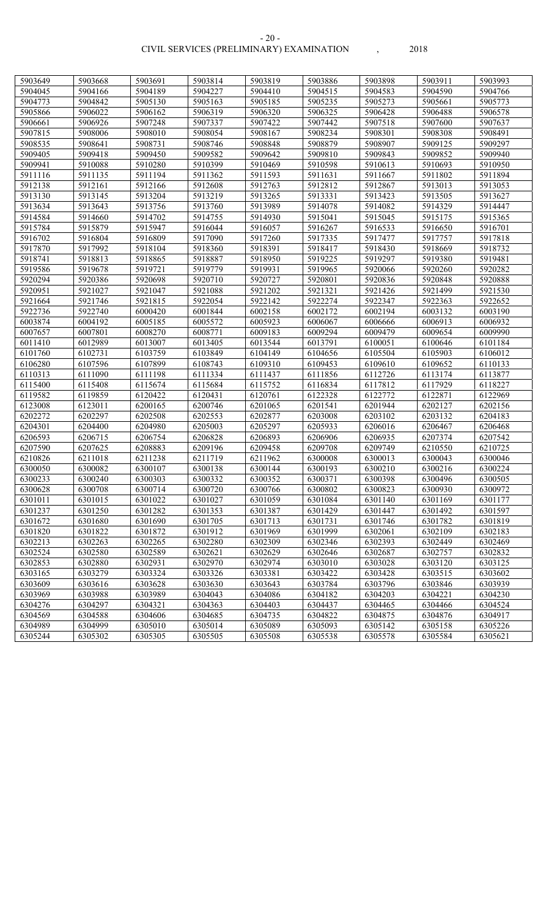| 5903649 | 5903668 | 5903691 | 5903814 | 5903819 | 5903886 | 5903898 | 5903911 | 5903993 |
|---|---|---|---|---|---|---|---|---|
| 5904045 | 5904166 | 5904189 | 5904227 | 5904410 | 5904515 | 5904583 | 5904590 | 5904766 |
| 5904773 | 5904842 | 5905130 | 5905163 | 5905185 | 5905235 | 5905273 | 5905661 | 5905773 |
| 5905866 | 5906022 | 5906162 | 5906319 | 5906320 | 5906325 | 5906428 | 5906488 | 5906578 |
| 5906661 | 5906926 | 5907248 | 5907337 | 5907422 | 5907442 | 5907518 | 5907600 | 5907637 |
| 5907815 | 5908006 | 5908010 | 5908054 | 5908167 | 5908234 | 5908301 | 5908308 | 5908491 |
| 5908535 | 5908641 | 5908731 | 5908746 | 5908848 | 5908879 | 5908907 | 5909125 | 5909297 |
| 5909405 | 5909418 | 5909450 | 5909582 | 5909642 | 5909810 | 5909843 | 5909852 | 5909940 |
| 5909941 | 5910088 | 5910280 | 5910399 | 5910469 | 5910598 | 5910613 | 5910693 | 5910950 |
| 5911116 | 5911135 | 5911194 | 5911362 | 5911593 | 5911631 | 5911667 | 5911802 | 5911894 |
| 5912138 | 5912161 | 5912166 | 5912608 | 5912763 | 5912812 | 5912867 | 5913013 | 5913053 |
| 5913130 | 5913145 | 5913204 | 5913219 | 5913265 | 5913331 | 5913423 | 5913505 | 5913627 |
| 5913634 | 5913643 | 5913756 | 5913760 | 5913989 | 5914078 | 5914082 | 5914329 | 5914447 |
| 5914584 | 5914660 | 5914702 | 5914755 | 5914930 | 5915041 | 5915045 | 5915175 | 5915365 |
| 5915784 | 5915879 | 5915947 | 5916044 | 5916057 | 5916267 | 5916533 | 5916650 | 5916701 |
| 5916702 | 5916804 | 5916809 | 5917090 | 5917260 | 5917335 | 5917477 | 5917757 | 5917818 |
| 5917870 | 5917992 | 5918104 | 5918360 | 5918391 | 5918417 | 5918430 | 5918669 | 5918732 |
| 5918741 | 5918813 | 5918865 | 5918887 | 5918950 | 5919225 | 5919297 | 5919380 | 5919481 |
| 5919586 | 5919678 | 5919721 | 5919779 | 5919931 | 5919965 | 5920066 | 5920260 | 5920282 |
| 5920294 | 5920386 | 5920698 | 5920710 | 5920727 | 5920801 | 5920836 | 5920848 | 5920888 |
| 5920951 | 5921027 | 5921047 | 5921088 | 5921202 | 5921321 | 5921426 | 5921499 | 5921530 |
| 5921664 | 5921746 | 5921815 | 5922054 | 5922142 | 5922274 | 5922347 | 5922363 | 5922652 |
| 5922736 | 5922740 | 6000420 | 6001844 | 6002158 | 6002172 | 6002194 | 6003132 | 6003190 |
| 6003874 | 6004192 | 6005185 | 6005572 | 6005923 | 6006067 | 6006666 | 6006913 | 6006932 |
| 6007657 | 6007801 | 6008270 | 6008771 | 6009183 | 6009294 | 6009479 | 6009654 | 6009990 |
| 6011410 | 6012989 | 6013007 | 6013405 | 6013544 | 6013791 | 6100051 | 6100646 | 6101184 |
| 6101760 | 6102731 | 6103759 | 6103849 | 6104149 | 6104656 | 6105504 | 6105903 | 6106012 |
| 6106280 | 6107596 | 6107899 | 6108743 | 6109310 | 6109453 | 6109610 | 6109652 | 6110133 |
| 6110313 | 6111090 | 6111198 | 6111334 | 6111437 | 6111856 | 6112726 | 6113174 | 6113877 |
| 6115400 | 6115408 | 6115674 | 6115684 | 6115752 | 6116834 | 6117812 | 6117929 | 6118227 |
| 6119582 | 6119859 | 6120422 | 6120431 | 6120761 | 6122328 | 6122772 | 6122871 | 6122969 |
| 6123008 | 6123011 | 6200165 | 6200746 | 6201065 | 6201541 | 6201944 | 6202127 | 6202156 |
| 6202272 | 6202297 | 6202508 | 6202553 | 6202877 | 6203008 | 6203102 | 6203132 | 6204183 |
| 6204301 | 6204400 | 6204980 | 6205003 | 6205297 | 6205933 | 6206016 | 6206467 | 6206468 |
| 6206593 | 6206715 | 6206754 | 6206828 | 6206893 | 6206906 | 6206935 | 6207374 | 6207542 |
| 6207590 | 6207625 | 6208883 | 6209196 | 6209458 | 6209708 | 6209749 | 6210550 | 6210725 |
| 6210826 | 6211018 | 6211238 | 6211719 | 6211962 | 6300008 | 6300013 | 6300043 | 6300046 |
| 6300050 | 6300082 | 6300107 | 6300138 | 6300144 | 6300193 | 6300210 | 6300216 | 6300224 |
| 6300233 | 6300240 | 6300303 | 6300332 | 6300352 | 6300371 | 6300398 | 6300496 | 6300505 |
| 6300628 | 6300708 | 6300714 | 6300720 | 6300766 | 6300802 | 6300823 | 6300930 | 6300972 |
| 6301011 | 6301015 | 6301022 | 6301027 | 6301059 | 6301084 | 6301140 | 6301169 | 6301177 |
| 6301237 | 6301250 | 6301282 | 6301353 | 6301387 | 6301429 | 6301447 | 6301492 | 6301597 |
| 6301672 | 6301680 | 6301690 | 6301705 | 6301713 | 6301731 | 6301746 | 6301782 | 6301819 |
| 6301820 | 6301822 | 6301872 | 6301912 | 6301969 | 6301999 | 6302061 | 6302109 | 6302183 |
| 6302213 | 6302263 | 6302265 | 6302280 | 6302309 | 6302346 | 6302393 | 6302449 | 6302469 |
| 6302524 | 6302580 | 6302589 | 6302621 | 6302629 | 6302646 | 6302687 | 6302757 | 6302832 |
| 6302853 | 6302880 | 6302931 | 6302970 | 6302974 | 6303010 | 6303028 | 6303120 | 6303125 |
| 6303165 | 6303279 | 6303324 | 6303326 | 6303381 | 6303422 | 6303428 | 6303515 | 6303602 |
| 6303609 | 6303616 | 6303628 | 6303630 | 6303643 | 6303784 | 6303796 | 6303846 | 6303939 |
| 6303969 | 6303988 | 6303989 | 6304043 | 6304086 | 6304182 | 6304203 | 6304221 | 6304230 |
| 6304276 | 6304297 | 6304321 | 6304363 | 6304403 | 6304437 | 6304465 | 6304466 | 6304524 |
| 6304569 | 6304588 | 6304606 | 6304685 | 6304735 | 6304822 | 6304875 | 6304876 | 6304917 |
| 6304989 | 6304999 | 6305010 | 6305014 | 6305089 | 6305093 | 6305142 | 6305158 | 6305226 |
| 6305244 | 6305302 | 6305305 | 6305505 | 6305508 | 6305538 | 6305578 | 6305584 | 6305621 |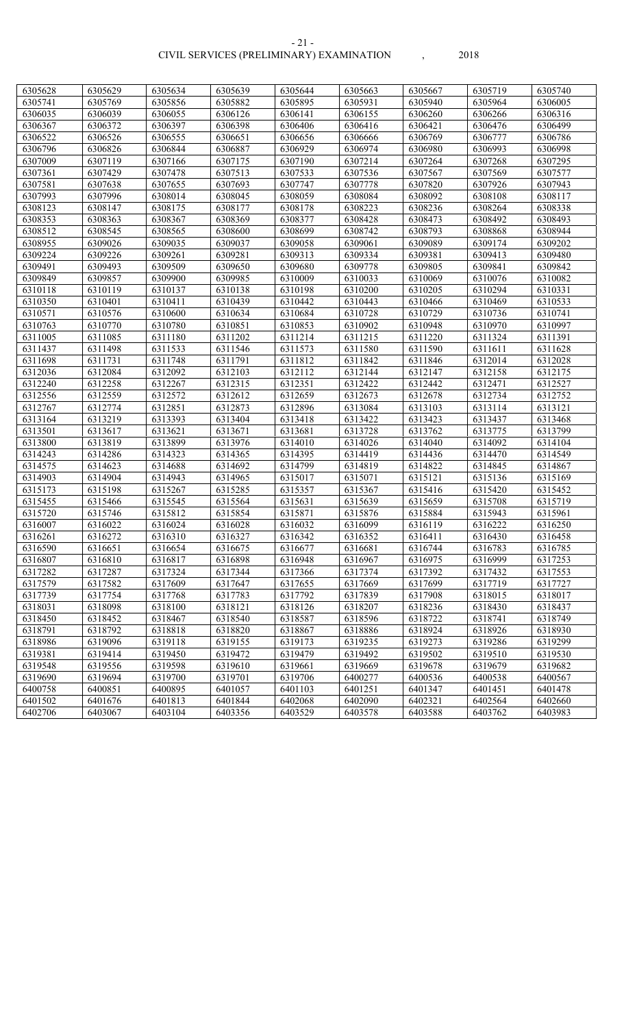| 6305628 | 6305629 | 6305634 | 6305639 | 6305644 | 6305663 | 6305667 | 6305719 | 6305740 |
|---|---|---|---|---|---|---|---|---|
| 6305741 | 6305769 | 6305856 | 6305882 | 6305895 | 6305931 | 6305940 | 6305964 | 6306005 |
| 6306035 | 6306039 | 6306055 | 6306126 | 6306141 | 6306155 | 6306260 | 6306266 | 6306316 |
| 6306367 | 6306372 | 6306397 | 6306398 | 6306406 | 6306416 | 6306421 | 6306476 | 6306499 |
| 6306522 | 6306526 | 6306555 | 6306651 | 6306656 | 6306666 | 6306769 | 6306777 | 6306786 |
| 6306796 | 6306826 | 6306844 | 6306887 | 6306929 | 6306974 | 6306980 | 6306993 | 6306998 |
| 6307009 | 6307119 | 6307166 | 6307175 | 6307190 | 6307214 | 6307264 | 6307268 | 6307295 |
| 6307361 | 6307429 | 6307478 | 6307513 | 6307533 | 6307536 | 6307567 | 6307569 | 6307577 |
| 6307581 | 6307638 | 6307655 | 6307693 | 6307747 | 6307778 | 6307820 | 6307926 | 6307943 |
| 6307993 | 6307996 | 6308014 | 6308045 | 6308059 | 6308084 | 6308092 | 6308108 | 6308117 |
| 6308123 | 6308147 | 6308175 | 6308177 | 6308178 | 6308223 | 6308236 | 6308264 | 6308338 |
| 6308353 | 6308363 | 6308367 | 6308369 | 6308377 | 6308428 | 6308473 | 6308492 | 6308493 |
| 6308512 | 6308545 | 6308565 | 6308600 | 6308699 | 6308742 | 6308793 | 6308868 | 6308944 |
| 6308955 | 6309026 | 6309035 | 6309037 | 6309058 | 6309061 | 6309089 | 6309174 | 6309202 |
| 6309224 | 6309226 | 6309261 | 6309281 | 6309313 | 6309334 | 6309381 | 6309413 | 6309480 |
| 6309491 | 6309493 | 6309509 | 6309650 | 6309680 | 6309778 | 6309805 | 6309841 | 6309842 |
| 6309849 | 6309857 | 6309900 | 6309985 | 6310009 | 6310033 | 6310069 | 6310076 | 6310082 |
| 6310118 | 6310119 | 6310137 | 6310138 | 6310198 | 6310200 | 6310205 | 6310294 | 6310331 |
| 6310350 | 6310401 | 6310411 | 6310439 | 6310442 | 6310443 | 6310466 | 6310469 | 6310533 |
| 6310571 | 6310576 | 6310600 | 6310634 | 6310684 | 6310728 | 6310729 | 6310736 | 6310741 |
| 6310763 | 6310770 | 6310780 | 6310851 | 6310853 | 6310902 | 6310948 | 6310970 | 6310997 |
| 6311005 | 6311085 | 6311180 | 6311202 | 6311214 | 6311215 | 6311220 | 6311324 | 6311391 |
| 6311437 | 6311498 | 6311533 | 6311546 | 6311573 | 6311580 | 6311590 | 6311611 | 6311628 |
| 6311698 | 6311731 | 6311748 | 6311791 | 6311812 | 6311842 | 6311846 | 6312014 | 6312028 |
| 6312036 | 6312084 | 6312092 | 6312103 | 6312112 | 6312144 | 6312147 | 6312158 | 6312175 |
| 6312240 | 6312258 | 6312267 | 6312315 | 6312351 | 6312422 | 6312442 | 6312471 | 6312527 |
| 6312556 | 6312559 | 6312572 | 6312612 | 6312659 | 6312673 | 6312678 | 6312734 | 6312752 |
| 6312767 | 6312774 | 6312851 | 6312873 | 6312896 | 6313084 | 6313103 | 6313114 | 6313121 |
| 6313164 | 6313219 | 6313393 | 6313404 | 6313418 | 6313422 | 6313423 | 6313437 | 6313468 |
| 6313501 | 6313617 | 6313621 | 6313671 | 6313681 | 6313728 | 6313762 | 6313775 | 6313799 |
| 6313800 | 6313819 | 6313899 | 6313976 | 6314010 | 6314026 | 6314040 | 6314092 | 6314104 |
| 6314243 | 6314286 | 6314323 | 6314365 | 6314395 | 6314419 | 6314436 | 6314470 | 6314549 |
| 6314575 | 6314623 | 6314688 | 6314692 | 6314799 | 6314819 | 6314822 | 6314845 | 6314867 |
| 6314903 | 6314904 | 6314943 | 6314965 | 6315017 | 6315071 | 6315121 | 6315136 | 6315169 |
| 6315173 | 6315198 | 6315267 | 6315285 | 6315357 | 6315367 | 6315416 | 6315420 | 6315452 |
| 6315455 | 6315466 | 6315545 | 6315564 | 6315631 | 6315639 | 6315659 | 6315708 | 6315719 |
| 6315720 | 6315746 | 6315812 | 6315854 | 6315871 | 6315876 | 6315884 | 6315943 | 6315961 |
| 6316007 | 6316022 | 6316024 | 6316028 | 6316032 | 6316099 | 6316119 | 6316222 | 6316250 |
| 6316261 | 6316272 | 6316310 | 6316327 | 6316342 | 6316352 | 6316411 | 6316430 | 6316458 |
| 6316590 | 6316651 | 6316654 | 6316675 | 6316677 | 6316681 | 6316744 | 6316783 | 6316785 |
| 6316807 | 6316810 | 6316817 | 6316898 | 6316948 | 6316967 | 6316975 | 6316999 | 6317253 |
| 6317282 | 6317287 | 6317324 | 6317344 | 6317366 | 6317374 | 6317392 | 6317432 | 6317553 |
| 6317579 | 6317582 | 6317609 | 6317647 | 6317655 | 6317669 | 6317699 | 6317719 | 6317727 |
| 6317739 | 6317754 | 6317768 | 6317783 | 6317792 | 6317839 | 6317908 | 6318015 | 6318017 |
| 6318031 | 6318098 | 6318100 | 6318121 | 6318126 | 6318207 | 6318236 | 6318430 | 6318437 |
| 6318450 | 6318452 | 6318467 | 6318540 | 6318587 | 6318596 | 6318722 | 6318741 | 6318749 |
| 6318791 | 6318792 | 6318818 | 6318820 | 6318867 | 6318886 | 6318924 | 6318926 | 6318930 |
| 6318986 | 6319096 | 6319118 | 6319155 | 6319173 | 6319235 | 6319273 | 6319286 | 6319299 |
| 6319381 | 6319414 | 6319450 | 6319472 | 6319479 | 6319492 | 6319502 | 6319510 | 6319530 |
| 6319548 | 6319556 | 6319598 | 6319610 | 6319661 | 6319669 | 6319678 | 6319679 | 6319682 |
| 6319690 | 6319694 | 6319700 | 6319701 | 6319706 | 6400277 | 6400536 | 6400538 | 6400567 |
| 6400758 | 6400851 | 6400895 | 6401057 | 6401103 | 6401251 | 6401347 | 6401451 | 6401478 |
| 6401502 | 6401676 | 6401813 | 6401844 | 6402068 | 6402090 | 6402321 | 6402564 | 6402660 |
| 6402706 | 6403067 | 6403104 | 6403356 | 6403529 | 6403578 | 6403588 | 6403762 | 6403983 |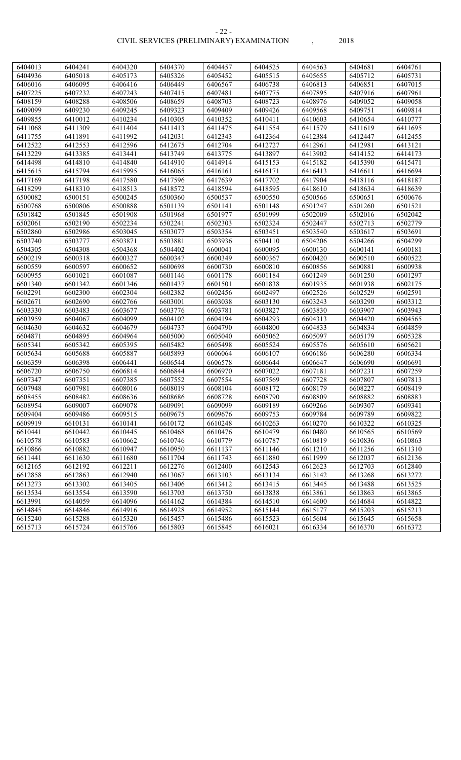| 6404013 | 6404241 | 6404320 | 6404370 | 6404457 | 6404525 | 6404563 | 6404681 | 6404761 |
|---|---|---|---|---|---|---|---|---|
| 6404936 | 6405018 | 6405173 | 6405326 | 6405452 | 6405515 | 6405655 | 6405712 | 6405731 |
| 6406016 | 6406095 | 6406416 | 6406449 | 6406567 | 6406738 | 6406813 | 6406851 | 6407015 |
| 6407225 | 6407232 | 6407243 | 6407415 | 6407481 | 6407775 | 6407895 | 6407916 | 6407961 |
| 6408159 | 6408288 | 6408506 | 6408659 | 6408703 | 6408723 | 6408976 | 6409052 | 6409058 |
| 6409099 | 6409230 | 6409245 | 6409323 | 6409409 | 6409426 | 6409568 | 6409751 | 6409814 |
| 6409855 | 6410012 | 6410234 | 6410305 | 6410352 | 6410411 | 6410603 | 6410654 | 6410777 |
| 6411068 | 6411309 | 6411404 | 6411413 | 6411475 | 6411554 | 6411579 | 6411619 | 6411695 |
| 6411755 | 6411891 | 6411992 | 6412031 | 6412343 | 6412364 | 6412384 | 6412447 | 6412455 |
| 6412522 | 6412553 | 6412596 | 6412675 | 6412704 | 6412727 | 6412961 | 6412981 | 6413121 |
| 6413229 | 6413385 | 6413441 | 6413749 | 6413775 | 6413897 | 6413902 | 6414152 | 6414173 |
| 6414498 | 6414810 | 6414840 | 6414910 | 6414914 | 6415153 | 6415182 | 6415390 | 6415471 |
| 6415615 | 6415794 | 6415995 | 6416065 | 6416161 | 6416171 | 6416413 | 6416611 | 6416694 |
| 6417169 | 6417198 | 6417580 | 6417596 | 6417639 | 6417702 | 6417904 | 6418116 | 6418187 |
| 6418299 | 6418310 | 6418513 | 6418572 | 6418594 | 6418595 | 6418610 | 6418634 | 6418639 |
| 6500082 | 6500151 | 6500245 | 6500360 | 6500537 | 6500550 | 6500566 | 6500651 | 6500676 |
| 6500768 | 6500806 | 6500888 | 6501139 | 6501141 | 6501148 | 6501247 | 6501260 | 6501521 |
| 6501842 | 6501845 | 6501908 | 6501968 | 6501977 | 6501999 | 6502009 | 6502016 | 6502042 |
| 6502061 | 6502190 | 6502234 | 6502241 | 6502303 | 6502324 | 6502447 | 6502713 | 6502779 |
| 6502860 | 6502986 | 6503045 | 6503077 | 6503354 | 6503451 | 6503540 | 6503617 | 6503691 |
| 6503740 | 6503777 | 6503871 | 6503881 | 6503936 | 6504110 | 6504206 | 6504266 | 6504299 |
| 6504305 | 6504308 | 6504368 | 6504402 | 6600041 | 6600095 | 6600130 | 6600141 | 6600181 |
| 6600219 | 6600318 | 6600327 | 6600347 | 6600349 | 6600367 | 6600420 | 6600510 | 6600522 |
| 6600559 | 6600597 | 6600652 | 6600698 | 6600730 | 6600810 | 6600856 | 6600881 | 6600938 |
| 6600955 | 6601021 | 6601087 | 6601146 | 6601178 | 6601184 | 6601249 | 6601250 | 6601297 |
| 6601340 | 6601342 | 6601346 | 6601437 | 6601501 | 6601838 | 6601935 | 6601938 | 6602175 |
| 6602291 | 6602300 | 6602304 | 6602382 | 6602456 | 6602497 | 6602526 | 6602529 | 6602591 |
| 6602671 | 6602690 | 6602766 | 6603001 | 6603038 | 6603130 | 6603243 | 6603290 | 6603312 |
| 6603330 | 6603483 | 6603677 | 6603776 | 6603781 | 6603827 | 6603830 | 6603907 | 6603943 |
| 6603959 | 6604067 | 6604099 | 6604102 | 6604194 | 6604293 | 6604313 | 6604420 | 6604565 |
| 6604630 | 6604632 | 6604679 | 6604737 | 6604790 | 6604800 | 6604833 | 6604834 | 6604859 |
| 6604871 | 6604895 | 6604964 | 6605000 | 6605040 | 6605062 | 6605097 | 6605179 | 6605328 |
| 6605341 | 6605342 | 6605395 | 6605482 | 6605498 | 6605524 | 6605576 | 6605610 | 6605621 |
| 6605634 | 6605688 | 6605887 | 6605893 | 6606064 | 6606107 | 6606186 | 6606280 | 6606334 |
| 6606359 | 6606398 | 6606441 | 6606544 | 6606578 | 6606644 | 6606647 | 6606690 | 6606691 |
| 6606720 | 6606750 | 6606814 | 6606844 | 6606970 | 6607022 | 6607181 | 6607231 | 6607259 |
| 6607347 | 6607351 | 6607385 | 6607552 | 6607554 | 6607569 | 6607728 | 6607807 | 6607813 |
| 6607948 | 6607981 | 6608016 | 6608019 | 6608104 | 6608172 | 6608179 | 6608227 | 6608419 |
| 6608455 | 6608482 | 6608636 | 6608686 | 6608728 | 6608790 | 6608809 | 6608882 | 6608883 |
| 6608954 | 6609007 | 6609078 | 6609091 | 6609099 | 6609189 | 6609266 | 6609307 | 6609341 |
| 6609404 | 6609486 | 6609515 | 6609675 | 6609676 | 6609753 | 6609784 | 6609789 | 6609822 |
| 6609919 | 6610131 | 6610141 | 6610172 | 6610248 | 6610263 | 6610270 | 6610322 | 6610325 |
| 6610441 | 6610442 | 6610445 | 6610468 | 6610476 | 6610479 | 6610480 | 6610565 | 6610569 |
| 6610578 | 6610583 | 6610662 | 6610746 | 6610779 | 6610787 | 6610819 | 6610836 | 6610863 |
| 6610866 | 6610882 | 6610947 | 6610950 | 6611137 | 6611146 | 6611210 | 6611256 | 6611310 |
| 6611441 | 6611630 | 6611680 | 6611704 | 6611743 | 6611880 | 6611999 | 6612037 | 6612136 |
| 6612165 | 6612192 | 6612211 | 6612276 | 6612400 | 6612543 | 6612623 | 6612703 | 6612840 |
| 6612858 | 6612863 | 6612940 | 6613067 | 6613103 | 6613134 | 6613142 | 6613268 | 6613272 |
| 6613273 | 6613302 | 6613405 | 6613406 | 6613412 | 6613415 | 6613445 | 6613488 | 6613525 |
| 6613534 | 6613554 | 6613590 | 6613703 | 6613750 | 6613838 | 6613861 | 6613863 | 6613865 |
| 6613991 | 6614059 | 6614096 | 6614162 | 6614384 | 6614510 | 6614600 | 6614684 | 6614822 |
| 6614845 | 6614846 | 6614916 | 6614928 | 6614952 | 6615144 | 6615177 | 6615203 | 6615213 |
| 6615240 | 6615288 | 6615320 | 6615457 | 6615486 | 6615523 | 6615604 | 6615645 | 6615658 |
| 6615713 | 6615724 | 6615766 | 6615803 | 6615845 | 6616021 | 6616334 | 6616370 | 6616372 |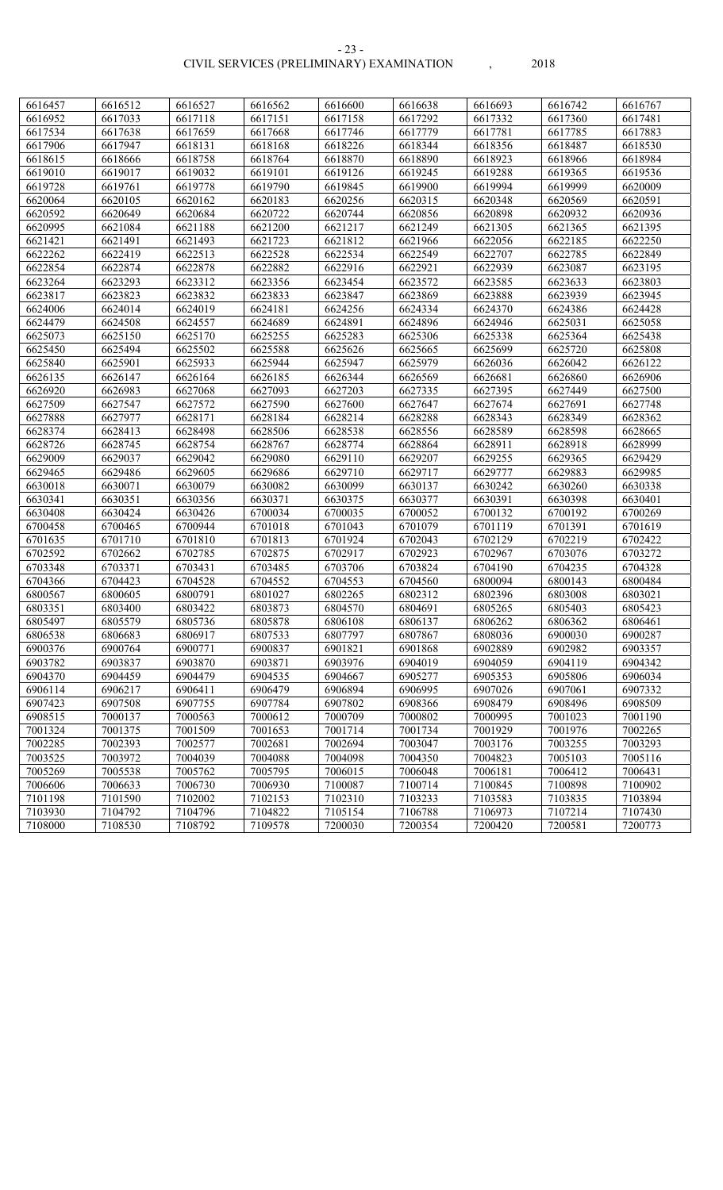| 6616457 | 6616512 | 6616527 | 6616562 | 6616600 | 6616638 | 6616693 | 6616742 | 6616767 |
|---|---|---|---|---|---|---|---|---|
| 6616952 | 6617033 | 6617118 | 6617151 | 6617158 | 6617292 | 6617332 | 6617360 | 6617481 |
| 6617534 | 6617638 | 6617659 | 6617668 | 6617746 | 6617779 | 6617781 | 6617785 | 6617883 |
| 6617906 | 6617947 | 6618131 | 6618168 | 6618226 | 6618344 | 6618356 | 6618487 | 6618530 |
| 6618615 | 6618666 | 6618758 | 6618764 | 6618870 | 6618890 | 6618923 | 6618966 | 6618984 |
| 6619010 | 6619017 | 6619032 | 6619101 | 6619126 | 6619245 | 6619288 | 6619365 | 6619536 |
| 6619728 | 6619761 | 6619778 | 6619790 | 6619845 | 6619900 | 6619994 | 6619999 | 6620009 |
| 6620064 | 6620105 | 6620162 | 6620183 | 6620256 | 6620315 | 6620348 | 6620569 | 6620591 |
| 6620592 | 6620649 | 6620684 | 6620722 | 6620744 | 6620856 | 6620898 | 6620932 | 6620936 |
| 6620995 | 6621084 | 6621188 | 6621200 | 6621217 | 6621249 | 6621305 | 6621365 | 6621395 |
| 6621421 | 6621491 | 6621493 | 6621723 | 6621812 | 6621966 | 6622056 | 6622185 | 6622250 |
| 6622262 | 6622419 | 6622513 | 6622528 | 6622534 | 6622549 | 6622707 | 6622785 | 6622849 |
| 6622854 | 6622874 | 6622878 | 6622882 | 6622916 | 6622921 | 6622939 | 6623087 | 6623195 |
| 6623264 | 6623293 | 6623312 | 6623356 | 6623454 | 6623572 | 6623585 | 6623633 | 6623803 |
| 6623817 | 6623823 | 6623832 | 6623833 | 6623847 | 6623869 | 6623888 | 6623939 | 6623945 |
| 6624006 | 6624014 | 6624019 | 6624181 | 6624256 | 6624334 | 6624370 | 6624386 | 6624428 |
| 6624479 | 6624508 | 6624557 | 6624689 | 6624891 | 6624896 | 6624946 | 6625031 | 6625058 |
| 6625073 | 6625150 | 6625170 | 6625255 | 6625283 | 6625306 | 6625338 | 6625364 | 6625438 |
| 6625450 | 6625494 | 6625502 | 6625588 | 6625626 | 6625665 | 6625699 | 6625720 | 6625808 |
| 6625840 | 6625901 | 6625933 | 6625944 | 6625947 | 6625979 | 6626036 | 6626042 | 6626122 |
| 6626135 | 6626147 | 6626164 | 6626185 | 6626344 | 6626569 | 6626681 | 6626860 | 6626906 |
| 6626920 | 6626983 | 6627068 | 6627093 | 6627203 | 6627335 | 6627395 | 6627449 | 6627500 |
| 6627509 | 6627547 | 6627572 | 6627590 | 6627600 | 6627647 | 6627674 | 6627691 | 6627748 |
| 6627888 | 6627977 | 6628171 | 6628184 | 6628214 | 6628288 | 6628343 | 6628349 | 6628362 |
| 6628374 | 6628413 | 6628498 | 6628506 | 6628538 | 6628556 | 6628589 | 6628598 | 6628665 |
| 6628726 | 6628745 | 6628754 | 6628767 | 6628774 | 6628864 | 6628911 | 6628918 | 6628999 |
| 6629009 | 6629037 | 6629042 | 6629080 | 6629110 | 6629207 | 6629255 | 6629365 | 6629429 |
| 6629465 | 6629486 | 6629605 | 6629686 | 6629710 | 6629717 | 6629777 | 6629883 | 6629985 |
| 6630018 | 6630071 | 6630079 | 6630082 | 6630099 | 6630137 | 6630242 | 6630260 | 6630338 |
| 6630341 | 6630351 | 6630356 | 6630371 | 6630375 | 6630377 | 6630391 | 6630398 | 6630401 |
| 6630408 | 6630424 | 6630426 | 6700034 | 6700035 | 6700052 | 6700132 | 6700192 | 6700269 |
| 6700458 | 6700465 | 6700944 | 6701018 | 6701043 | 6701079 | 6701119 | 6701391 | 6701619 |
| 6701635 | 6701710 | 6701810 | 6701813 | 6701924 | 6702043 | 6702129 | 6702219 | 6702422 |
| 6702592 | 6702662 | 6702785 | 6702875 | 6702917 | 6702923 | 6702967 | 6703076 | 6703272 |
| 6703348 | 6703371 | 6703431 | 6703485 | 6703706 | 6703824 | 6704190 | 6704235 | 6704328 |
| 6704366 | 6704423 | 6704528 | 6704552 | 6704553 | 6704560 | 6800094 | 6800143 | 6800484 |
| 6800567 | 6800605 | 6800791 | 6801027 | 6802265 | 6802312 | 6802396 | 6803008 | 6803021 |
| 6803351 | 6803400 | 6803422 | 6803873 | 6804570 | 6804691 | 6805265 | 6805403 | 6805423 |
| 6805497 | 6805579 | 6805736 | 6805878 | 6806108 | 6806137 | 6806262 | 6806362 | 6806461 |
| 6806538 | 6806683 | 6806917 | 6807533 | 6807797 | 6807867 | 6808036 | 6900030 | 6900287 |
| 6900376 | 6900764 | 6900771 | 6900837 | 6901821 | 6901868 | 6902889 | 6902982 | 6903357 |
| 6903782 | 6903837 | 6903870 | 6903871 | 6903976 | 6904019 | 6904059 | 6904119 | 6904342 |
| 6904370 | 6904459 | 6904479 | 6904535 | 6904667 | 6905277 | 6905353 | 6905806 | 6906034 |
| 6906114 | 6906217 | 6906411 | 6906479 | 6906894 | 6906995 | 6907026 | 6907061 | 6907332 |
| 6907423 | 6907508 | 6907755 | 6907784 | 6907802 | 6908366 | 6908479 | 6908496 | 6908509 |
| 6908515 | 7000137 | 7000563 | 7000612 | 7000709 | 7000802 | 7000995 | 7001023 | 7001190 |
| 7001324 | 7001375 | 7001509 | 7001653 | 7001714 | 7001734 | 7001929 | 7001976 | 7002265 |
| 7002285 | 7002393 | 7002577 | 7002681 | 7002694 | 7003047 | 7003176 | 7003255 | 7003293 |
| 7003525 | 7003972 | 7004039 | 7004088 | 7004098 | 7004350 | 7004823 | 7005103 | 7005116 |
| 7005269 | 7005538 | 7005762 | 7005795 | 7006015 | 7006048 | 7006181 | 7006412 | 7006431 |
| 7006606 | 7006633 | 7006730 | 7006930 | 7100087 | 7100714 | 7100845 | 7100898 | 7100902 |
| 7101198 | 7101590 | 7102002 | 7102153 | 7102310 | 7103233 | 7103583 | 7103835 | 7103894 |
| 7103930 | 7104792 | 7104796 | 7104822 | 7105154 | 7106788 | 7106973 | 7107214 | 7107430 |
| 7108000 | 7108530 | 7108792 | 7109578 | 7200030 | 7200354 | 7200420 | 7200581 | 7200773 |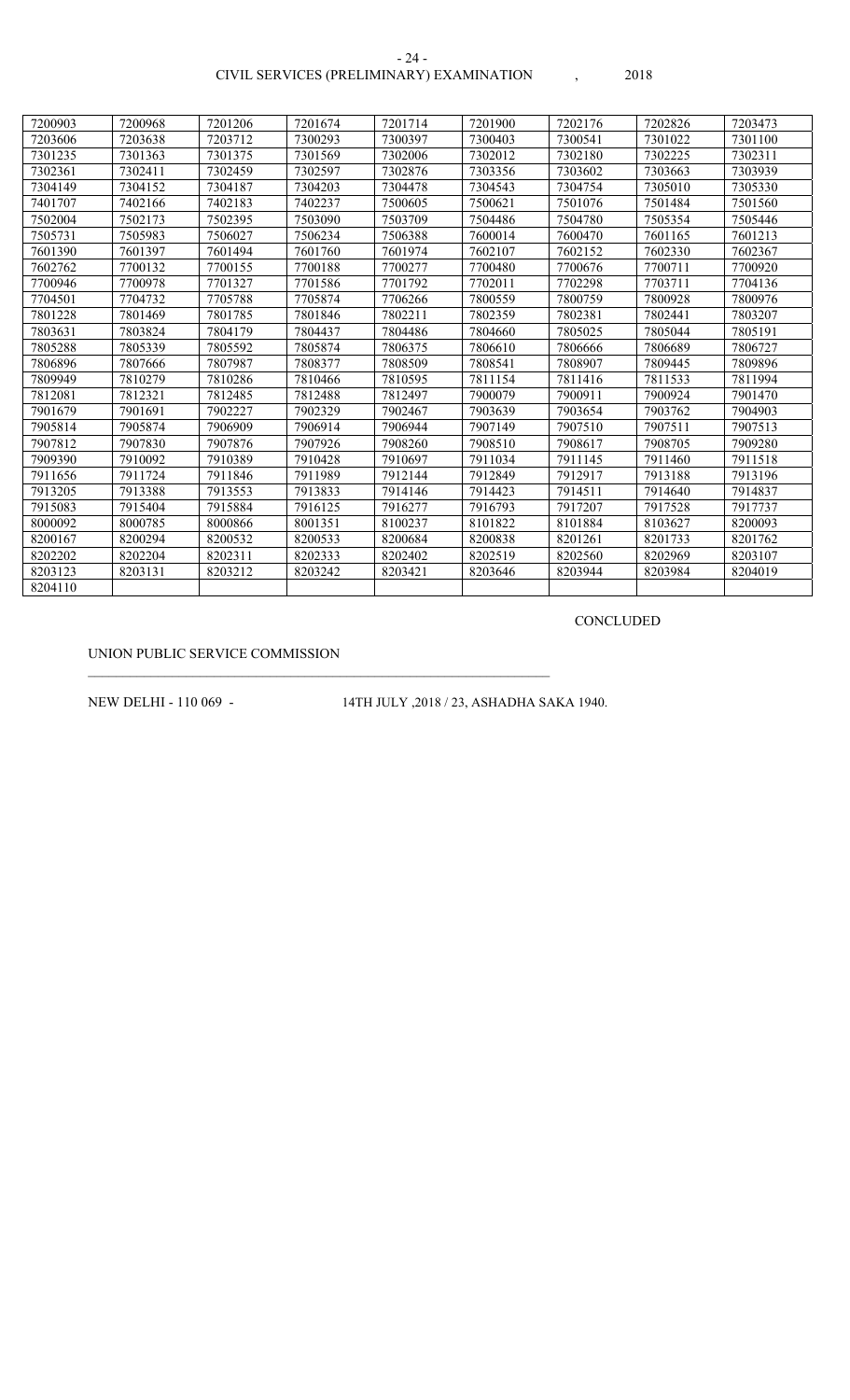CIVIL SERVICES (PRELIMINARY) EXAMINATION , 2018

| | | | | | | | | |
|---|---|---|---|---|---|---|---|---|
| 7200903 | 7200968 | 7201206 | 7201674 | 7201714 | 7201900 | 7202176 | 7202826 | 7203473 |
| 7203606 | 7203638 | 7203712 | 7300293 | 7300397 | 7300403 | 7300541 | 7301022 | 7301100 |
| 7301235 | 7301363 | 7301375 | 7301569 | 7302006 | 7302012 | 7302180 | 7302225 | 7302311 |
| 7302361 | 7302411 | 7302459 | 7302597 | 7302876 | 7303356 | 7303602 | 7303663 | 7303939 |
| 7304149 | 7304152 | 7304187 | 7304203 | 7304478 | 7304543 | 7304754 | 7305010 | 7305330 |
| 7401707 | 7402166 | 7402183 | 7402237 | 7500605 | 7500621 | 7501076 | 7501484 | 7501560 |
| 7502004 | 7502173 | 7502395 | 7503090 | 7503709 | 7504486 | 7504780 | 7505354 | 7505446 |
| 7505731 | 7505983 | 7506027 | 7506234 | 7506388 | 7600014 | 7600470 | 7601165 | 7601213 |
| 7601390 | 7601397 | 7601494 | 7601760 | 7601974 | 7602107 | 7602152 | 7602330 | 7602367 |
| 7602762 | 7700132 | 7700155 | 7700188 | 7700277 | 7700480 | 7700676 | 7700711 | 7700920 |
| 7700946 | 7700978 | 7701327 | 7701586 | 7701792 | 7702011 | 7702298 | 7703711 | 7704136 |
| 7704501 | 7704732 | 7705788 | 7705874 | 7706266 | 7800559 | 7800759 | 7800928 | 7800976 |
| 7801228 | 7801469 | 7801785 | 7801846 | 7802211 | 7802359 | 7802381 | 7802441 | 7803207 |
| 7803631 | 7803824 | 7804179 | 7804437 | 7804486 | 7804660 | 7805025 | 7805044 | 7805191 |
| 7805288 | 7805339 | 7805592 | 7805874 | 7806375 | 7806610 | 7806666 | 7806689 | 7806727 |
| 7806896 | 7807666 | 7807987 | 7808377 | 7808509 | 7808541 | 7808907 | 7809445 | 7809896 |
| 7809949 | 7810279 | 7810286 | 7810466 | 7810595 | 7811154 | 7811416 | 7811533 | 7811994 |
| 7812081 | 7812321 | 7812485 | 7812488 | 7812497 | 7900079 | 7900911 | 7900924 | 7901470 |
| 7901679 | 7901691 | 7902227 | 7902329 | 7902467 | 7903639 | 7903654 | 7903762 | 7904903 |
| 7905814 | 7905874 | 7906909 | 7906914 | 7906944 | 7907149 | 7907510 | 7907511 | 7907513 |
| 7907812 | 7907830 | 7907876 | 7907926 | 7908260 | 7908510 | 7908617 | 7908705 | 7909280 |
| 7909390 | 7910092 | 7910389 | 7910428 | 7910697 | 7911034 | 7911145 | 7911460 | 7911518 |
| 7911656 | 7911724 | 7911846 | 7911989 | 7912144 | 7912849 | 7912917 | 7913188 | 7913196 |
| 7913205 | 7913388 | 7913553 | 7913833 | 7914146 | 7914423 | 7914511 | 7914640 | 7914837 |
| 7915083 | 7915404 | 7915884 | 7916125 | 7916277 | 7916793 | 7917207 | 7917528 | 7917737 |
| 8000092 | 8000785 | 8000866 | 8001351 | 8100237 | 8101822 | 8101884 | 8103627 | 8200093 |
| 8200167 | 8200294 | 8200532 | 8200533 | 8200684 | 8200838 | 8201261 | 8201733 | 8201762 |
| 8202202 | 8202204 | 8202311 | 8202333 | 8202402 | 8202519 | 8202560 | 8202969 | 8203107 |
| 8203123 | 8203131 | 8203212 | 8203242 | 8203421 | 8203646 | 8203944 | 8203984 | 8204019 |
| 8204110 | | | | | | | | |

CONCLUDED

UNION PUBLIC SERVICE COMMISSION

NEW DELHI - 110 069 - 14TH JULY ,2018 / 23, ASHADHA SAKA 1940.